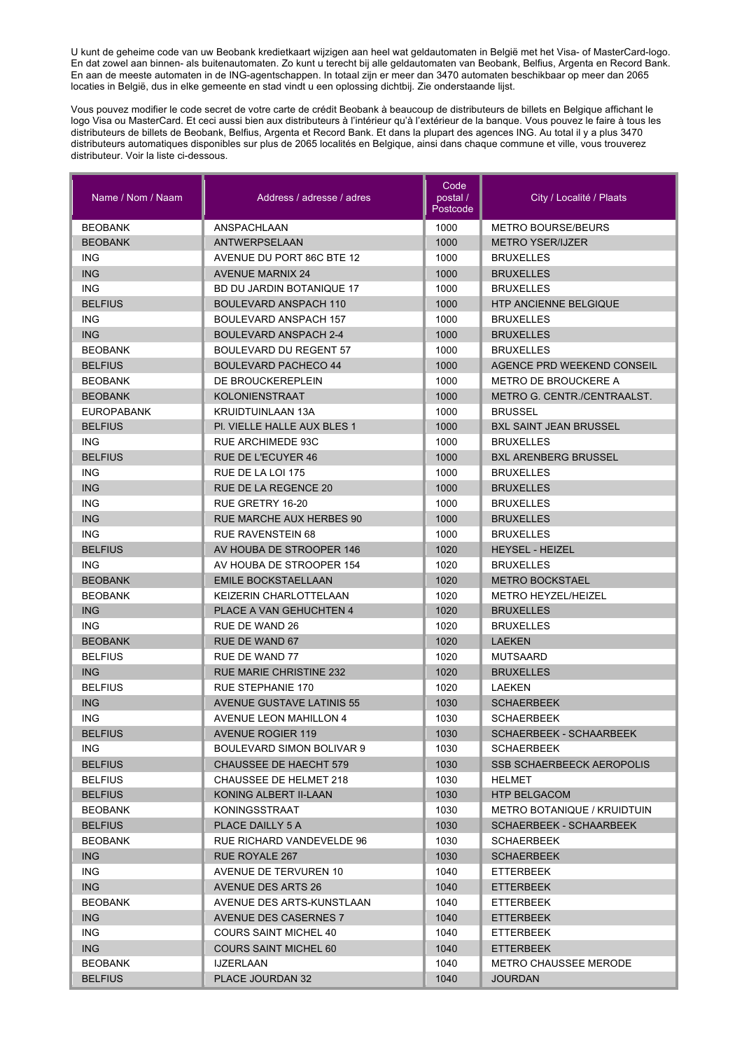U kunt de geheime code van uw Beobank kredietkaart wijzigen aan heel wat geldautomaten in België met het Visa- of MasterCard-logo. En dat zowel aan binnen- als buitenautomaten. Zo kunt u terecht bij alle geldautomaten van Beobank, Belfius, Argenta en Record Bank. En aan de meeste automaten in de ING-agentschappen. In totaal zijn er meer dan 3470 automaten beschikbaar op meer dan 2065 locaties in België, dus in elke gemeente en stad vindt u een oplossing dichtbij. Zie onderstaande lijst.

Vous pouvez modifier le code secret de votre carte de crédit Beobank à beaucoup de distributeurs de billets en Belgique affichant le logo Visa ou MasterCard. Et ceci aussi bien aux distributeurs à l'intérieur qu'à l'extérieur de la banque. Vous pouvez le faire à tous les distributeurs de billets de Beobank, Belfius, Argenta et Record Bank. Et dans la plupart des agences ING. Au total il y a plus 3470 distributeurs automatiques disponibles sur plus de 2065 localités en Belgique, ainsi dans chaque commune et ville, vous trouverez distributeur. Voir la liste ci-dessous.

| Name / Nom / Naam | Address / adresse / adres | Code postal / Postcode | City / Localité / Plaats |
|---|---|---|---|
| BEOBANK | ANSPACHLAAN | 1000 | METRO BOURSE/BEURS |
| BEOBANK | ANTWERPSELAAN | 1000 | METRO YSER/IJZER |
| ING | AVENUE DU PORT 86C BTE 12 | 1000 | BRUXELLES |
| ING | AVENUE MARNIX 24 | 1000 | BRUXELLES |
| ING | BD DU JARDIN BOTANIQUE 17 | 1000 | BRUXELLES |
| BELFIUS | BOULEVARD ANSPACH 110 | 1000 | HTP ANCIENNE BELGIQUE |
| ING | BOULEVARD ANSPACH 157 | 1000 | BRUXELLES |
| ING | BOULEVARD ANSPACH 2-4 | 1000 | BRUXELLES |
| BEOBANK | BOULEVARD DU REGENT 57 | 1000 | BRUXELLES |
| BELFIUS | BOULEVARD PACHECO 44 | 1000 | AGENCE PRD WEEKEND CONSEIL |
| BEOBANK | DE BROUCKEREPLEIN | 1000 | METRO DE BROUCKERE A |
| BEOBANK | KOLONIENSTRAAT | 1000 | METRO G. CENTR./CENTRAALST. |
| EUROPABANK | KRUIDTUINLAAN 13A | 1000 | BRUSSEL |
| BELFIUS | Pl. VIELLE HALLE AUX BLES 1 | 1000 | BXL SAINT JEAN BRUSSEL |
| ING | RUE ARCHIMEDE 93C | 1000 | BRUXELLES |
| BELFIUS | RUE DE L'ECUYER 46 | 1000 | BXL ARENBERG BRUSSEL |
| ING | RUE DE LA LOI 175 | 1000 | BRUXELLES |
| ING | RUE DE LA REGENCE 20 | 1000 | BRUXELLES |
| ING | RUE GRETRY 16-20 | 1000 | BRUXELLES |
| ING | RUE MARCHE AUX HERBES 90 | 1000 | BRUXELLES |
| ING | RUE RAVENSTEIN 68 | 1000 | BRUXELLES |
| BELFIUS | AV HOUBA DE STROOPER 146 | 1020 | HEYSEL - HEIZEL |
| ING | AV HOUBA DE STROOPER 154 | 1020 | BRUXELLES |
| BEOBANK | EMILE BOCKSTAELLAAN | 1020 | METRO BOCKSTAEL |
| BEOBANK | KEIZERIN CHARLOTTELAAN | 1020 | METRO HEYZEL/HEIZEL |
| ING | PLACE A VAN GEHUCHTEN 4 | 1020 | BRUXELLES |
| ING | RUE DE WAND 26 | 1020 | BRUXELLES |
| BEOBANK | RUE DE WAND 67 | 1020 | LAEKEN |
| BELFIUS | RUE DE WAND 77 | 1020 | MUTSAARD |
| ING | RUE MARIE CHRISTINE 232 | 1020 | BRUXELLES |
| BELFIUS | RUE STEPHANIE 170 | 1020 | LAEKEN |
| ING | AVENUE GUSTAVE LATINIS 55 | 1030 | SCHAERBEEK |
| ING | AVENUE LEON MAHILLON 4 | 1030 | SCHAERBEEK |
| BELFIUS | AVENUE ROGIER 119 | 1030 | SCHAERBEEK - SCHAARBEEK |
| ING | BOULEVARD SIMON BOLIVAR 9 | 1030 | SCHAERBEEK |
| BELFIUS | CHAUSSEE DE HAECHT 579 | 1030 | SSB SCHAERBEECK AEROPOLIS |
| BELFIUS | CHAUSSEE DE HELMET 218 | 1030 | HELMET |
| BELFIUS | KONING ALBERT II-LAAN | 1030 | HTP BELGACOM |
| BEOBANK | KONINGSSTRAAT | 1030 | METRO BOTANIQUE / KRUIDTUIN |
| BELFIUS | PLACE DAILLY 5 A | 1030 | SCHAERBEEK - SCHAARBEEK |
| BEOBANK | RUE RICHARD VANDEVELDE 96 | 1030 | SCHAERBEEK |
| ING | RUE ROYALE 267 | 1030 | SCHAERBEEK |
| ING | AVENUE DE TERVUREN 10 | 1040 | ETTERBEEK |
| ING | AVENUE DES ARTS 26 | 1040 | ETTERBEEK |
| BEOBANK | AVENUE DES ARTS-KUNSTLAAN | 1040 | ETTERBEEK |
| ING | AVENUE DES CASERNES 7 | 1040 | ETTERBEEK |
| ING | COURS SAINT MICHEL 40 | 1040 | ETTERBEEK |
| ING | COURS SAINT MICHEL 60 | 1040 | ETTERBEEK |
| BEOBANK | IJZERLAAN | 1040 | METRO CHAUSSEE MERODE |
| BELFIUS | PLACE JOURDAN 32 | 1040 | JOURDAN |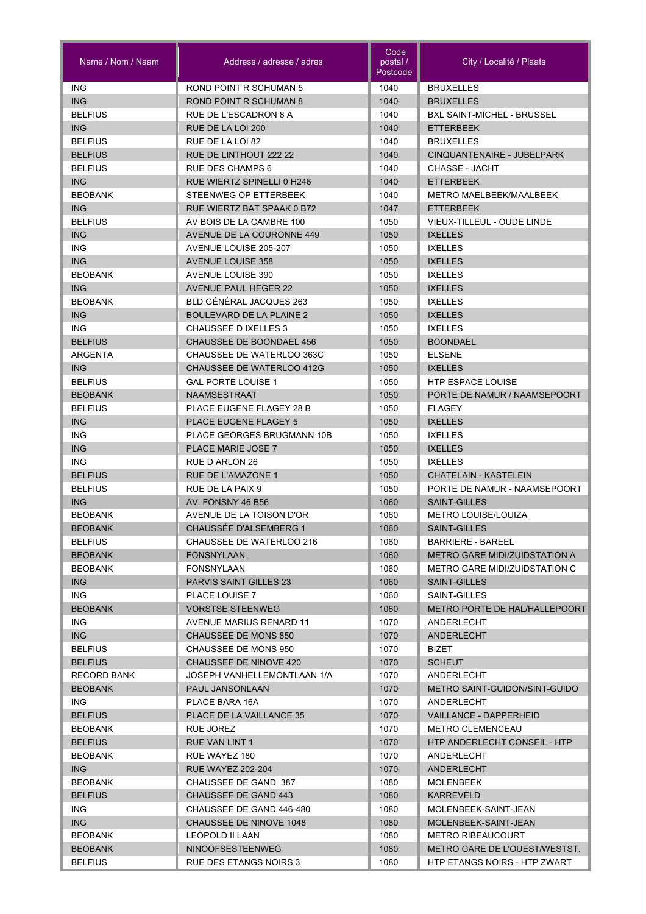| Name / Nom / Naam | Address / adresse / adres | Code postal / Postcode | City / Localité / Plaats |
| --- | --- | --- | --- |
| ING | ROND POINT R SCHUMAN 5 | 1040 | BRUXELLES |
| ING | ROND POINT R SCHUMAN 8 | 1040 | BRUXELLES |
| BELFIUS | RUE DE L'ESCADRON 8 A | 1040 | BXL SAINT-MICHEL - BRUSSEL |
| ING | RUE DE LA LOI 200 | 1040 | ETTERBEEK |
| BELFIUS | RUE DE LA LOI 82 | 1040 | BRUXELLES |
| BELFIUS | RUE DE LINTHOUT 222 22 | 1040 | CINQUANTENAIRE - JUBELPARK |
| BELFIUS | RUE DES CHAMPS 6 | 1040 | CHASSE - JACHT |
| ING | RUE WIERTZ SPINELLI 0 H246 | 1040 | ETTERBEEK |
| BEOBANK | STEENWEG OP ETTERBEEK | 1040 | METRO MAELBEEK/MAALBEEK |
| ING | RUE WIERTZ BAT SPAAK 0 B72 | 1047 | ETTERBEEK |
| BELFIUS | AV BOIS DE LA CAMBRE 100 | 1050 | VIEUX-TILLEUL - OUDE LINDE |
| ING | AVENUE DE LA COURONNE 449 | 1050 | IXELLES |
| ING | AVENUE LOUISE 205-207 | 1050 | IXELLES |
| ING | AVENUE LOUISE 358 | 1050 | IXELLES |
| BEOBANK | AVENUE LOUISE 390 | 1050 | IXELLES |
| ING | AVENUE PAUL HEGER 22 | 1050 | IXELLES |
| BEOBANK | BLD GÉNÉRAL JACQUES 263 | 1050 | IXELLES |
| ING | BOULEVARD DE LA PLAINE 2 | 1050 | IXELLES |
| ING | CHAUSSEE D IXELLES 3 | 1050 | IXELLES |
| BELFIUS | CHAUSSEE DE BOONDAEL 456 | 1050 | BOONDAEL |
| ARGENTA | CHAUSSEE DE WATERLOO 363C | 1050 | ELSENE |
| ING | CHAUSSEE DE WATERLOO 412G | 1050 | IXELLES |
| BELFIUS | GAL PORTE LOUISE 1 | 1050 | HTP ESPACE LOUISE |
| BEOBANK | NAAMSESTRAAT | 1050 | PORTE DE NAMUR / NAAMSEPOORT |
| BELFIUS | PLACE EUGENE FLAGEY 28 B | 1050 | FLAGEY |
| ING | PLACE EUGENE FLAGEY 5 | 1050 | IXELLES |
| ING | PLACE GEORGES BRUGMANN 10B | 1050 | IXELLES |
| ING | PLACE MARIE JOSE 7 | 1050 | IXELLES |
| ING | RUE D ARLON 26 | 1050 | IXELLES |
| BELFIUS | RUE DE L'AMAZONE 1 | 1050 | CHATELAIN - KASTELEIN |
| BELFIUS | RUE DE LA PAIX 9 | 1050 | PORTE DE NAMUR - NAAMSEPOORT |
| ING | AV. FONSNY 46 B56 | 1060 | SAINT-GILLES |
| BEOBANK | AVENUE DE LA TOISON D'OR | 1060 | METRO LOUISE/LOUIZA |
| BEOBANK | CHAUSSÉE D'ALSEMBERG 1 | 1060 | SAINT-GILLES |
| BELFIUS | CHAUSSEE DE WATERLOO 216 | 1060 | BARRIERE - BAREEL |
| BEOBANK | FONSNYLAAN | 1060 | METRO GARE MIDI/ZUIDSTATION A |
| BEOBANK | FONSNYLAAN | 1060 | METRO GARE MIDI/ZUIDSTATION C |
| ING | PARVIS SAINT GILLES 23 | 1060 | SAINT-GILLES |
| ING | PLACE LOUISE 7 | 1060 | SAINT-GILLES |
| BEOBANK | VORSTSE STEENWEG | 1060 | METRO PORTE DE HAL/HALLEPOORT |
| ING | AVENUE MARIUS RENARD 11 | 1070 | ANDERLECHT |
| ING | CHAUSSEE DE MONS 850 | 1070 | ANDERLECHT |
| BELFIUS | CHAUSSEE DE MONS 950 | 1070 | BIZET |
| BELFIUS | CHAUSSEE DE NINOVE 420 | 1070 | SCHEUT |
| RECORD BANK | JOSEPH VANHELLEMONTLAAN 1/A | 1070 | ANDERLECHT |
| BEOBANK | PAUL JANSONLAAN | 1070 | METRO SAINT-GUIDON/SINT-GUIDO |
| ING | PLACE BARA 16A | 1070 | ANDERLECHT |
| BELFIUS | PLACE DE LA VAILLANCE 35 | 1070 | VAILLANCE - DAPPERHEID |
| BEOBANK | RUE JOREZ | 1070 | METRO CLEMENCEAU |
| BELFIUS | RUE VAN LINT 1 | 1070 | HTP ANDERLECHT CONSEIL - HTP |
| BEOBANK | RUE WAYEZ 180 | 1070 | ANDERLECHT |
| ING | RUE WAYEZ 202-204 | 1070 | ANDERLECHT |
| BEOBANK | CHAUSSEE DE GAND 387 | 1080 | MOLENBEEK |
| BELFIUS | CHAUSSEE DE GAND 443 | 1080 | KARREVELD |
| ING | CHAUSSEE DE GAND 446-480 | 1080 | MOLENBEEK-SAINT-JEAN |
| ING | CHAUSSEE DE NINOVE 1048 | 1080 | MOLENBEEK-SAINT-JEAN |
| BEOBANK | LEOPOLD II LAAN | 1080 | METRO RIBEAUCOURT |
| BEOBANK | NINOOFSESTEENWEG | 1080 | METRO GARE DE L'OUEST/WESTST. |
| BELFIUS | RUE DES ETANGS NOIRS 3 | 1080 | HTP ETANGS NOIRS - HTP ZWART |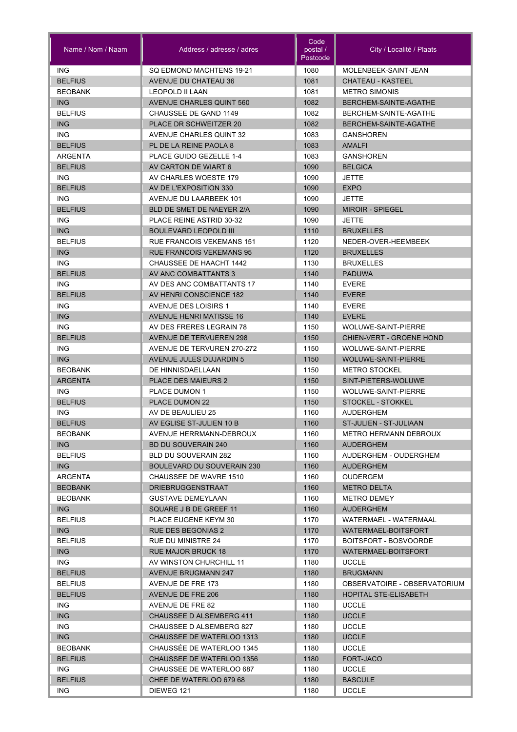| Name / Nom / Naam | Address / adresse / adres | Code postal / Postcode | City / Localité / Plaats |
|---|---|---|---|
| ING | SQ EDMOND MACHTENS 19-21 | 1080 | MOLENBEEK-SAINT-JEAN |
| BELFIUS | AVENUE DU CHATEAU 36 | 1081 | CHATEAU - KASTEEL |
| BEOBANK | LEOPOLD II LAAN | 1081 | METRO SIMONIS |
| ING | AVENUE CHARLES QUINT 560 | 1082 | BERCHEM-SAINTE-AGATHE |
| BELFIUS | CHAUSSEE DE GAND 1149 | 1082 | BERCHEM-SAINTE-AGATHE |
| ING | PLACE DR SCHWEITZER 20 | 1082 | BERCHEM-SAINTE-AGATHE |
| ING | AVENUE CHARLES QUINT 32 | 1083 | GANSHOREN |
| BELFIUS | PL DE LA REINE PAOLA 8 | 1083 | AMALFI |
| ARGENTA | PLACE GUIDO GEZELLE 1-4 | 1083 | GANSHOREN |
| BELFIUS | AV CARTON DE WIART 6 | 1090 | BELGICA |
| ING | AV CHARLES WOESTE 179 | 1090 | JETTE |
| BELFIUS | AV DE L'EXPOSITION 330 | 1090 | EXPO |
| ING | AVENUE DU LAARBEEK 101 | 1090 | JETTE |
| BELFIUS | BLD DE SMET DE NAEYER 2/A | 1090 | MIROIR - SPIEGEL |
| ING | PLACE REINE ASTRID 30-32 | 1090 | JETTE |
| ING | BOULEVARD LEOPOLD III | 1110 | BRUXELLES |
| BELFIUS | RUE FRANCOIS VEKEMANS 151 | 1120 | NEDER-OVER-HEEMBEEK |
| ING | RUE FRANCOIS VEKEMANS 95 | 1120 | BRUXELLES |
| ING | CHAUSSEE DE HAACHT 1442 | 1130 | BRUXELLES |
| BELFIUS | AV ANC COMBATTANTS 3 | 1140 | PADUWA |
| ING | AV DES ANC COMBATTANTS 17 | 1140 | EVERE |
| BELFIUS | AV HENRI CONSCIENCE 182 | 1140 | EVERE |
| ING | AVENUE DES LOISIRS 1 | 1140 | EVERE |
| ING | AVENUE HENRI MATISSE 16 | 1140 | EVERE |
| ING | AV DES FRERES LEGRAIN 78 | 1150 | WOLUWE-SAINT-PIERRE |
| BELFIUS | AVENUE DE TERVUEREN 298 | 1150 | CHIEN-VERT - GROENE HOND |
| ING | AVENUE DE TERVUREN 270-272 | 1150 | WOLUWE-SAINT-PIERRE |
| ING | AVENUE JULES DUJARDIN 5 | 1150 | WOLUWE-SAINT-PIERRE |
| BEOBANK | DE HINNISDAELLAAN | 1150 | METRO STOCKEL |
| ARGENTA | PLACE DES MAIEURS 2 | 1150 | SINT-PIETERS-WOLUWE |
| ING | PLACE DUMON 1 | 1150 | WOLUWE-SAINT-PIERRE |
| BELFIUS | PLACE DUMON 22 | 1150 | STOCKEL - STOKKEL |
| ING | AV DE BEAULIEU 25 | 1160 | AUDERGHEM |
| BELFIUS | AV EGLISE ST-JULIEN 10 B | 1160 | ST-JULIEN - ST-JULIAAN |
| BEOBANK | AVENUE HERRMANN-DEBROUX | 1160 | METRO HERMANN DEBROUX |
| ING | BD DU SOUVERAIN 240 | 1160 | AUDERGHEM |
| BELFIUS | BLD DU SOUVERAIN 282 | 1160 | AUDERGHEM - OUDERGHEM |
| ING | BOULEVARD DU SOUVERAIN 230 | 1160 | AUDERGHEM |
| ARGENTA | CHAUSSEE DE WAVRE 1510 | 1160 | OUDERGEM |
| BEOBANK | DRIEBRUGGENSTRAAT | 1160 | METRO DELTA |
| BEOBANK | GUSTAVE DEMEYLAAN | 1160 | METRO DEMEY |
| ING | SQUARE J B DE GREEF 11 | 1160 | AUDERGHEM |
| BELFIUS | PLACE EUGENE KEYM 30 | 1170 | WATERMAEL - WATERMAAL |
| ING | RUE DES BEGONIAS 2 | 1170 | WATERMAEL-BOITSFORT |
| BELFIUS | RUE DU MINISTRE 24 | 1170 | BOITSFORT - BOSVOORDE |
| ING | RUE MAJOR BRUCK 18 | 1170 | WATERMAEL-BOITSFORT |
| ING | AV WINSTON CHURCHILL 11 | 1180 | UCCLE |
| BELFIUS | AVENUE BRUGMANN 247 | 1180 | BRUGMANN |
| BELFIUS | AVENUE DE FRE 173 | 1180 | OBSERVATOIRE - OBSERVATORIUM |
| BELFIUS | AVENUE DE FRE 206 | 1180 | HOPITAL STE-ELISABETH |
| ING | AVENUE DE FRE 82 | 1180 | UCCLE |
| ING | CHAUSSEE D ALSEMBERG 411 | 1180 | UCCLE |
| ING | CHAUSSEE D ALSEMBERG 827 | 1180 | UCCLE |
| ING | CHAUSSEE DE WATERLOO 1313 | 1180 | UCCLE |
| BEOBANK | CHAUSSÉE DE WATERLOO 1345 | 1180 | UCCLE |
| BELFIUS | CHAUSSEE DE WATERLOO 1356 | 1180 | FORT-JACO |
| ING | CHAUSSEE DE WATERLOO 687 | 1180 | UCCLE |
| BELFIUS | CHEE DE WATERLOO 679 68 | 1180 | BASCULE |
| ING | DIEWEG 121 | 1180 | UCCLE |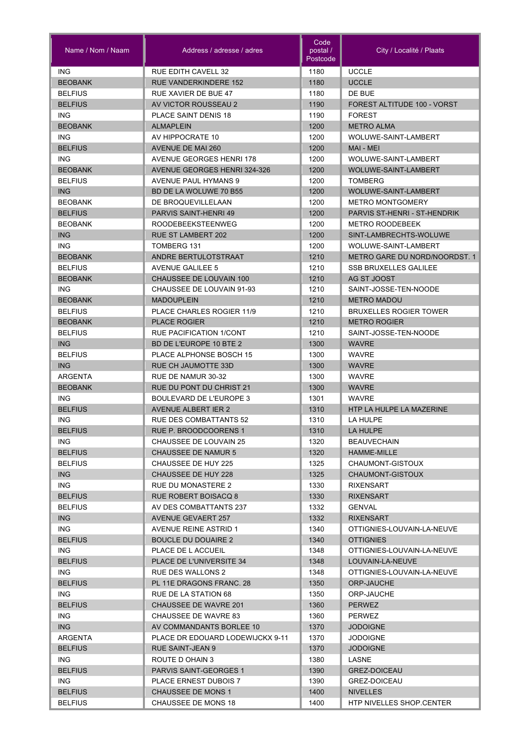| Name / Nom / Naam | Address / adresse / adres | Code postal / Postcode | City / Localité / Plaats |
| --- | --- | --- | --- |
| ING | RUE EDITH CAVELL 32 | 1180 | UCCLE |
| BEOBANK | RUE VANDERKINDERE 152 | 1180 | UCCLE |
| BELFIUS | RUE XAVIER DE BUE 47 | 1180 | DE BUE |
| BELFIUS | AV VICTOR ROUSSEAU 2 | 1190 | FOREST ALTITUDE 100 - VORST |
| ING | PLACE SAINT DENIS 18 | 1190 | FOREST |
| BEOBANK | ALMAPLEIN | 1200 | METRO ALMA |
| ING | AV HIPPOCRATE 10 | 1200 | WOLUWE-SAINT-LAMBERT |
| BELFIUS | AVENUE DE MAI 260 | 1200 | MAI - MEI |
| ING | AVENUE GEORGES HENRI 178 | 1200 | WOLUWE-SAINT-LAMBERT |
| BEOBANK | AVENUE GEORGES HENRI 324-326 | 1200 | WOLUWE-SAINT-LAMBERT |
| BELFIUS | AVENUE PAUL HYMANS 9 | 1200 | TOMBERG |
| ING | BD DE LA WOLUWE 70 B55 | 1200 | WOLUWE-SAINT-LAMBERT |
| BEOBANK | DE BROQUEVILLELAAN | 1200 | METRO MONTGOMERY |
| BELFIUS | PARVIS SAINT-HENRI 49 | 1200 | PARVIS ST-HENRI - ST-HENDRIK |
| BEOBANK | ROODEBEEKSTEENWEG | 1200 | METRO ROODEBEEK |
| ING | RUE ST LAMBERT 202 | 1200 | SINT-LAMBRECHTS-WOLUWE |
| ING | TOMBERG 131 | 1200 | WOLUWE-SAINT-LAMBERT |
| BEOBANK | ANDRE BERTULOTSTRAAT | 1210 | METRO GARE DU NORD/NOORDST. 1 |
| BELFIUS | AVENUE GALILEE 5 | 1210 | SSB BRUXELLES GALILEE |
| BEOBANK | CHAUSSEE DE LOUVAIN 100 | 1210 | AG ST JOOST |
| ING | CHAUSSEE DE LOUVAIN 91-93 | 1210 | SAINT-JOSSE-TEN-NOODE |
| BEOBANK | MADOUPLEIN | 1210 | METRO MADOU |
| BELFIUS | PLACE CHARLES ROGIER 11/9 | 1210 | BRUXELLES ROGIER TOWER |
| BEOBANK | PLACE ROGIER | 1210 | METRO ROGIER |
| BELFIUS | RUE PACIFICATION 1/CONT | 1210 | SAINT-JOSSE-TEN-NOODE |
| ING | BD DE L'EUROPE 10 BTE 2 | 1300 | WAVRE |
| BELFIUS | PLACE ALPHONSE BOSCH 15 | 1300 | WAVRE |
| ING | RUE CH JAUMOTTE 33D | 1300 | WAVRE |
| ARGENTA | RUE DE NAMUR 30-32 | 1300 | WAVRE |
| BEOBANK | RUE DU PONT DU CHRIST 21 | 1300 | WAVRE |
| ING | BOULEVARD DE L'EUROPE 3 | 1301 | WAVRE |
| BELFIUS | AVENUE ALBERT IER 2 | 1310 | HTP LA HULPE LA MAZERINE |
| ING | RUE DES COMBATTANTS 52 | 1310 | LA HULPE |
| BELFIUS | RUE P. BROODCOORENS 1 | 1310 | LA HULPE |
| ING | CHAUSSEE DE LOUVAIN 25 | 1320 | BEAUVECHAIN |
| BELFIUS | CHAUSSEE DE NAMUR 5 | 1320 | HAMME-MILLE |
| BELFIUS | CHAUSSEE DE HUY 225 | 1325 | CHAUMONT-GISTOUX |
| ING | CHAUSSEE DE HUY 228 | 1325 | CHAUMONT-GISTOUX |
| ING | RUE DU MONASTERE 2 | 1330 | RIXENSART |
| BELFIUS | RUE ROBERT BOISACQ 8 | 1330 | RIXENSART |
| BELFIUS | AV DES COMBATTANTS 237 | 1332 | GENVAL |
| ING | AVENUE GEVAERT 257 | 1332 | RIXENSART |
| ING | AVENUE REINE ASTRID 1 | 1340 | OTTIGNIES-LOUVAIN-LA-NEUVE |
| BELFIUS | BOUCLE DU DOUAIRE 2 | 1340 | OTTIGNIES |
| ING | PLACE DE L ACCUEIL | 1348 | OTTIGNIES-LOUVAIN-LA-NEUVE |
| BELFIUS | PLACE DE L'UNIVERSITE 34 | 1348 | LOUVAIN-LA-NEUVE |
| ING | RUE DES WALLONS 2 | 1348 | OTTIGNIES-LOUVAIN-LA-NEUVE |
| BELFIUS | PL 11E DRAGONS FRANC. 28 | 1350 | ORP-JAUCHE |
| ING | RUE DE LA STATION 68 | 1350 | ORP-JAUCHE |
| BELFIUS | CHAUSSEE DE WAVRE 201 | 1360 | PERWEZ |
| ING | CHAUSSEE DE WAVRE 83 | 1360 | PERWEZ |
| ING | AV COMMANDANTS BORLEE 10 | 1370 | JODOIGNE |
| ARGENTA | PLACE DR EDOUARD LODEWIJCKX 9-11 | 1370 | JODOIGNE |
| BELFIUS | RUE SAINT-JEAN 9 | 1370 | JODOIGNE |
| ING | ROUTE D OHAIN 3 | 1380 | LASNE |
| BELFIUS | PARVIS SAINT-GEORGES 1 | 1390 | GREZ-DOICEAU |
| ING | PLACE ERNEST DUBOIS 7 | 1390 | GREZ-DOICEAU |
| BELFIUS | CHAUSSEE DE MONS 1 | 1400 | NIVELLES |
| BELFIUS | CHAUSSEE DE MONS 18 | 1400 | HTP NIVELLES SHOP.CENTER |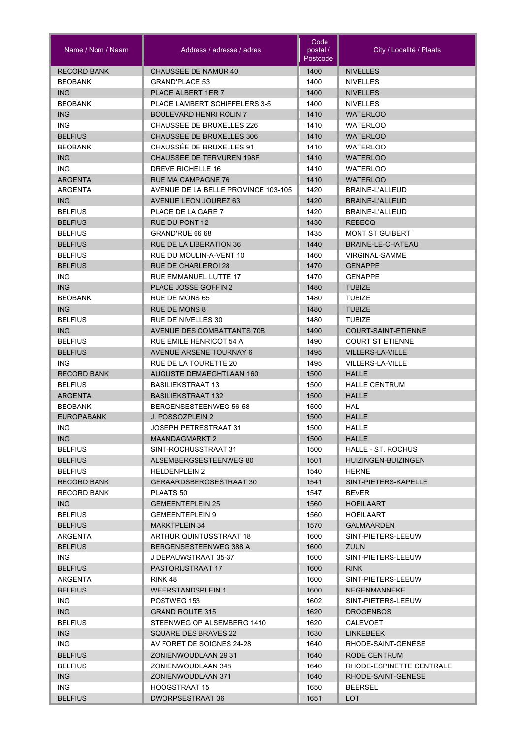| Name / Nom / Naam | Address / adresse / adres | Code postal / Postcode | City / Localité / Plaats |
|---|---|---|---|
| RECORD BANK | CHAUSSEE DE NAMUR 40 | 1400 | NIVELLES |
| BEOBANK | GRAND'PLACE 53 | 1400 | NIVELLES |
| ING | PLACE ALBERT 1ER 7 | 1400 | NIVELLES |
| BEOBANK | PLACE LAMBERT SCHIFFELERS 3-5 | 1400 | NIVELLES |
| ING | BOULEVARD HENRI ROLIN 7 | 1410 | WATERLOO |
| ING | CHAUSSEE DE BRUXELLES 226 | 1410 | WATERLOO |
| BELFIUS | CHAUSSEE DE BRUXELLES 306 | 1410 | WATERLOO |
| BEOBANK | CHAUSSÉE DE BRUXELLES 91 | 1410 | WATERLOO |
| ING | CHAUSSEE DE TERVUREN 198F | 1410 | WATERLOO |
| ING | DREVE RICHELLE 16 | 1410 | WATERLOO |
| ARGENTA | RUE MA CAMPAGNE 76 | 1410 | WATERLOO |
| ARGENTA | AVENUE DE LA BELLE PROVINCE 103-105 | 1420 | BRAINE-L'ALLEUD |
| ING | AVENUE LEON JOUREZ 63 | 1420 | BRAINE-L'ALLEUD |
| BELFIUS | PLACE DE LA GARE 7 | 1420 | BRAINE-L'ALLEUD |
| BELFIUS | RUE DU PONT 12 | 1430 | REBECQ |
| BELFIUS | GRAND'RUE 66 68 | 1435 | MONT ST GUIBERT |
| BELFIUS | RUE DE LA LIBERATION 36 | 1440 | BRAINE-LE-CHATEAU |
| BELFIUS | RUE DU MOULIN-A-VENT 10 | 1460 | VIRGINAL-SAMME |
| BELFIUS | RUE DE CHARLEROI 28 | 1470 | GENAPPE |
| ING | RUE EMMANUEL LUTTE 17 | 1470 | GENAPPE |
| ING | PLACE JOSSE GOFFIN 2 | 1480 | TUBIZE |
| BEOBANK | RUE DE MONS 65 | 1480 | TUBIZE |
| ING | RUE DE MONS 8 | 1480 | TUBIZE |
| BELFIUS | RUE DE NIVELLES 30 | 1480 | TUBIZE |
| ING | AVENUE DES COMBATTANTS 70B | 1490 | COURT-SAINT-ETIENNE |
| BELFIUS | RUE EMILE HENRICOT 54 A | 1490 | COURT ST ETIENNE |
| BELFIUS | AVENUE ARSENE TOURNAY 6 | 1495 | VILLERS-LA-VILLE |
| ING | RUE DE LA TOURETTE 20 | 1495 | VILLERS-LA-VILLE |
| RECORD BANK | AUGUSTE DEMAEGHTLAAN 160 | 1500 | HALLE |
| BELFIUS | BASILIEKSTRAAT 13 | 1500 | HALLE CENTRUM |
| ARGENTA | BASILIEKSTRAAT 132 | 1500 | HALLE |
| BEOBANK | BERGENSESTEENWEG 56-58 | 1500 | HAL |
| EUROPABANK | J. POSSOZPLEIN 2 | 1500 | HALLE |
| ING | JOSEPH PETRESTRAAT 31 | 1500 | HALLE |
| ING | MAANDAGMARKT 2 | 1500 | HALLE |
| BELFIUS | SINT-ROCHUSSTRAAT 31 | 1500 | HALLE - ST. ROCHUS |
| BELFIUS | ALSEMBERGSESTEENWEG 80 | 1501 | HUIZINGEN-BUIZINGEN |
| BELFIUS | HELDENPLEIN 2 | 1540 | HERNE |
| RECORD BANK | GERAARDSBERGSESTRAAT 30 | 1541 | SINT-PIETERS-KAPELLE |
| RECORD BANK | PLAATS 50 | 1547 | BEVER |
| ING | GEMEENTEPLEIN 25 | 1560 | HOEILAART |
| BELFIUS | GEMEENTEPLEIN 9 | 1560 | HOEILAART |
| BELFIUS | MARKTPLEIN 34 | 1570 | GALMAARDEN |
| ARGENTA | ARTHUR QUINTUSSTRAAT 18 | 1600 | SINT-PIETERS-LEEUW |
| BELFIUS | BERGENSESTEENWEG 388 A | 1600 | ZUUN |
| ING | J DEPAUWSTRAAT 35-37 | 1600 | SINT-PIETERS-LEEUW |
| BELFIUS | PASTORIJSTRAAT 17 | 1600 | RINK |
| ARGENTA | RINK 48 | 1600 | SINT-PIETERS-LEEUW |
| BELFIUS | WEERSTANDSPLEIN 1 | 1600 | NEGENMANNEKE |
| ING | POSTWEG 153 | 1602 | SINT-PIETERS-LEEUW |
| ING | GRAND ROUTE 315 | 1620 | DROGENBOS |
| BELFIUS | STEENWEG OP ALSEMBERG 1410 | 1620 | CALEVOET |
| ING | SQUARE DES BRAVES 22 | 1630 | LINKEBEEK |
| ING | AV FORET DE SOIGNES 24-28 | 1640 | RHODE-SAINT-GENESE |
| BELFIUS | ZONIENWOUDLAAN 29 31 | 1640 | RODE CENTRUM |
| BELFIUS | ZONIENWOUDLAAN 348 | 1640 | RHODE-ESPINETTE CENTRALE |
| ING | ZONIENWOUDLAAN 371 | 1640 | RHODE-SAINT-GENESE |
| ING | HOOGSTRAAT 15 | 1650 | BEERSEL |
| BELFIUS | DWORPSESTRAAT 36 | 1651 | LOT |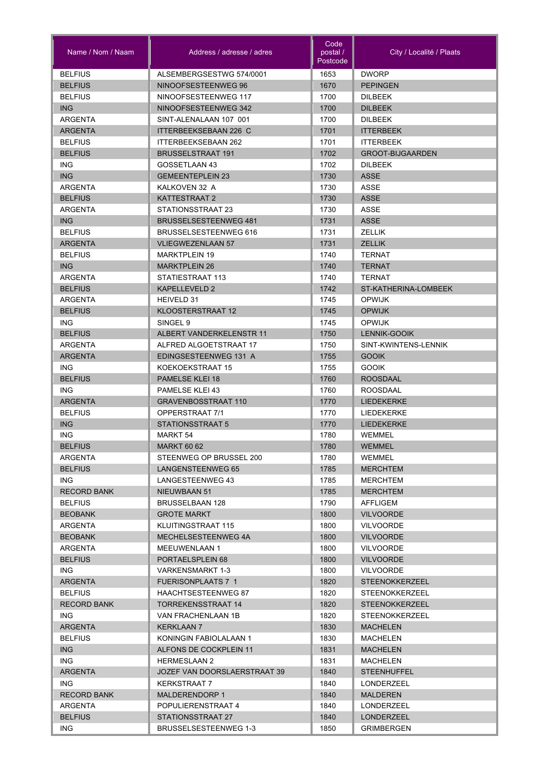| Name / Nom / Naam | Address / adresse / adres | Code postal / Postcode | City / Localité / Plaats |
|---|---|---|---|
| BELFIUS | ALSEMBERGSESTWG 574/0001 | 1653 | DWORP |
| BELFIUS | NINOOFSESTEENWEG 96 | 1670 | PEPINGEN |
| BELFIUS | NINOOFSESTEENWEG 117 | 1700 | DILBEEK |
| ING | NINOOFSESTEENWEG 342 | 1700 | DILBEEK |
| ARGENTA | SINT-ALENALAAN 107 001 | 1700 | DILBEEK |
| ARGENTA | ITTERBEEKSEBAAN 226 C | 1701 | ITTERBEEK |
| BELFIUS | ITTERBEEKSEBAAN 262 | 1701 | ITTERBEEK |
| BELFIUS | BRUSSELSTRAAT 191 | 1702 | GROOT-BIJGAARDEN |
| ING | GOSSETLAAN 43 | 1702 | DILBEEK |
| ING | GEMEENTEPLEIN 23 | 1730 | ASSE |
| ARGENTA | KALKOVEN 32 A | 1730 | ASSE |
| BELFIUS | KATTESTRAAT 2 | 1730 | ASSE |
| ARGENTA | STATIONSSTRAAT 23 | 1730 | ASSE |
| ING | BRUSSELSESTEENWEG 481 | 1731 | ASSE |
| BELFIUS | BRUSSELSESTEENWEG 616 | 1731 | ZELLIK |
| ARGENTA | VLIEGWEZENLAAN 57 | 1731 | ZELLIK |
| BELFIUS | MARKTPLEIN 19 | 1740 | TERNAT |
| ING | MARKTPLEIN 26 | 1740 | TERNAT |
| ARGENTA | STATIESTRAAT 113 | 1740 | TERNAT |
| BELFIUS | KAPELLEVELD 2 | 1742 | ST-KATHERINA-LOMBEEK |
| ARGENTA | HEIVELD 31 | 1745 | OPWIJK |
| BELFIUS | KLOOSTERSTRAAT 12 | 1745 | OPWIJK |
| ING | SINGEL 9 | 1745 | OPWIJK |
| BELFIUS | ALBERT VANDERKELENSTR 11 | 1750 | LENNIK-GOOIK |
| ARGENTA | ALFRED ALGOETSTRAAT 17 | 1750 | SINT-KWINTENS-LENNIK |
| ARGENTA | EDINGSESTEENWEG 131 A | 1755 | GOOIK |
| ING | KOEKOEKSTRAAT 15 | 1755 | GOOIK |
| BELFIUS | PAMELSE KLEI 18 | 1760 | ROOSDAAL |
| ING | PAMELSE KLEI 43 | 1760 | ROOSDAAL |
| ARGENTA | GRAVENBOSSTRAAT 110 | 1770 | LIEDEKERKE |
| BELFIUS | OPPERSTRAAT 7/1 | 1770 | LIEDEKERKE |
| ING | STATIONSSTRAAT 5 | 1770 | LIEDEKERKE |
| ING | MARKT 54 | 1780 | WEMMEL |
| BELFIUS | MARKT 60 62 | 1780 | WEMMEL |
| ARGENTA | STEENWEG OP BRUSSEL 200 | 1780 | WEMMEL |
| BELFIUS | LANGENSTEENWEG 65 | 1785 | MERCHTEM |
| ING | LANGESTEENWEG 43 | 1785 | MERCHTEM |
| RECORD BANK | NIEUWBAAN 51 | 1785 | MERCHTEM |
| BELFIUS | BRUSSELBAAN 128 | 1790 | AFFLIGEM |
| BEOBANK | GROTE MARKT | 1800 | VILVOORDE |
| ARGENTA | KLUITINGSTRAAT 115 | 1800 | VILVOORDE |
| BEOBANK | MECHELSESTEENWEG 4A | 1800 | VILVOORDE |
| ARGENTA | MEEUWENLAAN 1 | 1800 | VILVOORDE |
| BELFIUS | PORTAELSPLEIN 68 | 1800 | VILVOORDE |
| ING | VARKENSMARKT 1-3 | 1800 | VILVOORDE |
| ARGENTA | FUERISONPLAATS 7 1 | 1820 | STEENOKKERZEEL |
| BELFIUS | HAACHTSESTEENWEG 87 | 1820 | STEENOKKERZEEL |
| RECORD BANK | TORREKENSSTRAAT 14 | 1820 | STEENOKKERZEEL |
| ING | VAN FRACHENLAAN 1B | 1820 | STEENOKKERZEEL |
| ARGENTA | KERKLAAN 7 | 1830 | MACHELEN |
| BELFIUS | KONINGIN FABIOLALAAN 1 | 1830 | MACHELEN |
| ING | ALFONS DE COCKPLEIN 11 | 1831 | MACHELEN |
| ING | HERMESLAAN 2 | 1831 | MACHELEN |
| ARGENTA | JOZEF VAN DOORSLAERSTRAAT 39 | 1840 | STEENHUFFEL |
| ING | KERKSTRAAT 7 | 1840 | LONDERZEEL |
| RECORD BANK | MALDERENDORP 1 | 1840 | MALDEREN |
| ARGENTA | POPULIERENSTRAAT 4 | 1840 | LONDERZEEL |
| BELFIUS | STATIONSSTRAAT 27 | 1840 | LONDERZEEL |
| ING | BRUSSELSESTEENWEG 1-3 | 1850 | GRIMBERGEN |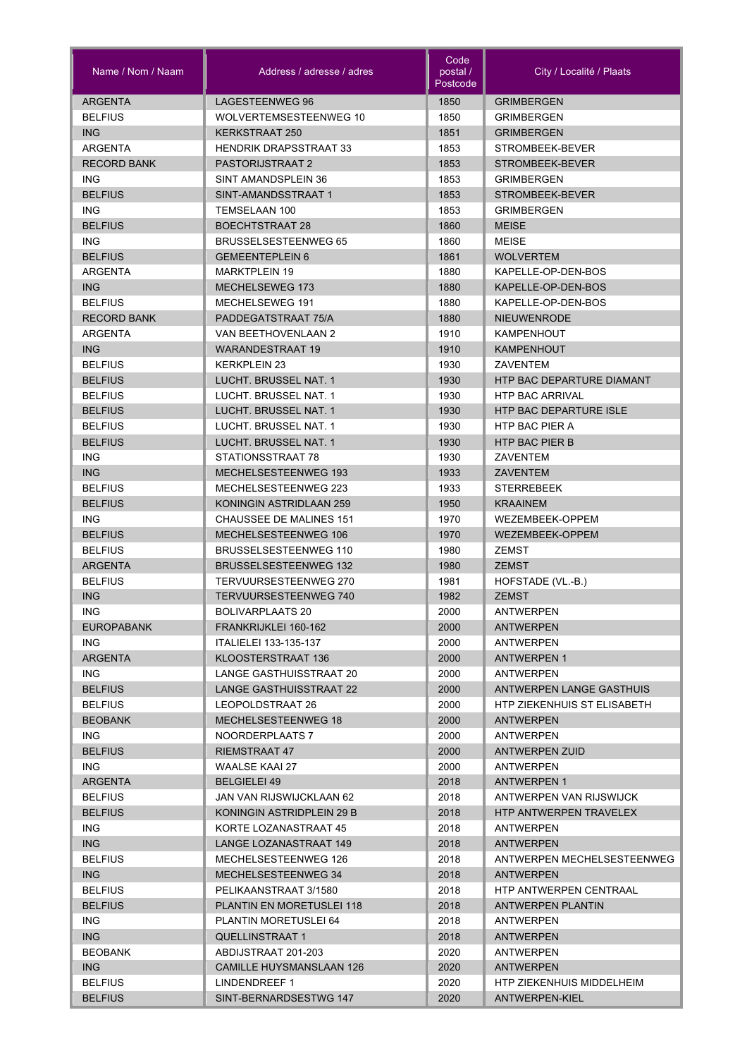| Name / Nom / Naam | Address / adresse / adres | Code postal / Postcode | City / Localité / Plaats |
|---|---|---|---|
| ARGENTA | LAGESTEENWEG 96 | 1850 | GRIMBERGEN |
| BELFIUS | WOLVERTEMSESTEENWEG 10 | 1850 | GRIMBERGEN |
| ING | KERKSTRAAT 250 | 1851 | GRIMBERGEN |
| ARGENTA | HENDRIK DRAPSSTRAAT 33 | 1853 | STROMBEEK-BEVER |
| RECORD BANK | PASTORIJSTRAAT 2 | 1853 | STROMBEEK-BEVER |
| ING | SINT AMANDSPLEIN 36 | 1853 | GRIMBERGEN |
| BELFIUS | SINT-AMANDSSTRAAT 1 | 1853 | STROMBEEK-BEVER |
| ING | TEMSELAAN 100 | 1853 | GRIMBERGEN |
| BELFIUS | BOECHTSTRAAT 28 | 1860 | MEISE |
| ING | BRUSSELSESTEENWEG 65 | 1860 | MEISE |
| BELFIUS | GEMEENTEPLEIN 6 | 1861 | WOLVERTEM |
| ARGENTA | MARKTPLEIN 19 | 1880 | KAPELLE-OP-DEN-BOS |
| ING | MECHELSEWEG 173 | 1880 | KAPELLE-OP-DEN-BOS |
| BELFIUS | MECHELSEWEG 191 | 1880 | KAPELLE-OP-DEN-BOS |
| RECORD BANK | PADDEGATSTRAAT 75/A | 1880 | NIEUWENRODE |
| ARGENTA | VAN BEETHOVENLAAN 2 | 1910 | KAMPENHOUT |
| ING | WARANDESTRAAT 19 | 1910 | KAMPENHOUT |
| BELFIUS | KERKPLEIN 23 | 1930 | ZAVENTEM |
| BELFIUS | LUCHT. BRUSSEL NAT. 1 | 1930 | HTP BAC DEPARTURE DIAMANT |
| BELFIUS | LUCHT. BRUSSEL NAT. 1 | 1930 | HTP BAC ARRIVAL |
| BELFIUS | LUCHT. BRUSSEL NAT. 1 | 1930 | HTP BAC DEPARTURE ISLE |
| BELFIUS | LUCHT. BRUSSEL NAT. 1 | 1930 | HTP BAC PIER A |
| BELFIUS | LUCHT. BRUSSEL NAT. 1 | 1930 | HTP BAC PIER B |
| ING | STATIONSSTRAAT 78 | 1930 | ZAVENTEM |
| ING | MECHELSESTEENWEG 193 | 1933 | ZAVENTEM |
| BELFIUS | MECHELSESTEENWEG 223 | 1933 | STERREBEEK |
| BELFIUS | KONINGIN ASTRIDLAAN 259 | 1950 | KRAAINEM |
| ING | CHAUSSEE DE MALINES 151 | 1970 | WEZEMBEEK-OPPEM |
| BELFIUS | MECHELSESTEENWEG 106 | 1970 | WEZEMBEEK-OPPEM |
| BELFIUS | BRUSSELSESTEENWEG 110 | 1980 | ZEMST |
| ARGENTA | BRUSSELSESTEENWEG 132 | 1980 | ZEMST |
| BELFIUS | TERVUURSESTEENWEG 270 | 1981 | HOFSTADE (VL.-B.) |
| ING | TERVUURSESTEENWEG 740 | 1982 | ZEMST |
| ING | BOLIVARPLAATS 20 | 2000 | ANTWERPEN |
| EUROPABANK | FRANKRIJKLEI 160-162 | 2000 | ANTWERPEN |
| ING | ITALIELEI 133-135-137 | 2000 | ANTWERPEN |
| ARGENTA | KLOOSTERSTRAAT 136 | 2000 | ANTWERPEN 1 |
| ING | LANGE GASTHUISSTRAAT 20 | 2000 | ANTWERPEN |
| BELFIUS | LANGE GASTHUISSTRAAT 22 | 2000 | ANTWERPEN LANGE GASTHUIS |
| BELFIUS | LEOPOLDSTRAAT 26 | 2000 | HTP ZIEKENHUIS ST ELISABETH |
| BEOBANK | MECHELSESTEENWEG 18 | 2000 | ANTWERPEN |
| ING | NOORDERPLAATS 7 | 2000 | ANTWERPEN |
| BELFIUS | RIEMSTRAAT 47 | 2000 | ANTWERPEN ZUID |
| ING | WAALSE KAAI 27 | 2000 | ANTWERPEN |
| ARGENTA | BELGIELEI 49 | 2018 | ANTWERPEN 1 |
| BELFIUS | JAN VAN RIJSWIJCKLAAN 62 | 2018 | ANTWERPEN VAN RIJSWIJCK |
| BELFIUS | KONINGIN ASTRIDPLEIN 29 B | 2018 | HTP ANTWERPEN TRAVELEX |
| ING | KORTE LOZANASTRAAT 45 | 2018 | ANTWERPEN |
| ING | LANGE LOZANASTRAAT 149 | 2018 | ANTWERPEN |
| BELFIUS | MECHELSESTEENWEG 126 | 2018 | ANTWERPEN MECHELSESTEENWEG |
| ING | MECHELSESTEENWEG 34 | 2018 | ANTWERPEN |
| BELFIUS | PELIKAANSTRAAT 3/1580 | 2018 | HTP ANTWERPEN CENTRAAL |
| BELFIUS | PLANTIN EN MORETUSLEI 118 | 2018 | ANTWERPEN PLANTIN |
| ING | PLANTIN MORETUSLEI 64 | 2018 | ANTWERPEN |
| ING | QUELLINSTRAAT 1 | 2018 | ANTWERPEN |
| BEOBANK | ABDIJSTRAAT 201-203 | 2020 | ANTWERPEN |
| ING | CAMILLE HUYSMANSLAAN 126 | 2020 | ANTWERPEN |
| BELFIUS | LINDENDREEF 1 | 2020 | HTP ZIEKENHUIS MIDDELHEIM |
| BELFIUS | SINT-BERNARDSESTWG 147 | 2020 | ANTWERPEN-KIEL |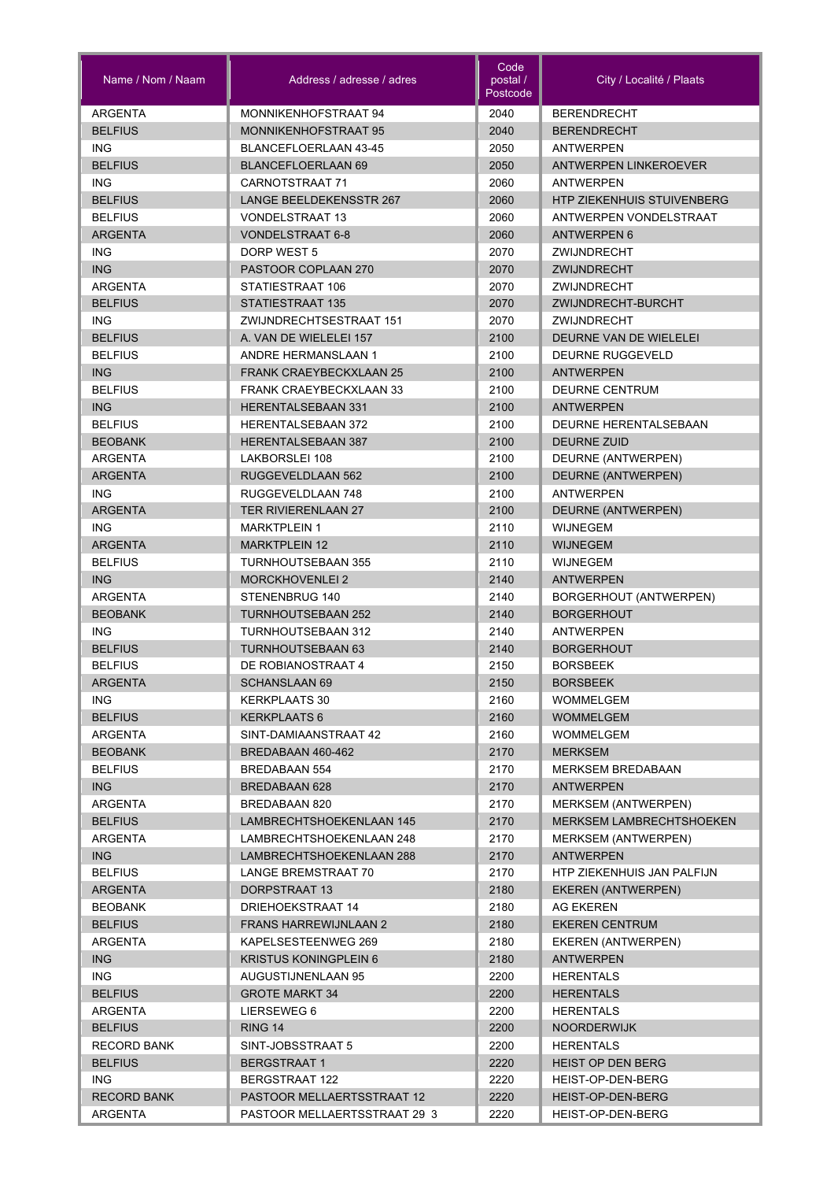| Name / Nom / Naam | Address / adresse / adres | Code postal / Postcode | City / Localité / Plaats |
|---|---|---|---|
| ARGENTA | MONNIKENHOFSTRAAT 94 | 2040 | BERENDRECHT |
| BELFIUS | MONNIKENHOFSTRAAT 95 | 2040 | BERENDRECHT |
| ING | BLANCEFLOERLAAN 43-45 | 2050 | ANTWERPEN |
| BELFIUS | BLANCEFLOERLAAN 69 | 2050 | ANTWERPEN LINKEROEVER |
| ING | CARNOTSTRAAT 71 | 2060 | ANTWERPEN |
| BELFIUS | LANGE BEELDEKENSSTR 267 | 2060 | HTP ZIEKENHUIS STUIVENBERG |
| BELFIUS | VONDELSTRAAT 13 | 2060 | ANTWERPEN VONDELSTRAAT |
| ARGENTA | VONDELSTRAAT 6-8 | 2060 | ANTWERPEN 6 |
| ING | DORP WEST 5 | 2070 | ZWIJNDRECHT |
| ING | PASTOOR COPLAAN 270 | 2070 | ZWIJNDRECHT |
| ARGENTA | STATIESTRAAT 106 | 2070 | ZWIJNDRECHT |
| BELFIUS | STATIESTRAAT 135 | 2070 | ZWIJNDRECHT-BURCHT |
| ING | ZWIJNDRECHTSESTRAAT 151 | 2070 | ZWIJNDRECHT |
| BELFIUS | A. VAN DE WIELELEI 157 | 2100 | DEURNE VAN DE WIELELEI |
| BELFIUS | ANDRE HERMANSLAAN 1 | 2100 | DEURNE RUGGEVELD |
| ING | FRANK CRAEYBECKXLAAN 25 | 2100 | ANTWERPEN |
| BELFIUS | FRANK CRAEYBECKXLAAN 33 | 2100 | DEURNE CENTRUM |
| ING | HERENTALSEBAAN 331 | 2100 | ANTWERPEN |
| BELFIUS | HERENTALSEBAAN 372 | 2100 | DEURNE HERENTALSEBAAN |
| BEOBANK | HERENTALSEBAAN 387 | 2100 | DEURNE ZUID |
| ARGENTA | LAKBORSLEI 108 | 2100 | DEURNE (ANTWERPEN) |
| ARGENTA | RUGGEVELDLAAN 562 | 2100 | DEURNE (ANTWERPEN) |
| ING | RUGGEVELDLAAN 748 | 2100 | ANTWERPEN |
| ARGENTA | TER RIVIERENLAAN 27 | 2100 | DEURNE (ANTWERPEN) |
| ING | MARKTPLEIN 1 | 2110 | WIJNEGEM |
| ARGENTA | MARKTPLEIN 12 | 2110 | WIJNEGEM |
| BELFIUS | TURNHOUTSEBAAN 355 | 2110 | WIJNEGEM |
| ING | MORCKHOVENLEI 2 | 2140 | ANTWERPEN |
| ARGENTA | STENENBRUG 140 | 2140 | BORGERHOUT (ANTWERPEN) |
| BEOBANK | TURNHOUTSEBAAN 252 | 2140 | BORGERHOUT |
| ING | TURNHOUTSEBAAN 312 | 2140 | ANTWERPEN |
| BELFIUS | TURNHOUTSEBAAN 63 | 2140 | BORGERHOUT |
| BELFIUS | DE ROBIANOSTRAAT 4 | 2150 | BORSBEEK |
| ARGENTA | SCHANSLAAN 69 | 2150 | BORSBEEK |
| ING | KERKPLAATS 30 | 2160 | WOMMELGEM |
| BELFIUS | KERKPLAATS 6 | 2160 | WOMMELGEM |
| ARGENTA | SINT-DAMIAANSTRAAT 42 | 2160 | WOMMELGEM |
| BEOBANK | BREDABAAN 460-462 | 2170 | MERKSEM |
| BELFIUS | BREDABAAN 554 | 2170 | MERKSEM BREDABAAN |
| ING | BREDABAAN 628 | 2170 | ANTWERPEN |
| ARGENTA | BREDABAAN 820 | 2170 | MERKSEM (ANTWERPEN) |
| BELFIUS | LAMBRECHTSHOEKENLAAN 145 | 2170 | MERKSEM LAMBRECHTSHOEKEN |
| ARGENTA | LAMBRECHTSHOEKENLAAN 248 | 2170 | MERKSEM (ANTWERPEN) |
| ING | LAMBRECHTSHOEKENLAAN 288 | 2170 | ANTWERPEN |
| BELFIUS | LANGE BREMSTRAAT 70 | 2170 | HTP ZIEKENHUIS JAN PALFIJN |
| ARGENTA | DORPSTRAAT 13 | 2180 | EKEREN (ANTWERPEN) |
| BEOBANK | DRIEHOEKSTRAAT 14 | 2180 | AG EKEREN |
| BELFIUS | FRANS HARREWIJNLAAN 2 | 2180 | EKEREN CENTRUM |
| ARGENTA | KAPELSESTEENWEG 269 | 2180 | EKEREN (ANTWERPEN) |
| ING | KRISTUS KONINGPLEIN 6 | 2180 | ANTWERPEN |
| ING | AUGUSTIJNENLAAN 95 | 2200 | HERENTALS |
| BELFIUS | GROTE MARKT 34 | 2200 | HERENTALS |
| ARGENTA | LIERSEWEG 6 | 2200 | HERENTALS |
| BELFIUS | RING 14 | 2200 | NOORDERWIJK |
| RECORD BANK | SINT-JOBSSTRAAT 5 | 2200 | HERENTALS |
| BELFIUS | BERGSTRAAT 1 | 2220 | HEIST OP DEN BERG |
| ING | BERGSTRAAT 122 | 2220 | HEIST-OP-DEN-BERG |
| RECORD BANK | PASTOOR MELLAERTSSTRAAT 12 | 2220 | HEIST-OP-DEN-BERG |
| ARGENTA | PASTOOR MELLAERTSSTRAAT 29 3 | 2220 | HEIST-OP-DEN-BERG |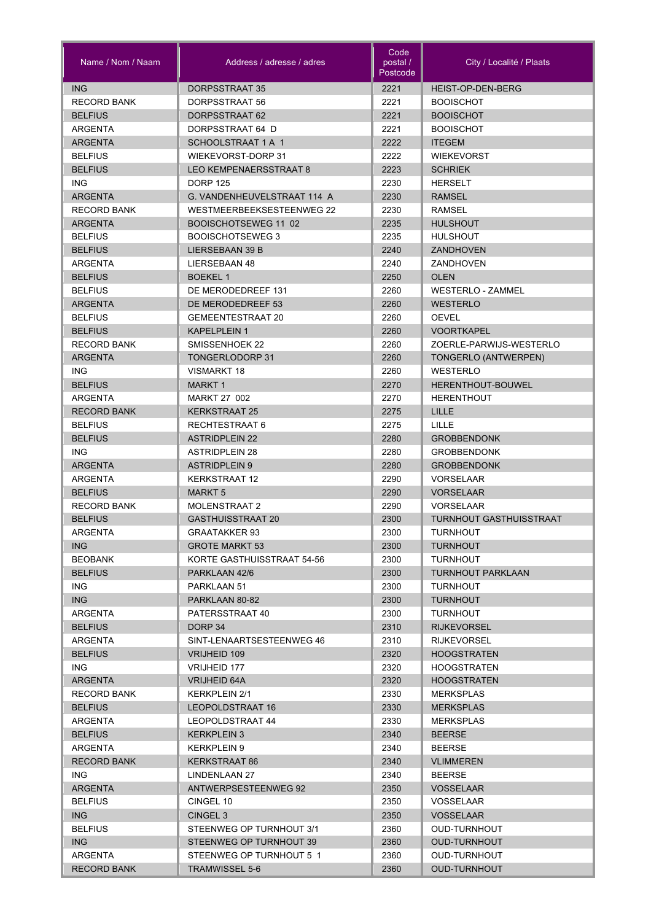| Name / Nom / Naam | Address / adresse / adres | Code postal / Postcode | City / Localité / Plaats |
|---|---|---|---|
| ING | DORPSSTRAAT 35 | 2221 | HEIST-OP-DEN-BERG |
| RECORD BANK | DORPSSTRAAT 56 | 2221 | BOOISCHOT |
| BELFIUS | DORPSSTRAAT 62 | 2221 | BOOISCHOT |
| ARGENTA | DORPSSTRAAT 64 D | 2221 | BOOISCHOT |
| ARGENTA | SCHOOLSTRAAT 1 A 1 | 2222 | ITEGEM |
| BELFIUS | WIEKEVORST-DORP 31 | 2222 | WIEKEVORST |
| BELFIUS | LEO KEMPENAERSSTRAAT 8 | 2223 | SCHRIEK |
| ING | DORP 125 | 2230 | HERSELT |
| ARGENTA | G. VANDENHEUVELSTRAAT 114 A | 2230 | RAMSEL |
| RECORD BANK | WESTMEERBEEKSESTEENWEG 22 | 2230 | RAMSEL |
| ARGENTA | BOOISCHOTSEWEG 11 02 | 2235 | HULSHOUT |
| BELFIUS | BOOISCHOTSEWEG 3 | 2235 | HULSHOUT |
| BELFIUS | LIERSEBAAN 39 B | 2240 | ZANDHOVEN |
| ARGENTA | LIERSEBAAN 48 | 2240 | ZANDHOVEN |
| BELFIUS | BOEKEL 1 | 2250 | OLEN |
| BELFIUS | DE MERODEDREEF 131 | 2260 | WESTERLO - ZAMMEL |
| ARGENTA | DE MERODEDREEF 53 | 2260 | WESTERLO |
| BELFIUS | GEMEENTESTRAAT 20 | 2260 | OEVEL |
| BELFIUS | KAPELPLEIN 1 | 2260 | VOORTKAPEL |
| RECORD BANK | SMISSENHOEK 22 | 2260 | ZOERLE-PARWIJS-WESTERLO |
| ARGENTA | TONGERLODORP 31 | 2260 | TONGERLO (ANTWERPEN) |
| ING | VISMARKT 18 | 2260 | WESTERLO |
| BELFIUS | MARKT 1 | 2270 | HERENTHOUT-BOUWEL |
| ARGENTA | MARKT 27 002 | 2270 | HERENTHOUT |
| RECORD BANK | KERKSTRAAT 25 | 2275 | LILLE |
| BELFIUS | RECHTESTRAAT 6 | 2275 | LILLE |
| BELFIUS | ASTRIDPLEIN 22 | 2280 | GROBBENDONK |
| ING | ASTRIDPLEIN 28 | 2280 | GROBBENDONK |
| ARGENTA | ASTRIDPLEIN 9 | 2280 | GROBBENDONK |
| ARGENTA | KERKSTRAAT 12 | 2290 | VORSELAAR |
| BELFIUS | MARKT 5 | 2290 | VORSELAAR |
| RECORD BANK | MOLENSTRAAT 2 | 2290 | VORSELAAR |
| BELFIUS | GASTHUISSTRAAT 20 | 2300 | TURNHOUT GASTHUISSTRAAT |
| ARGENTA | GRAATAKKER 93 | 2300 | TURNHOUT |
| ING | GROTE MARKT 53 | 2300 | TURNHOUT |
| BEOBANK | KORTE GASTHUISSTRAAT 54-56 | 2300 | TURNHOUT |
| BELFIUS | PARKLAAN 42/6 | 2300 | TURNHOUT PARKLAAN |
| ING | PARKLAAN 51 | 2300 | TURNHOUT |
| ING | PARKLAAN 80-82 | 2300 | TURNHOUT |
| ARGENTA | PATERSSTRAAT 40 | 2300 | TURNHOUT |
| BELFIUS | DORP 34 | 2310 | RIJKEVORSEL |
| ARGENTA | SINT-LENAARTSESTEENWEG 46 | 2310 | RIJKEVORSEL |
| BELFIUS | VRIJHEID 109 | 2320 | HOOGSTRATEN |
| ING | VRIJHEID 177 | 2320 | HOOGSTRATEN |
| ARGENTA | VRIJHEID 64A | 2320 | HOOGSTRATEN |
| RECORD BANK | KERKPLEIN 2/1 | 2330 | MERKSPLAS |
| BELFIUS | LEOPOLDSTRAAT 16 | 2330 | MERKSPLAS |
| ARGENTA | LEOPOLDSTRAAT 44 | 2330 | MERKSPLAS |
| BELFIUS | KERKPLEIN 3 | 2340 | BEERSE |
| ARGENTA | KERKPLEIN 9 | 2340 | BEERSE |
| RECORD BANK | KERKSTRAAT 86 | 2340 | VLIMMEREN |
| ING | LINDENLAAN 27 | 2340 | BEERSE |
| ARGENTA | ANTWERPSESTEENWEG 92 | 2350 | VOSSELAAR |
| BELFIUS | CINGEL 10 | 2350 | VOSSELAAR |
| ING | CINGEL 3 | 2350 | VOSSELAAR |
| BELFIUS | STEENWEG OP TURNHOUT 3/1 | 2360 | OUD-TURNHOUT |
| ING | STEENWEG OP TURNHOUT 39 | 2360 | OUD-TURNHOUT |
| ARGENTA | STEENWEG OP TURNHOUT 5 1 | 2360 | OUD-TURNHOUT |
| RECORD BANK | TRAMWISSEL 5-6 | 2360 | OUD-TURNHOUT |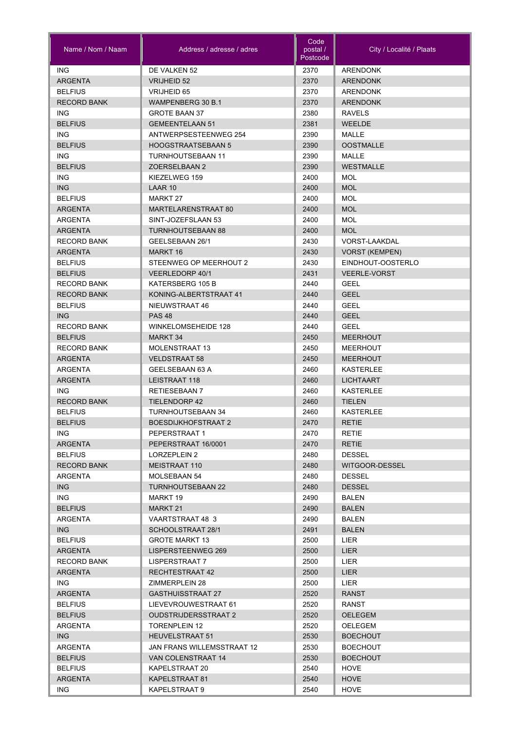| Name / Nom / Naam | Address / adresse / adres | Code postal / Postcode | City / Localité / Plaats |
|---|---|---|---|
| ING | DE VALKEN 52 | 2370 | ARENDONK |
| ARGENTA | VRIJHEID 52 | 2370 | ARENDONK |
| BELFIUS | VRIJHEID 65 | 2370 | ARENDONK |
| RECORD BANK | WAMPENBERG 30 B.1 | 2370 | ARENDONK |
| ING | GROTE BAAN 37 | 2380 | RAVELS |
| BELFIUS | GEMEENTELAAN 51 | 2381 | WEELDE |
| ING | ANTWERPSESTEENWEG 254 | 2390 | MALLE |
| BELFIUS | HOOGSTRAATSEBAAN 5 | 2390 | OOSTMALLE |
| ING | TURNHOUTSEBAAN 11 | 2390 | MALLE |
| BELFIUS | ZOERSELBAAN 2 | 2390 | WESTMALLE |
| ING | KIEZELWEG 159 | 2400 | MOL |
| ING | LAAR 10 | 2400 | MOL |
| BELFIUS | MARKT 27 | 2400 | MOL |
| ARGENTA | MARTELARENSTRAAT 80 | 2400 | MOL |
| ARGENTA | SINT-JOZEFSLAAN 53 | 2400 | MOL |
| ARGENTA | TURNHOUTSEBAAN 88 | 2400 | MOL |
| RECORD BANK | GEELSEBAAN 26/1 | 2430 | VORST-LAAKDAL |
| ARGENTA | MARKT 16 | 2430 | VORST (KEMPEN) |
| BELFIUS | STEENWEG OP MEERHOUT 2 | 2430 | EINDHOUT-OOSTERLO |
| BELFIUS | VEERLEDORP 40/1 | 2431 | VEERLE-VORST |
| RECORD BANK | KATERSBERG 105 B | 2440 | GEEL |
| RECORD BANK | KONING-ALBERTSTRAAT 41 | 2440 | GEEL |
| BELFIUS | NIEUWSTRAAT 46 | 2440 | GEEL |
| ING | PAS 48 | 2440 | GEEL |
| RECORD BANK | WINKELOMSEHEIDE 128 | 2440 | GEEL |
| BELFIUS | MARKT 34 | 2450 | MEERHOUT |
| RECORD BANK | MOLENSTRAAT 13 | 2450 | MEERHOUT |
| ARGENTA | VELDSTRAAT 58 | 2450 | MEERHOUT |
| ARGENTA | GEELSEBAAN 63 A | 2460 | KASTERLEE |
| ARGENTA | LEISTRAAT 118 | 2460 | LICHTAART |
| ING | RETIESEBAAN 7 | 2460 | KASTERLEE |
| RECORD BANK | TIELENDORP 42 | 2460 | TIELEN |
| BELFIUS | TURNHOUTSEBAAN 34 | 2460 | KASTERLEE |
| BELFIUS | BOESDIJKHOFSTRAAT 2 | 2470 | RETIE |
| ING | PEPERSTRAAT 1 | 2470 | RETIE |
| ARGENTA | PEPERSTRAAT 16/0001 | 2470 | RETIE |
| BELFIUS | LORZEPLEIN 2 | 2480 | DESSEL |
| RECORD BANK | MEISTRAAT 110 | 2480 | WITGOOR-DESSEL |
| ARGENTA | MOLSEBAAN 54 | 2480 | DESSEL |
| ING | TURNHOUTSEBAAN 22 | 2480 | DESSEL |
| ING | MARKT 19 | 2490 | BALEN |
| BELFIUS | MARKT 21 | 2490 | BALEN |
| ARGENTA | VAARTSTRAAT 48 3 | 2490 | BALEN |
| ING | SCHOOLSTRAAT 28/1 | 2491 | BALEN |
| BELFIUS | GROTE MARKT 13 | 2500 | LIER |
| ARGENTA | LISPERSTEENWEG 269 | 2500 | LIER |
| RECORD BANK | LISPERSTRAAT 7 | 2500 | LIER |
| ARGENTA | RECHTESTRAAT 42 | 2500 | LIER |
| ING | ZIMMERPLEIN 28 | 2500 | LIER |
| ARGENTA | GASTHUISSTRAAT 27 | 2520 | RANST |
| BELFIUS | LIEVEVROUWESTRAAT 61 | 2520 | RANST |
| BELFIUS | OUDSTRIJDERSSTRAAT 2 | 2520 | OELEGEM |
| ARGENTA | TORENPLEIN 12 | 2520 | OELEGEM |
| ING | HEUVELSTRAAT 51 | 2530 | BOECHOUT |
| ARGENTA | JAN FRANS WILLEMSSTRAAT 12 | 2530 | BOECHOUT |
| BELFIUS | VAN COLENSTRAAT 14 | 2530 | BOECHOUT |
| BELFIUS | KAPELSTRAAT 20 | 2540 | HOVE |
| ARGENTA | KAPELSTRAAT 81 | 2540 | HOVE |
| ING | KAPELSTRAAT 9 | 2540 | HOVE |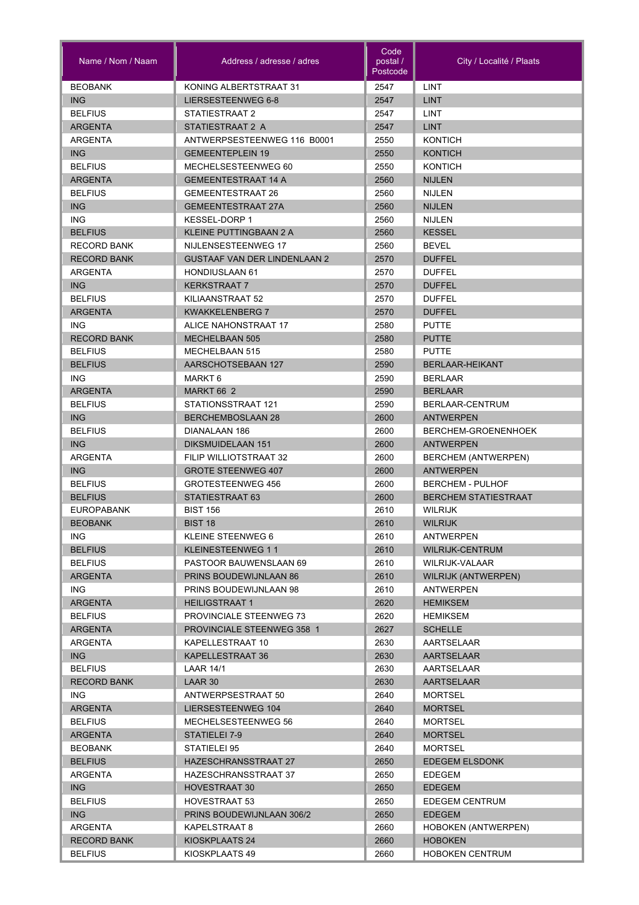| Name / Nom / Naam | Address / adresse / adres | Code postal / Postcode | City / Localité / Plaats |
|---|---|---|---|
| BEOBANK | KONING ALBERTSTRAAT 31 | 2547 | LINT |
| ING | LIERSESTEENWEG 6-8 | 2547 | LINT |
| BELFIUS | STATIESTRAAT 2 | 2547 | LINT |
| ARGENTA | STATIESTRAAT 2 A | 2547 | LINT |
| ARGENTA | ANTWERPSESTEENWEG 116 B0001 | 2550 | KONTICH |
| ING | GEMEENTEPLEIN 19 | 2550 | KONTICH |
| BELFIUS | MECHELSESTEENWEG 60 | 2550 | KONTICH |
| ARGENTA | GEMEENTESTRAAT 14 A | 2560 | NIJLEN |
| BELFIUS | GEMEENTESTRAAT 26 | 2560 | NIJLEN |
| ING | GEMEENTESTRAAT 27A | 2560 | NIJLEN |
| ING | KESSEL-DORP 1 | 2560 | NIJLEN |
| BELFIUS | KLEINE PUTTINGBAAN 2 A | 2560 | KESSEL |
| RECORD BANK | NIJLENSESTEENWEG 17 | 2560 | BEVEL |
| RECORD BANK | GUSTAAF VAN DER LINDENLAAN 2 | 2570 | DUFFEL |
| ARGENTA | HONDIUSLAAN 61 | 2570 | DUFFEL |
| ING | KERKSTRAAT 7 | 2570 | DUFFEL |
| BELFIUS | KILIAANSTRAAT 52 | 2570 | DUFFEL |
| ARGENTA | KWAKKELENBERG 7 | 2570 | DUFFEL |
| ING | ALICE NAHONSTRAAT 17 | 2580 | PUTTE |
| RECORD BANK | MECHELBAAN 505 | 2580 | PUTTE |
| BELFIUS | MECHELBAAN 515 | 2580 | PUTTE |
| BELFIUS | AARSCHOTSEBAAN 127 | 2590 | BERLAAR-HEIKANT |
| ING | MARKT 6 | 2590 | BERLAAR |
| ARGENTA | MARKT 66 2 | 2590 | BERLAAR |
| BELFIUS | STATIONSSTRAAT 121 | 2590 | BERLAAR-CENTRUM |
| ING | BERCHEMBOSLAAN 28 | 2600 | ANTWERPEN |
| BELFIUS | DIANALAAN 186 | 2600 | BERCHEM-GROENENHOEK |
| ING | DIKSMUIDELAAN 151 | 2600 | ANTWERPEN |
| ARGENTA | FILIP WILLIOTSTRAAT 32 | 2600 | BERCHEM (ANTWERPEN) |
| ING | GROTE STEENWEG 407 | 2600 | ANTWERPEN |
| BELFIUS | GROTESTEENWEG 456 | 2600 | BERCHEM - PULHOF |
| BELFIUS | STATIESTRAAT 63 | 2600 | BERCHEM STATIESTRAAT |
| EUROPABANK | BIST 156 | 2610 | WILRIJK |
| BEOBANK | BIST 18 | 2610 | WILRIJK |
| ING | KLEINE STEENWEG 6 | 2610 | ANTWERPEN |
| BELFIUS | KLEINESTEENWEG 1 1 | 2610 | WILRIJK-CENTRUM |
| BELFIUS | PASTOOR BAUWENSLAAN 69 | 2610 | WILRIJK-VALAAR |
| ARGENTA | PRINS BOUDEWIJNLAAN 86 | 2610 | WILRIJK (ANTWERPEN) |
| ING | PRINS BOUDEWIJNLAAN 98 | 2610 | ANTWERPEN |
| ARGENTA | HEILIGSTRAAT 1 | 2620 | HEMIKSEM |
| BELFIUS | PROVINCIALE STEENWEG 73 | 2620 | HEMIKSEM |
| ARGENTA | PROVINCIALE STEENWEG 358 1 | 2627 | SCHELLE |
| ARGENTA | KAPELLESTRAAT 10 | 2630 | AARTSELAAR |
| ING | KAPELLESTRAAT 36 | 2630 | AARTSELAAR |
| BELFIUS | LAAR 14/1 | 2630 | AARTSELAAR |
| RECORD BANK | LAAR 30 | 2630 | AARTSELAAR |
| ING | ANTWERPSESTRAAT 50 | 2640 | MORTSEL |
| ARGENTA | LIERSESTEENWEG 104 | 2640 | MORTSEL |
| BELFIUS | MECHELSESTEENWEG 56 | 2640 | MORTSEL |
| ARGENTA | STATIELEI 7-9 | 2640 | MORTSEL |
| BEOBANK | STATIELEI 95 | 2640 | MORTSEL |
| BELFIUS | HAZESCHRANSSTRAAT 27 | 2650 | EDEGEM ELSDONK |
| ARGENTA | HAZESCHRANSSTRAAT 37 | 2650 | EDEGEM |
| ING | HOVESTRAAT 30 | 2650 | EDEGEM |
| BELFIUS | HOVESTRAAT 53 | 2650 | EDEGEM CENTRUM |
| ING | PRINS BOUDEWIJNLAAN 306/2 | 2650 | EDEGEM |
| ARGENTA | KAPELSTRAAT 8 | 2660 | HOBOKEN (ANTWERPEN) |
| RECORD BANK | KIOSKPLAATS 24 | 2660 | HOBOKEN |
| BELFIUS | KIOSKPLAATS 49 | 2660 | HOBOKEN CENTRUM |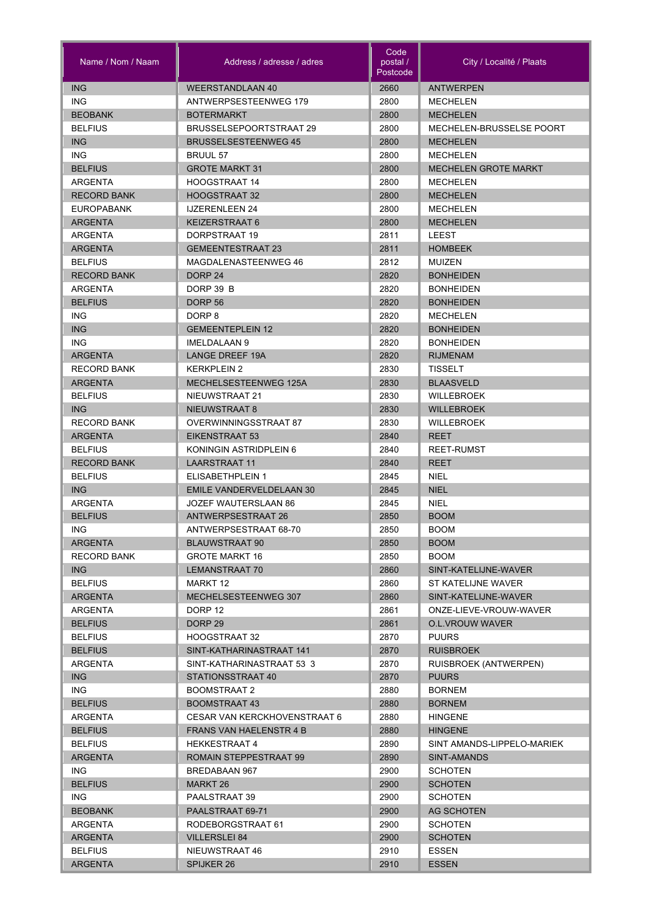| Name / Nom / Naam | Address / adresse / adres | Code postal / Postcode | City / Localité / Plaats |
|---|---|---|---|
| ING | WEERSTANDLAAN 40 | 2660 | ANTWERPEN |
| ING | ANTWERPSESTEENWEG 179 | 2800 | MECHELEN |
| BEOBANK | BOTERMARKT | 2800 | MECHELEN |
| BELFIUS | BRUSSELSEPOORTSTRAAT 29 | 2800 | MECHELEN-BRUSSELSE POORT |
| ING | BRUSSELSESTEENWEG 45 | 2800 | MECHELEN |
| ING | BRUUL 57 | 2800 | MECHELEN |
| BELFIUS | GROTE MARKT 31 | 2800 | MECHELEN GROTE MARKT |
| ARGENTA | HOOGSTRAAT 14 | 2800 | MECHELEN |
| RECORD BANK | HOOGSTRAAT 32 | 2800 | MECHELEN |
| EUROPABANK | IJZERENLEEN 24 | 2800 | MECHELEN |
| ARGENTA | KEIZERSTRAAT 6 | 2800 | MECHELEN |
| ARGENTA | DORPSTRAAT 19 | 2811 | LEEST |
| ARGENTA | GEMEENTESTRAAT 23 | 2811 | HOMBEEK |
| BELFIUS | MAGDALENASTEENWEG 46 | 2812 | MUIZEN |
| RECORD BANK | DORP 24 | 2820 | BONHEIDEN |
| ARGENTA | DORP 39 B | 2820 | BONHEIDEN |
| BELFIUS | DORP 56 | 2820 | BONHEIDEN |
| ING | DORP 8 | 2820 | MECHELEN |
| ING | GEMEENTEPLEIN 12 | 2820 | BONHEIDEN |
| ING | IMELDALAAN 9 | 2820 | BONHEIDEN |
| ARGENTA | LANGE DREEF 19A | 2820 | RIJMENAM |
| RECORD BANK | KERKPLEIN 2 | 2830 | TISSELT |
| ARGENTA | MECHELSESTEENWEG 125A | 2830 | BLAASVELD |
| BELFIUS | NIEUWSTRAAT 21 | 2830 | WILLEBROEK |
| ING | NIEUWSTRAAT 8 | 2830 | WILLEBROEK |
| RECORD BANK | OVERWINNINGSSTRAAT 87 | 2830 | WILLEBROEK |
| ARGENTA | EIKENSTRAAT 53 | 2840 | REET |
| BELFIUS | KONINGIN ASTRIDPLEIN 6 | 2840 | REET-RUMST |
| RECORD BANK | LAARSTRAAT 11 | 2840 | REET |
| BELFIUS | ELISABETHPLEIN 1 | 2845 | NIEL |
| ING | EMILE VANDERVELDELAAN 30 | 2845 | NIEL |
| ARGENTA | JOZEF WAUTERSLAAN 86 | 2845 | NIEL |
| BELFIUS | ANTWERPSESTRAAT 26 | 2850 | BOOM |
| ING | ANTWERPSESTRAAT 68-70 | 2850 | BOOM |
| ARGENTA | BLAUWSTRAAT 90 | 2850 | BOOM |
| RECORD BANK | GROTE MARKT 16 | 2850 | BOOM |
| ING | LEMANSTRAAT 70 | 2860 | SINT-KATELIJNE-WAVER |
| BELFIUS | MARKT 12 | 2860 | ST KATELIJNE WAVER |
| ARGENTA | MECHELSESTEENWEG 307 | 2860 | SINT-KATELIJNE-WAVER |
| ARGENTA | DORP 12 | 2861 | ONZE-LIEVE-VROUW-WAVER |
| BELFIUS | DORP 29 | 2861 | O.L.VROUW WAVER |
| BELFIUS | HOOGSTRAAT 32 | 2870 | PUURS |
| BELFIUS | SINT-KATHARINASTRAAT 141 | 2870 | RUISBROEK |
| ARGENTA | SINT-KATHARINASTRAAT 53 3 | 2870 | RUISBROEK (ANTWERPEN) |
| ING | STATIONSSTRAAT 40 | 2870 | PUURS |
| ING | BOOMSTRAAT 2 | 2880 | BORNEM |
| BELFIUS | BOOMSTRAAT 43 | 2880 | BORNEM |
| ARGENTA | CESAR VAN KERCKHOVENSTRAAT 6 | 2880 | HINGENE |
| BELFIUS | FRANS VAN HAELENSTR 4 B | 2880 | HINGENE |
| BELFIUS | HEKKESTRAAT 4 | 2890 | SINT AMANDS-LIPPELO-MARIEK |
| ARGENTA | ROMAIN STEPPESTRAAT 99 | 2890 | SINT-AMANDS |
| ING | BREDABAAN 967 | 2900 | SCHOTEN |
| BELFIUS | MARKT 26 | 2900 | SCHOTEN |
| ING | PAALSTRAAT 39 | 2900 | SCHOTEN |
| BEOBANK | PAALSTRAAT 69-71 | 2900 | AG SCHOTEN |
| ARGENTA | RODEBORGSTRAAT 61 | 2900 | SCHOTEN |
| ARGENTA | VILLERSLEI 84 | 2900 | SCHOTEN |
| BELFIUS | NIEUWSTRAAT 46 | 2910 | ESSEN |
| ARGENTA | SPIJKER 26 | 2910 | ESSEN |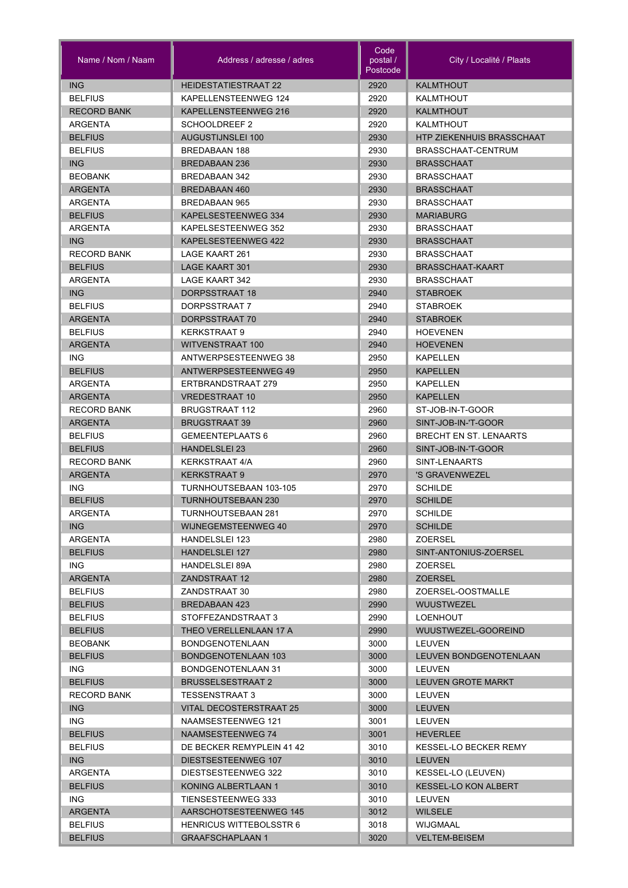| Name / Nom / Naam | Address / adresse / adres | Code postal / Postcode | City / Localité / Plaats |
|---|---|---|---|
| ING | HEIDESTATIESTRAAT 22 | 2920 | KALMTHOUT |
| BELFIUS | KAPELLENSTEENWEG 124 | 2920 | KALMTHOUT |
| RECORD BANK | KAPELLENSTEENWEG 216 | 2920 | KALMTHOUT |
| ARGENTA | SCHOOLDREEF 2 | 2920 | KALMTHOUT |
| BELFIUS | AUGUSTIJNSLEI 100 | 2930 | HTP ZIEKENHUIS BRASSCHAAT |
| BELFIUS | BREDABAAN 188 | 2930 | BRASSCHAAT-CENTRUM |
| ING | BREDABAAN 236 | 2930 | BRASSCHAAT |
| BEOBANK | BREDABAAN 342 | 2930 | BRASSCHAAT |
| ARGENTA | BREDABAAN 460 | 2930 | BRASSCHAAT |
| ARGENTA | BREDABAAN 965 | 2930 | BRASSCHAAT |
| BELFIUS | KAPELSESTEENWEG 334 | 2930 | MARIABURG |
| ARGENTA | KAPELSESTEENWEG 352 | 2930 | BRASSCHAAT |
| ING | KAPELSESTEENWEG 422 | 2930 | BRASSCHAAT |
| RECORD BANK | LAGE KAART 261 | 2930 | BRASSCHAAT |
| BELFIUS | LAGE KAART 301 | 2930 | BRASSCHAAT-KAART |
| ARGENTA | LAGE KAART 342 | 2930 | BRASSCHAAT |
| ING | DORPSSTRAAT 18 | 2940 | STABROEK |
| BELFIUS | DORPSSTRAAT 7 | 2940 | STABROEK |
| ARGENTA | DORPSSTRAAT 70 | 2940 | STABROEK |
| BELFIUS | KERKSTRAAT 9 | 2940 | HOEVENEN |
| ARGENTA | WITVENSTRAAT 100 | 2940 | HOEVENEN |
| ING | ANTWERPSESTEENWEG 38 | 2950 | KAPELLEN |
| BELFIUS | ANTWERPSESTEENWEG 49 | 2950 | KAPELLEN |
| ARGENTA | ERTBRANDSTRAAT 279 | 2950 | KAPELLEN |
| ARGENTA | VREDESTRAAT 10 | 2950 | KAPELLEN |
| RECORD BANK | BRUGSTRAAT 112 | 2960 | ST-JOB-IN-T-GOOR |
| ARGENTA | BRUGSTRAAT 39 | 2960 | SINT-JOB-IN-'T-GOOR |
| BELFIUS | GEMEENTEPLAATS 6 | 2960 | BRECHT EN ST. LENAARTS |
| BELFIUS | HANDELSLEI 23 | 2960 | SINT-JOB-IN-'T-GOOR |
| RECORD BANK | KERKSTRAAT 4/A | 2960 | SINT-LENAARTS |
| ARGENTA | KERKSTRAAT 9 | 2970 | 'S GRAVENWEZEL |
| ING | TURNHOUTSEBAAN 103-105 | 2970 | SCHILDE |
| BELFIUS | TURNHOUTSEBAAN 230 | 2970 | SCHILDE |
| ARGENTA | TURNHOUTSEBAAN 281 | 2970 | SCHILDE |
| ING | WIJNEGEMSTEENWEG 40 | 2970 | SCHILDE |
| ARGENTA | HANDELSLEI 123 | 2980 | ZOERSEL |
| BELFIUS | HANDELSLEI 127 | 2980 | SINT-ANTONIUS-ZOERSEL |
| ING | HANDELSLEI 89A | 2980 | ZOERSEL |
| ARGENTA | ZANDSTRAAT 12 | 2980 | ZOERSEL |
| BELFIUS | ZANDSTRAAT 30 | 2980 | ZOERSEL-OOSTMALLE |
| BELFIUS | BREDABAAN 423 | 2990 | WUUSTWEZEL |
| BELFIUS | STOFFEZANDSTRAAT 3 | 2990 | LOENHOUT |
| BELFIUS | THEO VERELLENLAAN 17 A | 2990 | WUUSTWEZEL-GOOREIND |
| BEOBANK | BONDGENOTENLAAN | 3000 | LEUVEN |
| BELFIUS | BONDGENOTENLAAN 103 | 3000 | LEUVEN BONDGENOTENLAAN |
| ING | BONDGENOTENLAAN 31 | 3000 | LEUVEN |
| BELFIUS | BRUSSELSESTRAAT 2 | 3000 | LEUVEN GROTE MARKT |
| RECORD BANK | TESSENSTRAAT 3 | 3000 | LEUVEN |
| ING | VITAL DECOSTERSTRAAT 25 | 3000 | LEUVEN |
| ING | NAAMSESTEENWEG 121 | 3001 | LEUVEN |
| BELFIUS | NAAMSESTEENWEG 74 | 3001 | HEVERLEE |
| BELFIUS | DE BECKER REMYPLEIN 41 42 | 3010 | KESSEL-LO BECKER REMY |
| ING | DIESTSESTEENWEG 107 | 3010 | LEUVEN |
| ARGENTA | DIESTSESTEENWEG 322 | 3010 | KESSEL-LO (LEUVEN) |
| BELFIUS | KONING ALBERTLAAN 1 | 3010 | KESSEL-LO KON ALBERT |
| ING | TIENSESTEENWEG 333 | 3010 | LEUVEN |
| ARGENTA | AARSCHOTSESTEENWEG 145 | 3012 | WILSELE |
| BELFIUS | HENRICUS WITTEBOLSSTR 6 | 3018 | WIJGMAAL |
| BELFIUS | GRAAFSCHAPLAAN 1 | 3020 | VELTEM-BEISEM |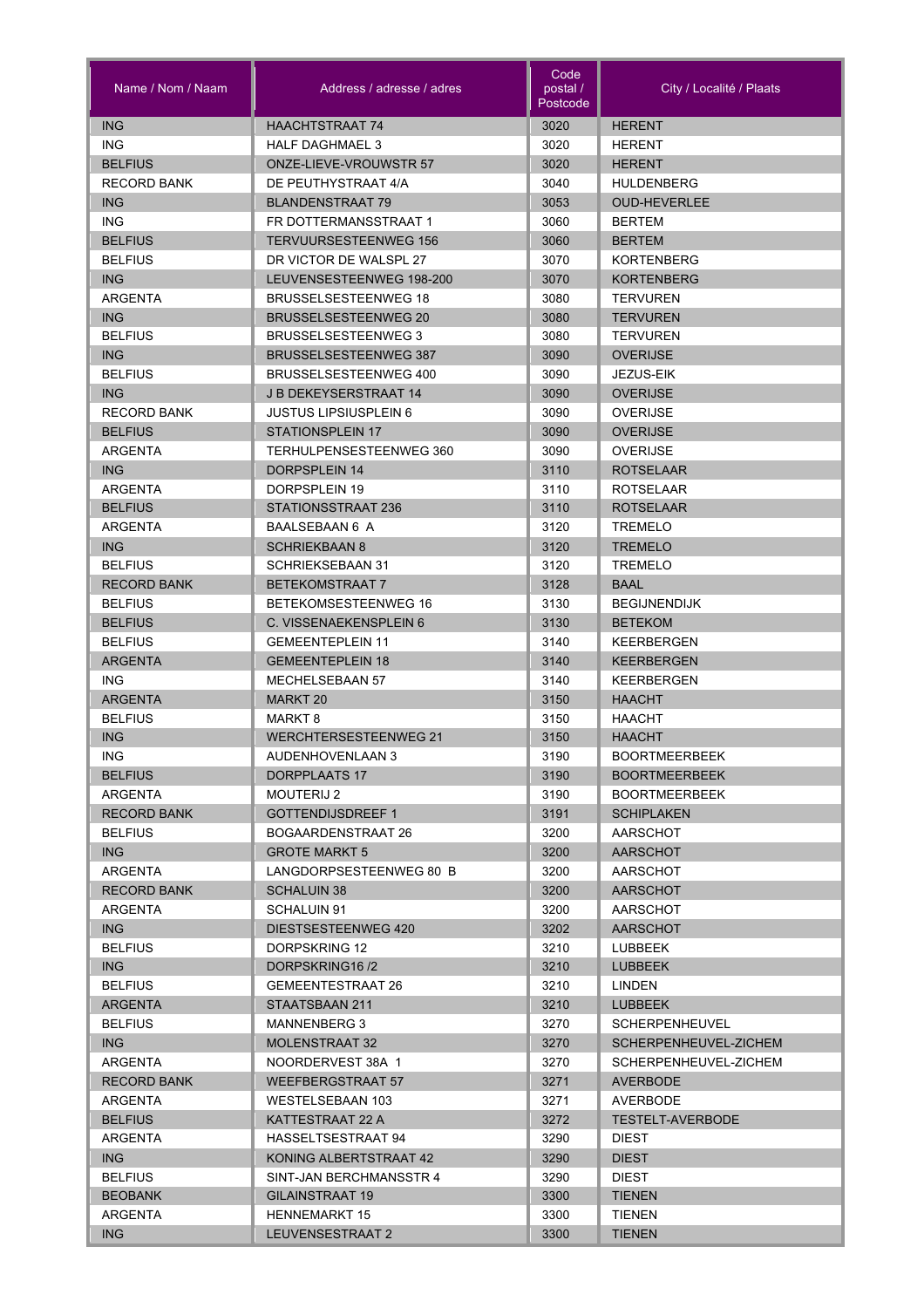| Name / Nom / Naam | Address / adresse / adres | Code postal / Postcode | City / Localité / Plaats |
|---|---|---|---|
| ING | HAACHTSTRAAT 74 | 3020 | HERENT |
| ING | HALF DAGHMAEL 3 | 3020 | HERENT |
| BELFIUS | ONZE-LIEVE-VROUWSTR 57 | 3020 | HERENT |
| RECORD BANK | DE PEUTHYSTRAAT 4/A | 3040 | HULDENBERG |
| ING | BLANDENSTRAAT 79 | 3053 | OUD-HEVERLEE |
| ING | FR DOTTERMANSSTRAAT 1 | 3060 | BERTEM |
| BELFIUS | TERVUURSESTEENWEG 156 | 3060 | BERTEM |
| BELFIUS | DR VICTOR DE WALSPL 27 | 3070 | KORTENBERG |
| ING | LEUVENSESTEENWEG 198-200 | 3070 | KORTENBERG |
| ARGENTA | BRUSSELSESTEENWEG 18 | 3080 | TERVUREN |
| ING | BRUSSELSESTEENWEG 20 | 3080 | TERVUREN |
| BELFIUS | BRUSSELSESTEENWEG 3 | 3080 | TERVUREN |
| ING | BRUSSELSESTEENWEG 387 | 3090 | OVERIJSE |
| BELFIUS | BRUSSELSESTEENWEG 400 | 3090 | JEZUS-EIK |
| ING | J B DEKEYSERSTRAAT 14 | 3090 | OVERIJSE |
| RECORD BANK | JUSTUS LIPSIUSPLEIN 6 | 3090 | OVERIJSE |
| BELFIUS | STATIONSPLEIN 17 | 3090 | OVERIJSE |
| ARGENTA | TERHULPENSESTEENWEG 360 | 3090 | OVERIJSE |
| ING | DORPSPLEIN 14 | 3110 | ROTSELAAR |
| ARGENTA | DORPSPLEIN 19 | 3110 | ROTSELAAR |
| BELFIUS | STATIONSSTRAAT 236 | 3110 | ROTSELAAR |
| ARGENTA | BAALSEBAAN 6 A | 3120 | TREMELO |
| ING | SCHRIEKBAAN 8 | 3120 | TREMELO |
| BELFIUS | SCHRIEKSEBAAN 31 | 3120 | TREMELO |
| RECORD BANK | BETEKOMSTRAAT 7 | 3128 | BAAL |
| BELFIUS | BETEKOMSESTEENWEG 16 | 3130 | BEGIJNENDIJK |
| BELFIUS | C. VISSENAEKENSPLEIN 6 | 3130 | BETEKOM |
| BELFIUS | GEMEENTEPLEIN 11 | 3140 | KEERBERGEN |
| ARGENTA | GEMEENTEPLEIN 18 | 3140 | KEERBERGEN |
| ING | MECHELSEBAAN 57 | 3140 | KEERBERGEN |
| ARGENTA | MARKT 20 | 3150 | HAACHT |
| BELFIUS | MARKT 8 | 3150 | HAACHT |
| ING | WERCHTERSESTEENWEG 21 | 3150 | HAACHT |
| ING | AUDENHOVENLAAN 3 | 3190 | BOORTMEERBEEK |
| BELFIUS | DORPPLAATS 17 | 3190 | BOORTMEERBEEK |
| ARGENTA | MOUTERIJ 2 | 3190 | BOORTMEERBEEK |
| RECORD BANK | GOTTENDIJSDREEF 1 | 3191 | SCHIPLAKEN |
| BELFIUS | BOGAARDENSTRAAT 26 | 3200 | AARSCHOT |
| ING | GROTE MARKT 5 | 3200 | AARSCHOT |
| ARGENTA | LANGDORPSESTEENWEG 80 B | 3200 | AARSCHOT |
| RECORD BANK | SCHALUIN 38 | 3200 | AARSCHOT |
| ARGENTA | SCHALUIN 91 | 3200 | AARSCHOT |
| ING | DIESTSESTEENWEG 420 | 3202 | AARSCHOT |
| BELFIUS | DORPSKRING 12 | 3210 | LUBBEEK |
| ING | DORPSKRING16 /2 | 3210 | LUBBEEK |
| BELFIUS | GEMEENTESTRAAT 26 | 3210 | LINDEN |
| ARGENTA | STAATSBAAN 211 | 3210 | LUBBEEK |
| BELFIUS | MANNENBERG 3 | 3270 | SCHERPENHEUVEL |
| ING | MOLENSTRAAT 32 | 3270 | SCHERPENHEUVEL-ZICHEM |
| ARGENTA | NOORDERVEST 38A 1 | 3270 | SCHERPENHEUVEL-ZICHEM |
| RECORD BANK | WEEFBERGSTRAAT 57 | 3271 | AVERBODE |
| ARGENTA | WESTELSEBAAN 103 | 3271 | AVERBODE |
| BELFIUS | KATTESTRAAT 22 A | 3272 | TESTELT-AVERBODE |
| ARGENTA | HASSELTSESTRAAT 94 | 3290 | DIEST |
| ING | KONING ALBERTSTRAAT 42 | 3290 | DIEST |
| BELFIUS | SINT-JAN BERCHMANSSTR 4 | 3290 | DIEST |
| BEOBANK | GILAINSTRAAT 19 | 3300 | TIENEN |
| ARGENTA | HENNEMARKT 15 | 3300 | TIENEN |
| ING | LEUVENSESTRAAT 2 | 3300 | TIENEN |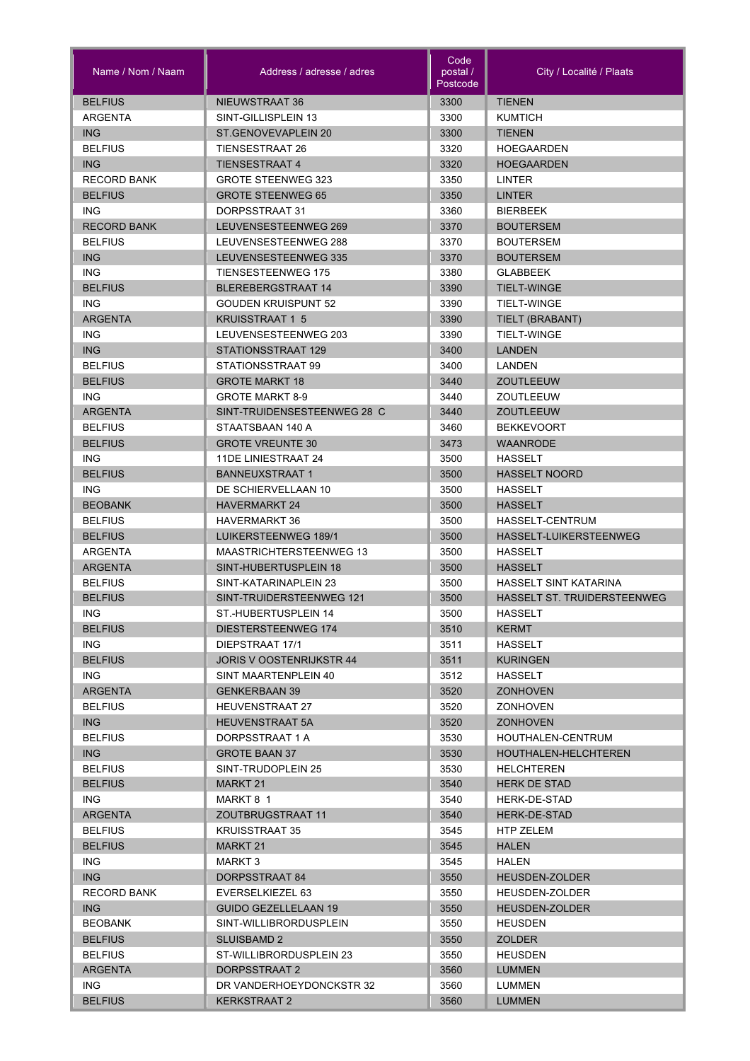| Name / Nom / Naam | Address / adresse / adres | Code postal / Postcode | City / Localité / Plaats |
|---|---|---|---|
| BELFIUS | NIEUWSTRAAT 36 | 3300 | TIENEN |
| ARGENTA | SINT-GILLISPLEIN 13 | 3300 | KUMTICH |
| ING | ST.GENOVEVAPLEIN 20 | 3300 | TIENEN |
| BELFIUS | TIENSESTRAAT 26 | 3320 | HOEGAARDEN |
| ING | TIENSESTRAAT 4 | 3320 | HOEGAARDEN |
| RECORD BANK | GROTE STEENWEG 323 | 3350 | LINTER |
| BELFIUS | GROTE STEENWEG 65 | 3350 | LINTER |
| ING | DORPSSTRAAT 31 | 3360 | BIERBEEK |
| RECORD BANK | LEUVENSESTEENWEG 269 | 3370 | BOUTERSEM |
| BELFIUS | LEUVENSESTEENWEG 288 | 3370 | BOUTERSEM |
| ING | LEUVENSESTEENWEG 335 | 3370 | BOUTERSEM |
| ING | TIENSESTEENWEG 175 | 3380 | GLABBEEK |
| BELFIUS | BLEREBERGSTRAAT 14 | 3390 | TIELT-WINGE |
| ING | GOUDEN KRUISPUNT 52 | 3390 | TIELT-WINGE |
| ARGENTA | KRUISSTRAAT 1 5 | 3390 | TIELT (BRABANT) |
| ING | LEUVENSESTEENWEG 203 | 3390 | TIELT-WINGE |
| ING | STATIONSSTRAAT 129 | 3400 | LANDEN |
| BELFIUS | STATIONSSTRAAT 99 | 3400 | LANDEN |
| BELFIUS | GROTE MARKT 18 | 3440 | ZOUTLEEUW |
| ING | GROTE MARKT 8-9 | 3440 | ZOUTLEEUW |
| ARGENTA | SINT-TRUIDENSESTEENWEG 28 C | 3440 | ZOUTLEEUW |
| BELFIUS | STAATSBAAN 140 A | 3460 | BEKKEVOORT |
| BELFIUS | GROTE VREUNTE 30 | 3473 | WAANRODE |
| ING | 11DE LINIESTRAAT 24 | 3500 | HASSELT |
| BELFIUS | BANNEUXSTRAAT 1 | 3500 | HASSELT NOORD |
| ING | DE SCHIERVELLAAN 10 | 3500 | HASSELT |
| BEOBANK | HAVERMARKT 24 | 3500 | HASSELT |
| BELFIUS | HAVERMARKT 36 | 3500 | HASSELT-CENTRUM |
| BELFIUS | LUIKERSTEENWEG 189/1 | 3500 | HASSELT-LUIKERSTEENWEG |
| ARGENTA | MAASTRICHTERSTEENWEG 13 | 3500 | HASSELT |
| ARGENTA | SINT-HUBERTUSPLEIN 18 | 3500 | HASSELT |
| BELFIUS | SINT-KATARINAPLEIN 23 | 3500 | HASSELT SINT KATARINA |
| BELFIUS | SINT-TRUIDERSTEENWEG 121 | 3500 | HASSELT ST. TRUIDERSTEENWEG |
| ING | ST.-HUBERTUSPLEIN 14 | 3500 | HASSELT |
| BELFIUS | DIESTERSTEENWEG 174 | 3510 | KERMT |
| ING | DIEPSTRAAT 17/1 | 3511 | HASSELT |
| BELFIUS | JORIS V OOSTENRIJKSTR 44 | 3511 | KURINGEN |
| ING | SINT MAARTENPLEIN 40 | 3512 | HASSELT |
| ARGENTA | GENKERBAAN 39 | 3520 | ZONHOVEN |
| BELFIUS | HEUVENSTRAAT 27 | 3520 | ZONHOVEN |
| ING | HEUVENSTRAAT 5A | 3520 | ZONHOVEN |
| BELFIUS | DORPSSTRAAT 1 A | 3530 | HOUTHALEN-CENTRUM |
| ING | GROTE BAAN 37 | 3530 | HOUTHALEN-HELCHTEREN |
| BELFIUS | SINT-TRUDOPLEIN 25 | 3530 | HELCHTEREN |
| BELFIUS | MARKT 21 | 3540 | HERK DE STAD |
| ING | MARKT 8 1 | 3540 | HERK-DE-STAD |
| ARGENTA | ZOUTBRUGSTRAAT 11 | 3540 | HERK-DE-STAD |
| BELFIUS | KRUISSTRAAT 35 | 3545 | HTP ZELEM |
| BELFIUS | MARKT 21 | 3545 | HALEN |
| ING | MARKT 3 | 3545 | HALEN |
| ING | DORPSSTRAAT 84 | 3550 | HEUSDEN-ZOLDER |
| RECORD BANK | EVERSELKIEZEL 63 | 3550 | HEUSDEN-ZOLDER |
| ING | GUIDO GEZELLELAAN 19 | 3550 | HEUSDEN-ZOLDER |
| BEOBANK | SINT-WILLIBRORDUSPLEIN | 3550 | HEUSDEN |
| BELFIUS | SLUISBAMD 2 | 3550 | ZOLDER |
| BELFIUS | ST-WILLIBRORDUSPLEIN 23 | 3550 | HEUSDEN |
| ARGENTA | DORPSSTRAAT 2 | 3560 | LUMMEN |
| ING | DR VANDERHOEYDONCKSTR 32 | 3560 | LUMMEN |
| BELFIUS | KERKSTRAAT 2 | 3560 | LUMMEN |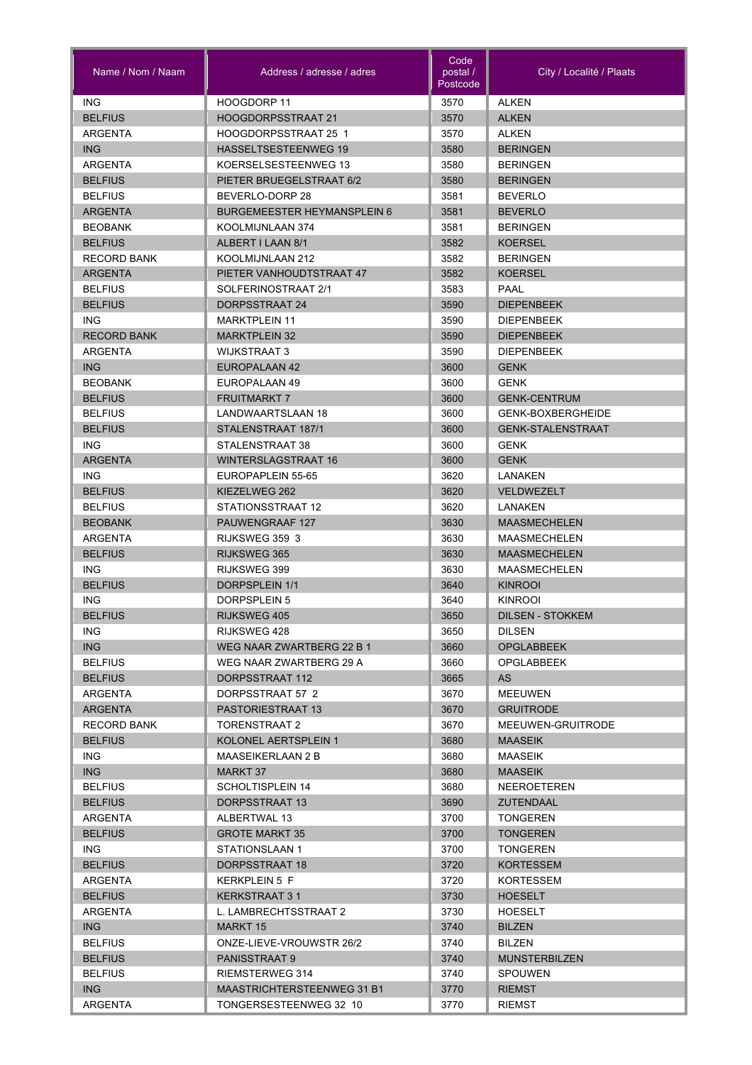| Name / Nom / Naam | Address / adresse / adres | Code postal / Postcode | City / Localité / Plaats |
|---|---|---|---|
| ING | HOOGDORP 11 | 3570 | ALKEN |
| BELFIUS | HOOGDORPSSTRAAT 21 | 3570 | ALKEN |
| ARGENTA | HOOGDORPSSTRAAT 25 1 | 3570 | ALKEN |
| ING | HASSELTSESTEENWEG 19 | 3580 | BERINGEN |
| ARGENTA | KOERSELSESTEENWEG 13 | 3580 | BERINGEN |
| BELFIUS | PIETER BRUEGELSTRAAT 6/2 | 3580 | BERINGEN |
| BELFIUS | BEVERLO-DORP 28 | 3581 | BEVERLO |
| ARGENTA | BURGEMEESTER HEYMANSPLEIN 6 | 3581 | BEVERLO |
| BEOBANK | KOOLMIJNLAAN 374 | 3581 | BERINGEN |
| BELFIUS | ALBERT I LAAN 8/1 | 3582 | KOERSEL |
| RECORD BANK | KOOLMIJNLAAN 212 | 3582 | BERINGEN |
| ARGENTA | PIETER VANHOUDTSTRAAT 47 | 3582 | KOERSEL |
| BELFIUS | SOLFERINOSTRAAT 2/1 | 3583 | PAAL |
| BELFIUS | DORPSSTRAAT 24 | 3590 | DIEPENBEEK |
| ING | MARKTPLEIN 11 | 3590 | DIEPENBEEK |
| RECORD BANK | MARKTPLEIN 32 | 3590 | DIEPENBEEK |
| ARGENTA | WIJKSTRAAT 3 | 3590 | DIEPENBEEK |
| ING | EUROPALAAN 42 | 3600 | GENK |
| BEOBANK | EUROPALAAN 49 | 3600 | GENK |
| BELFIUS | FRUITMARKT 7 | 3600 | GENK-CENTRUM |
| BELFIUS | LANDWAARTSLAAN 18 | 3600 | GENK-BOXBERGHEIDE |
| BELFIUS | STALENSTRAAT 187/1 | 3600 | GENK-STALENSTRAAT |
| ING | STALENSTRAAT 38 | 3600 | GENK |
| ARGENTA | WINTERSLAGSTRAAT 16 | 3600 | GENK |
| ING | EUROPAPLEIN 55-65 | 3620 | LANAKEN |
| BELFIUS | KIEZELWEG 262 | 3620 | VELDWEZELT |
| BELFIUS | STATIONSSTRAAT 12 | 3620 | LANAKEN |
| BEOBANK | PAUWENGRAAF 127 | 3630 | MAASMECHELEN |
| ARGENTA | RIJKSWEG 359 3 | 3630 | MAASMECHELEN |
| BELFIUS | RIJKSWEG 365 | 3630 | MAASMECHELEN |
| ING | RIJKSWEG 399 | 3630 | MAASMECHELEN |
| BELFIUS | DORPSPLEIN 1/1 | 3640 | KINROOI |
| ING | DORPSPLEIN 5 | 3640 | KINROOI |
| BELFIUS | RIJKSWEG 405 | 3650 | DILSEN - STOKKEM |
| ING | RIJKSWEG 428 | 3650 | DILSEN |
| ING | WEG NAAR ZWARTBERG 22 B 1 | 3660 | OPGLABBEEK |
| BELFIUS | WEG NAAR ZWARTBERG 29 A | 3660 | OPGLABBEEK |
| BELFIUS | DORPSSTRAAT 112 | 3665 | AS |
| ARGENTA | DORPSSTRAAT 57 2 | 3670 | MEEUWEN |
| ARGENTA | PASTORIESTRAAT 13 | 3670 | GRUITRODE |
| RECORD BANK | TORENSTRAAT 2 | 3670 | MEEUWEN-GRUITRODE |
| BELFIUS | KOLONEL AERTSPLEIN 1 | 3680 | MAASEIK |
| ING | MAASEIKERLAAN 2 B | 3680 | MAASEIK |
| ING | MARKT 37 | 3680 | MAASEIK |
| BELFIUS | SCHOLTISPLEIN 14 | 3680 | NEEROETEREN |
| BELFIUS | DORPSSTRAAT 13 | 3690 | ZUTENDAAL |
| ARGENTA | ALBERTWAL 13 | 3700 | TONGEREN |
| BELFIUS | GROTE MARKT 35 | 3700 | TONGEREN |
| ING | STATIONSLAAN 1 | 3700 | TONGEREN |
| BELFIUS | DORPSSTRAAT 18 | 3720 | KORTESSEM |
| ARGENTA | KERKPLEIN 5 F | 3720 | KORTESSEM |
| BELFIUS | KERKSTRAAT 3 1 | 3730 | HOESELT |
| ARGENTA | L. LAMBRECHTSSTRAAT 2 | 3730 | HOESELT |
| ING | MARKT 15 | 3740 | BILZEN |
| BELFIUS | ONZE-LIEVE-VROUWSTR 26/2 | 3740 | BILZEN |
| BELFIUS | PANISSTRAAT 9 | 3740 | MUNSTERBILZEN |
| BELFIUS | RIEMSTERWEG 314 | 3740 | SPOUWEN |
| ING | MAASTRICHTERSTEENWEG 31 B1 | 3770 | RIEMST |
| ARGENTA | TONGERSESTEENWEG 32 10 | 3770 | RIEMST |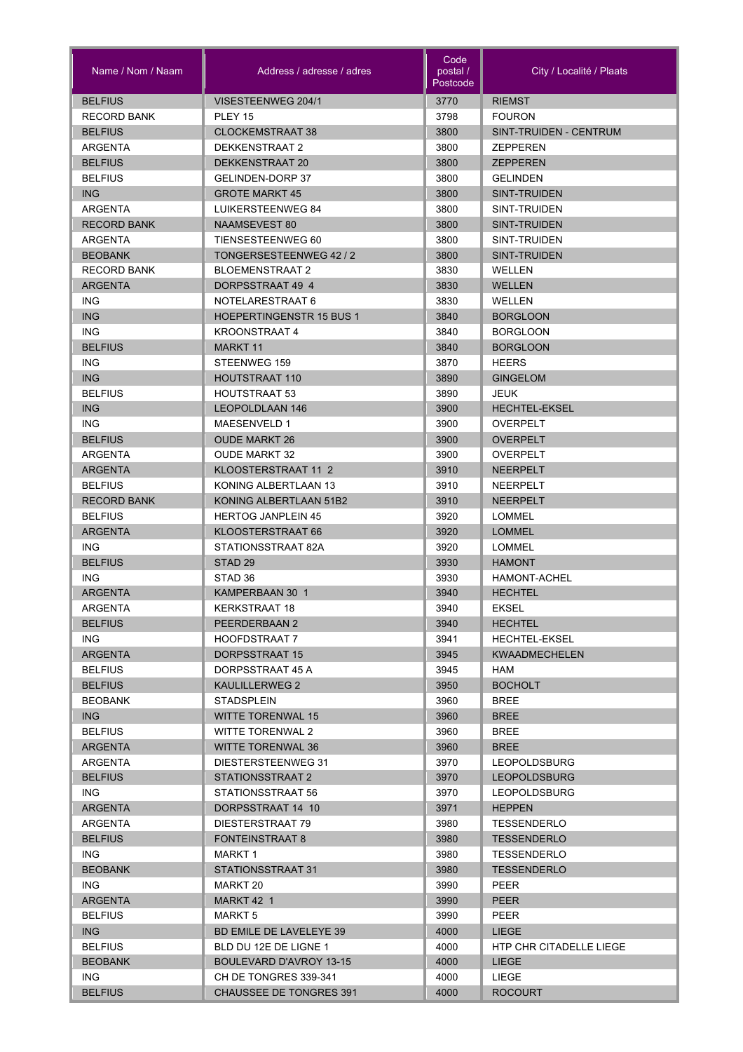| Name / Nom / Naam | Address / adresse / adres | Code postal / Postcode | City / Localité / Plaats |
|---|---|---|---|
| BELFIUS | VISESTEENWEG 204/1 | 3770 | RIEMST |
| RECORD BANK | PLEY 15 | 3798 | FOURON |
| BELFIUS | CLOCKEMSTRAAT 38 | 3800 | SINT-TRUIDEN - CENTRUM |
| ARGENTA | DEKKENSTRAAT 2 | 3800 | ZEPPEREN |
| BELFIUS | DEKKENSTRAAT 20 | 3800 | ZEPPEREN |
| BELFIUS | GELINDEN-DORP 37 | 3800 | GELINDEN |
| ING | GROTE MARKT 45 | 3800 | SINT-TRUIDEN |
| ARGENTA | LUIKERSTEENWEG 84 | 3800 | SINT-TRUIDEN |
| RECORD BANK | NAAMSEVEST 80 | 3800 | SINT-TRUIDEN |
| ARGENTA | TIENSESTEENWEG 60 | 3800 | SINT-TRUIDEN |
| BEOBANK | TONGERSESTEENWEG 42 / 2 | 3800 | SINT-TRUIDEN |
| RECORD BANK | BLOEMENSTRAAT 2 | 3830 | WELLEN |
| ARGENTA | DORPSSTRAAT 49 4 | 3830 | WELLEN |
| ING | NOTELARESTRAAT 6 | 3830 | WELLEN |
| ING | HOEPERTINGENSTR 15 BUS 1 | 3840 | BORGLOON |
| ING | KROONSTRAAT 4 | 3840 | BORGLOON |
| BELFIUS | MARKT 11 | 3840 | BORGLOON |
| ING | STEENWEG 159 | 3870 | HEERS |
| ING | HOUTSTRAAT 110 | 3890 | GINGELOM |
| BELFIUS | HOUTSTRAAT 53 | 3890 | JEUK |
| ING | LEOPOLDLAAN 146 | 3900 | HECHTEL-EKSEL |
| ING | MAESENVELD 1 | 3900 | OVERPELT |
| BELFIUS | OUDE MARKT 26 | 3900 | OVERPELT |
| ARGENTA | OUDE MARKT 32 | 3900 | OVERPELT |
| ARGENTA | KLOOSTERSTRAAT 11 2 | 3910 | NEERPELT |
| BELFIUS | KONING ALBERTLAAN 13 | 3910 | NEERPELT |
| RECORD BANK | KONING ALBERTLAAN 51B2 | 3910 | NEERPELT |
| BELFIUS | HERTOG JANPLEIN 45 | 3920 | LOMMEL |
| ARGENTA | KLOOSTERSTRAAT 66 | 3920 | LOMMEL |
| ING | STATIONSSTRAAT 82A | 3920 | LOMMEL |
| BELFIUS | STAD 29 | 3930 | HAMONT |
| ING | STAD 36 | 3930 | HAMONT-ACHEL |
| ARGENTA | KAMPERBAAN 30 1 | 3940 | HECHTEL |
| ARGENTA | KERKSTRAAT 18 | 3940 | EKSEL |
| BELFIUS | PEERDERBAAN 2 | 3940 | HECHTEL |
| ING | HOOFDSTRAAT 7 | 3941 | HECHTEL-EKSEL |
| ARGENTA | DORPSSTRAAT 15 | 3945 | KWAADMECHELEN |
| BELFIUS | DORPSSTRAAT 45 A | 3945 | HAM |
| BELFIUS | KAULILLERWEG 2 | 3950 | BOCHOLT |
| BEOBANK | STADSPLEIN | 3960 | BREE |
| ING | WITTE TORENWAL 15 | 3960 | BREE |
| BELFIUS | WITTE TORENWAL 2 | 3960 | BREE |
| ARGENTA | WITTE TORENWAL 36 | 3960 | BREE |
| ARGENTA | DIESTERSTEENWEG 31 | 3970 | LEOPOLDSBURG |
| BELFIUS | STATIONSSTRAAT 2 | 3970 | LEOPOLDSBURG |
| ING | STATIONSSTRAAT 56 | 3970 | LEOPOLDSBURG |
| ARGENTA | DORPSSTRAAT 14 10 | 3971 | HEPPEN |
| ARGENTA | DIESTERSTRAAT 79 | 3980 | TESSENDERLO |
| BELFIUS | FONTEINSTRAAT 8 | 3980 | TESSENDERLO |
| ING | MARKT 1 | 3980 | TESSENDERLO |
| BEOBANK | STATIONSSTRAAT 31 | 3980 | TESSENDERLO |
| ING | MARKT 20 | 3990 | PEER |
| ARGENTA | MARKT 42 1 | 3990 | PEER |
| BELFIUS | MARKT 5 | 3990 | PEER |
| ING | BD EMILE DE LAVELEYE 39 | 4000 | LIEGE |
| BELFIUS | BLD DU 12E DE LIGNE 1 | 4000 | HTP CHR CITADELLE LIEGE |
| BEOBANK | BOULEVARD D'AVROY 13-15 | 4000 | LIEGE |
| ING | CH DE TONGRES 339-341 | 4000 | LIEGE |
| BELFIUS | CHAUSSEE DE TONGRES 391 | 4000 | ROCOURT |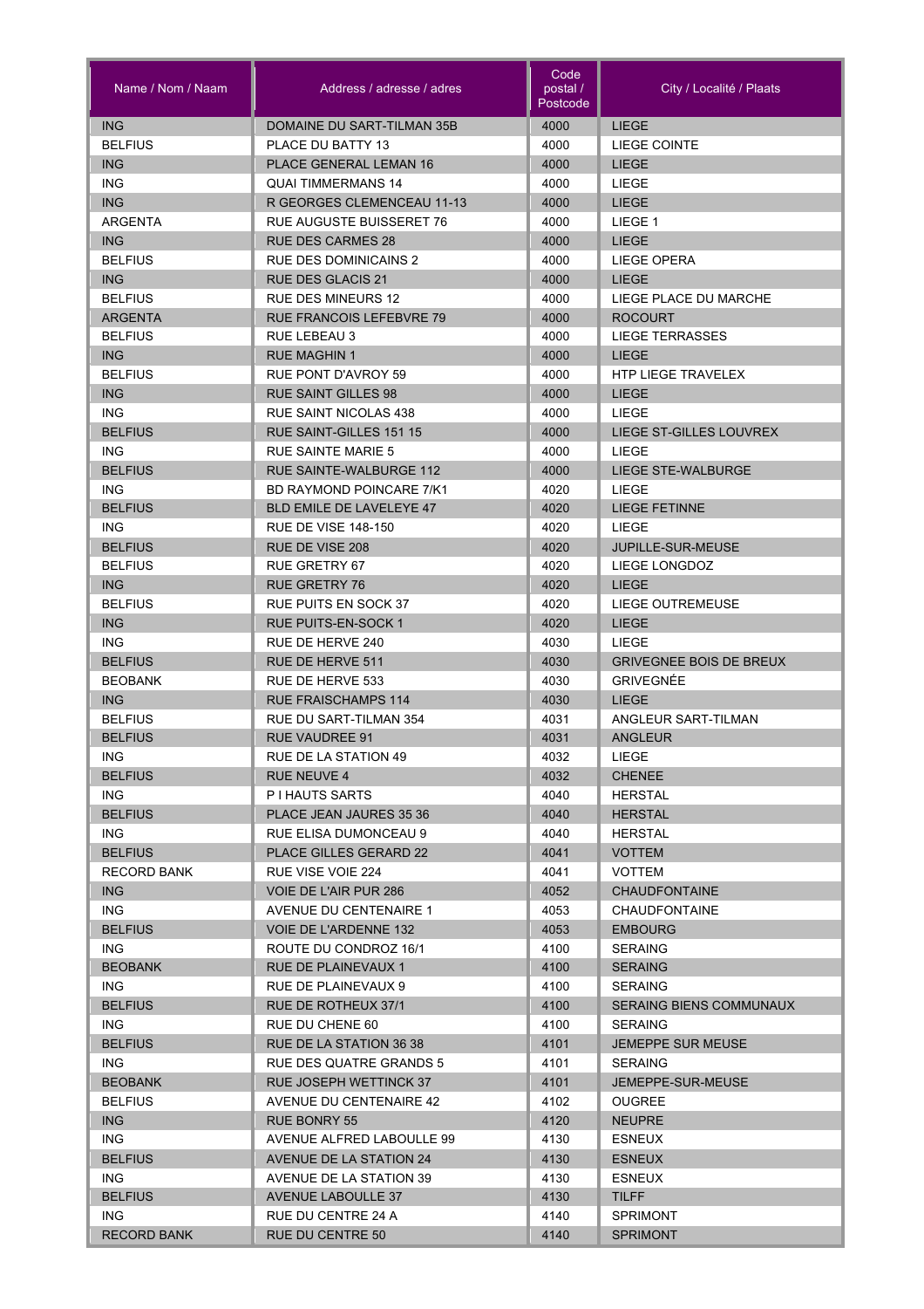| Name / Nom / Naam | Address / adresse / adres | Code postal / Postcode | City / Localité / Plaats |
|---|---|---|---|
| ING | DOMAINE DU SART-TILMAN 35B | 4000 | LIEGE |
| BELFIUS | PLACE DU BATTY 13 | 4000 | LIEGE COINTE |
| ING | PLACE GENERAL LEMAN 16 | 4000 | LIEGE |
| ING | QUAI TIMMERMANS 14 | 4000 | LIEGE |
| ING | R GEORGES CLEMENCEAU 11-13 | 4000 | LIEGE |
| ARGENTA | RUE AUGUSTE BUISSERET 76 | 4000 | LIEGE 1 |
| ING | RUE DES CARMES 28 | 4000 | LIEGE |
| BELFIUS | RUE DES DOMINICAINS 2 | 4000 | LIEGE OPERA |
| ING | RUE DES GLACIS 21 | 4000 | LIEGE |
| BELFIUS | RUE DES MINEURS 12 | 4000 | LIEGE PLACE DU MARCHE |
| ARGENTA | RUE FRANCOIS LEFEBVRE 79 | 4000 | ROCOURT |
| BELFIUS | RUE LEBEAU 3 | 4000 | LIEGE TERRASSES |
| ING | RUE MAGHIN 1 | 4000 | LIEGE |
| BELFIUS | RUE PONT D'AVROY 59 | 4000 | HTP LIEGE TRAVELEX |
| ING | RUE SAINT GILLES 98 | 4000 | LIEGE |
| ING | RUE SAINT NICOLAS 438 | 4000 | LIEGE |
| BELFIUS | RUE SAINT-GILLES 151 15 | 4000 | LIEGE ST-GILLES LOUVREX |
| ING | RUE SAINTE MARIE 5 | 4000 | LIEGE |
| BELFIUS | RUE SAINTE-WALBURGE 112 | 4000 | LIEGE STE-WALBURGE |
| ING | BD RAYMOND POINCARE 7/K1 | 4020 | LIEGE |
| BELFIUS | BLD EMILE DE LAVELEYE 47 | 4020 | LIEGE FETINNE |
| ING | RUE DE VISE 148-150 | 4020 | LIEGE |
| BELFIUS | RUE DE VISE 208 | 4020 | JUPILLE-SUR-MEUSE |
| BELFIUS | RUE GRETRY 67 | 4020 | LIEGE LONGDOZ |
| ING | RUE GRETRY 76 | 4020 | LIEGE |
| BELFIUS | RUE PUITS EN SOCK 37 | 4020 | LIEGE OUTREMEUSE |
| ING | RUE PUITS-EN-SOCK 1 | 4020 | LIEGE |
| ING | RUE DE HERVE 240 | 4030 | LIEGE |
| BELFIUS | RUE DE HERVE 511 | 4030 | GRIVEGNEE BOIS DE BREUX |
| BEOBANK | RUE DE HERVE 533 | 4030 | GRIVEGNÉE |
| ING | RUE FRAISCHAMPS 114 | 4030 | LIEGE |
| BELFIUS | RUE DU SART-TILMAN 354 | 4031 | ANGLEUR SART-TILMAN |
| BELFIUS | RUE VAUDREE 91 | 4031 | ANGLEUR |
| ING | RUE DE LA STATION 49 | 4032 | LIEGE |
| BELFIUS | RUE NEUVE 4 | 4032 | CHENEE |
| ING | P I HAUTS SARTS | 4040 | HERSTAL |
| BELFIUS | PLACE JEAN JAURES 35 36 | 4040 | HERSTAL |
| ING | RUE ELISA DUMONCEAU 9 | 4040 | HERSTAL |
| BELFIUS | PLACE GILLES GERARD 22 | 4041 | VOTTEM |
| RECORD BANK | RUE VISE VOIE 224 | 4041 | VOTTEM |
| ING | VOIE DE L'AIR PUR 286 | 4052 | CHAUDFONTAINE |
| ING | AVENUE DU CENTENAIRE 1 | 4053 | CHAUDFONTAINE |
| BELFIUS | VOIE DE L'ARDENNE 132 | 4053 | EMBOURG |
| ING | ROUTE DU CONDROZ 16/1 | 4100 | SERAING |
| BEOBANK | RUE DE PLAINEVAUX 1 | 4100 | SERAING |
| ING | RUE DE PLAINEVAUX 9 | 4100 | SERAING |
| BELFIUS | RUE DE ROTHEUX 37/1 | 4100 | SERAING BIENS COMMUNAUX |
| ING | RUE DU CHENE 60 | 4100 | SERAING |
| BELFIUS | RUE DE LA STATION 36 38 | 4101 | JEMEPPE SUR MEUSE |
| ING | RUE DES QUATRE GRANDS 5 | 4101 | SERAING |
| BEOBANK | RUE JOSEPH WETTINCK 37 | 4101 | JEMEPPE-SUR-MEUSE |
| BELFIUS | AVENUE DU CENTENAIRE 42 | 4102 | OUGREE |
| ING | RUE BONRY 55 | 4120 | NEUPRE |
| ING | AVENUE ALFRED LABOULLE 99 | 4130 | ESNEUX |
| BELFIUS | AVENUE DE LA STATION 24 | 4130 | ESNEUX |
| ING | AVENUE DE LA STATION 39 | 4130 | ESNEUX |
| BELFIUS | AVENUE LABOULLE 37 | 4130 | TILFF |
| ING | RUE DU CENTRE 24 A | 4140 | SPRIMONT |
| RECORD BANK | RUE DU CENTRE 50 | 4140 | SPRIMONT |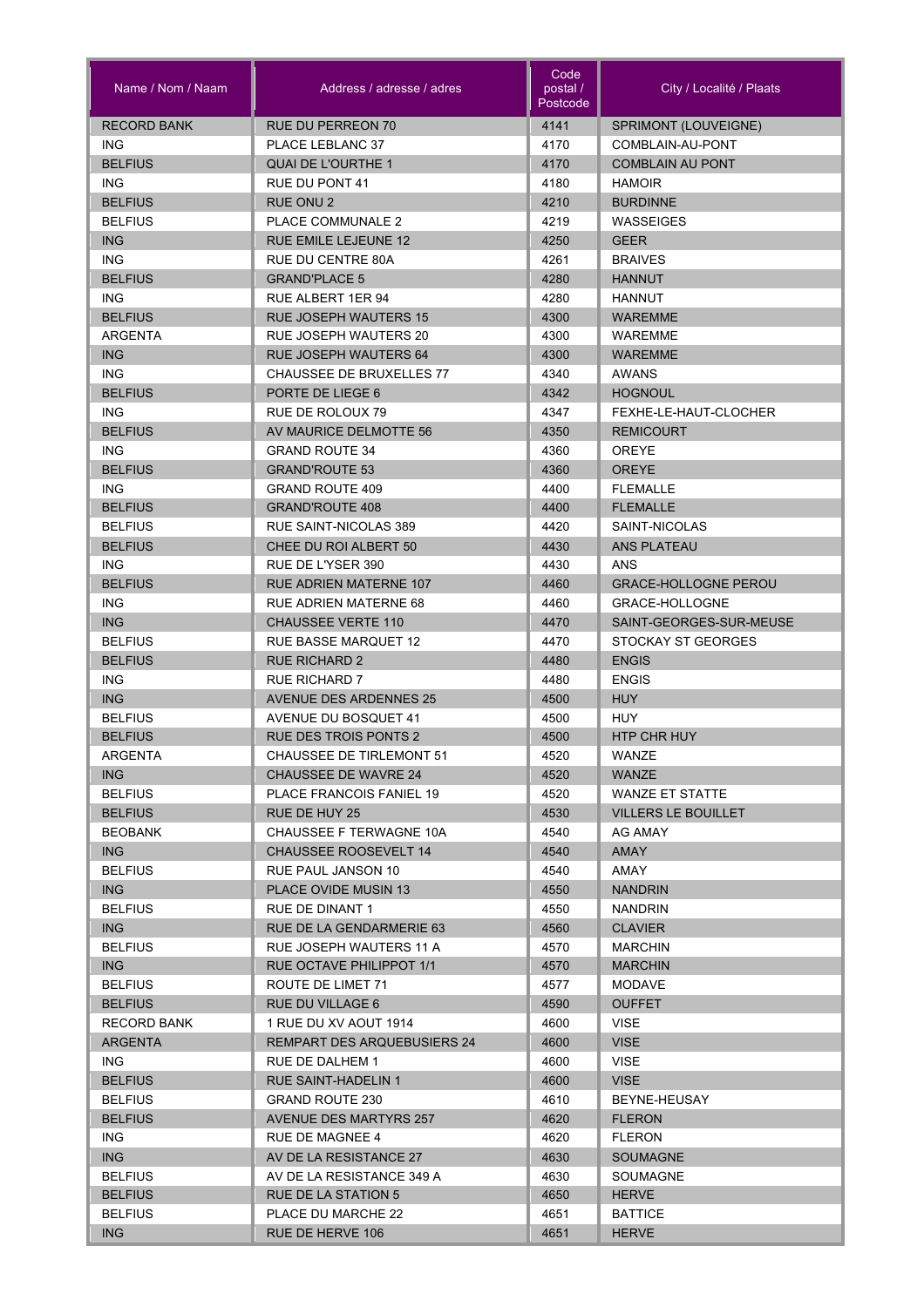| Name / Nom / Naam | Address / adresse / adres | Code postal / Postcode | City / Localité / Plaats |
|---|---|---|---|
| RECORD BANK | RUE DU PERREON 70 | 4141 | SPRIMONT (LOUVEIGNE) |
| ING | PLACE LEBLANC 37 | 4170 | COMBLAIN-AU-PONT |
| BELFIUS | QUAI DE L'OURTHE 1 | 4170 | COMBLAIN AU PONT |
| ING | RUE DU PONT 41 | 4180 | HAMOIR |
| BELFIUS | RUE ONU 2 | 4210 | BURDINNE |
| BELFIUS | PLACE COMMUNALE 2 | 4219 | WASSEIGES |
| ING | RUE EMILE LEJEUNE 12 | 4250 | GEER |
| ING | RUE DU CENTRE 80A | 4261 | BRAIVES |
| BELFIUS | GRAND'PLACE 5 | 4280 | HANNUT |
| ING | RUE ALBERT 1ER 94 | 4280 | HANNUT |
| BELFIUS | RUE JOSEPH WAUTERS 15 | 4300 | WAREMME |
| ARGENTA | RUE JOSEPH WAUTERS 20 | 4300 | WAREMME |
| ING | RUE JOSEPH WAUTERS 64 | 4300 | WAREMME |
| ING | CHAUSSEE DE BRUXELLES 77 | 4340 | AWANS |
| BELFIUS | PORTE DE LIEGE 6 | 4342 | HOGNOUL |
| ING | RUE DE ROLOUX 79 | 4347 | FEXHE-LE-HAUT-CLOCHER |
| BELFIUS | AV MAURICE DELMOTTE 56 | 4350 | REMICOURT |
| ING | GRAND ROUTE 34 | 4360 | OREYE |
| BELFIUS | GRAND'ROUTE 53 | 4360 | OREYE |
| ING | GRAND ROUTE 409 | 4400 | FLEMALLE |
| BELFIUS | GRAND'ROUTE 408 | 4400 | FLEMALLE |
| BELFIUS | RUE SAINT-NICOLAS 389 | 4420 | SAINT-NICOLAS |
| BELFIUS | CHEE DU ROI ALBERT 50 | 4430 | ANS PLATEAU |
| ING | RUE DE L'YSER 390 | 4430 | ANS |
| BELFIUS | RUE ADRIEN MATERNE 107 | 4460 | GRACE-HOLLOGNE PEROU |
| ING | RUE ADRIEN MATERNE 68 | 4460 | GRACE-HOLLOGNE |
| ING | CHAUSSEE VERTE 110 | 4470 | SAINT-GEORGES-SUR-MEUSE |
| BELFIUS | RUE BASSE MARQUET 12 | 4470 | STOCKAY ST GEORGES |
| BELFIUS | RUE RICHARD 2 | 4480 | ENGIS |
| ING | RUE RICHARD 7 | 4480 | ENGIS |
| ING | AVENUE DES ARDENNES 25 | 4500 | HUY |
| BELFIUS | AVENUE DU BOSQUET 41 | 4500 | HUY |
| BELFIUS | RUE DES TROIS PONTS 2 | 4500 | HTP CHR HUY |
| ARGENTA | CHAUSSEE DE TIRLEMONT 51 | 4520 | WANZE |
| ING | CHAUSSEE DE WAVRE 24 | 4520 | WANZE |
| BELFIUS | PLACE FRANCOIS FANIEL 19 | 4520 | WANZE ET STATTE |
| BELFIUS | RUE DE HUY 25 | 4530 | VILLERS LE BOUILLET |
| BEOBANK | CHAUSSEE F TERWAGNE 10A | 4540 | AG AMAY |
| ING | CHAUSSEE ROOSEVELT 14 | 4540 | AMAY |
| BELFIUS | RUE PAUL JANSON 10 | 4540 | AMAY |
| ING | PLACE OVIDE MUSIN 13 | 4550 | NANDRIN |
| BELFIUS | RUE DE DINANT 1 | 4550 | NANDRIN |
| ING | RUE DE LA GENDARMERIE 63 | 4560 | CLAVIER |
| BELFIUS | RUE JOSEPH WAUTERS 11 A | 4570 | MARCHIN |
| ING | RUE OCTAVE PHILIPPOT 1/1 | 4570 | MARCHIN |
| BELFIUS | ROUTE DE LIMET 71 | 4577 | MODAVE |
| BELFIUS | RUE DU VILLAGE 6 | 4590 | OUFFET |
| RECORD BANK | 1 RUE DU XV AOUT 1914 | 4600 | VISE |
| ARGENTA | REMPART DES ARQUEBUSIERS 24 | 4600 | VISE |
| ING | RUE DE DALHEM 1 | 4600 | VISE |
| BELFIUS | RUE SAINT-HADELIN 1 | 4600 | VISE |
| BELFIUS | GRAND ROUTE 230 | 4610 | BEYNE-HEUSAY |
| BELFIUS | AVENUE DES MARTYRS 257 | 4620 | FLERON |
| ING | RUE DE MAGNEE 4 | 4620 | FLERON |
| ING | AV DE LA RESISTANCE 27 | 4630 | SOUMAGNE |
| BELFIUS | AV DE LA RESISTANCE 349 A | 4630 | SOUMAGNE |
| BELFIUS | RUE DE LA STATION 5 | 4650 | HERVE |
| BELFIUS | PLACE DU MARCHE 22 | 4651 | BATTICE |
| ING | RUE DE HERVE 106 | 4651 | HERVE |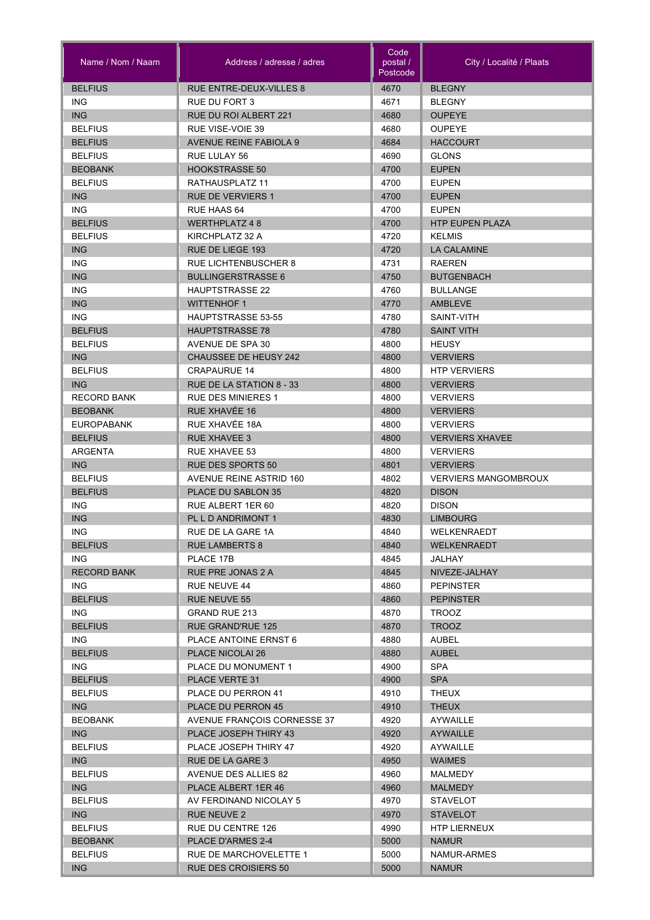| Name / Nom / Naam | Address / adresse / adres | Code postal / Postcode | City / Localité / Plaats |
|---|---|---|---|
| BELFIUS | RUE ENTRE-DEUX-VILLES 8 | 4670 | BLEGNY |
| ING | RUE DU FORT 3 | 4671 | BLEGNY |
| ING | RUE DU ROI ALBERT 221 | 4680 | OUPEYE |
| BELFIUS | RUE VISE-VOIE 39 | 4680 | OUPEYE |
| BELFIUS | AVENUE REINE FABIOLA 9 | 4684 | HACCOURT |
| BELFIUS | RUE LULAY 56 | 4690 | GLONS |
| BEOBANK | HOOKSTRASSE 50 | 4700 | EUPEN |
| BELFIUS | RATHAUSPLATZ 11 | 4700 | EUPEN |
| ING | RUE DE VERVIERS 1 | 4700 | EUPEN |
| ING | RUE HAAS 64 | 4700 | EUPEN |
| BELFIUS | WERTHPLATZ 4 8 | 4700 | HTP EUPEN PLAZA |
| BELFIUS | KIRCHPLATZ 32 A | 4720 | KELMIS |
| ING | RUE DE LIEGE 193 | 4720 | LA CALAMINE |
| ING | RUE LICHTENBUSCHER 8 | 4731 | RAEREN |
| ING | BULLINGERSTRASSE 6 | 4750 | BUTGENBACH |
| ING | HAUPTSTRASSE 22 | 4760 | BULLANGE |
| ING | WITTENHOF 1 | 4770 | AMBLEVE |
| ING | HAUPTSTRASSE 53-55 | 4780 | SAINT-VITH |
| BELFIUS | HAUPTSTRASSE 78 | 4780 | SAINT VITH |
| BELFIUS | AVENUE DE SPA 30 | 4800 | HEUSY |
| ING | CHAUSSEE DE HEUSY 242 | 4800 | VERVIERS |
| BELFIUS | CRAPAURUE 14 | 4800 | HTP VERVIERS |
| ING | RUE DE LA STATION 8 - 33 | 4800 | VERVIERS |
| RECORD BANK | RUE DES MINIERES 1 | 4800 | VERVIERS |
| BEOBANK | RUE XHAVÉE 16 | 4800 | VERVIERS |
| EUROPABANK | RUE XHAVÉE 18A | 4800 | VERVIERS |
| BELFIUS | RUE XHAVEE 3 | 4800 | VERVIERS XHAVEE |
| ARGENTA | RUE XHAVEE 53 | 4800 | VERVIERS |
| ING | RUE DES SPORTS 50 | 4801 | VERVIERS |
| BELFIUS | AVENUE REINE ASTRID 160 | 4802 | VERVIERS MANGOMBROUX |
| BELFIUS | PLACE DU SABLON 35 | 4820 | DISON |
| ING | RUE ALBERT 1ER 60 | 4820 | DISON |
| ING | PL L D ANDRIMONT 1 | 4830 | LIMBOURG |
| ING | RUE DE LA GARE 1A | 4840 | WELKENRAEDT |
| BELFIUS | RUE LAMBERTS 8 | 4840 | WELKENRAEDT |
| ING | PLACE 17B | 4845 | JALHAY |
| RECORD BANK | RUE PRE JONAS 2 A | 4845 | NIVEZE-JALHAY |
| ING | RUE NEUVE 44 | 4860 | PEPINSTER |
| BELFIUS | RUE NEUVE 55 | 4860 | PEPINSTER |
| ING | GRAND RUE 213 | 4870 | TROOZ |
| BELFIUS | RUE GRAND'RUE 125 | 4870 | TROOZ |
| ING | PLACE ANTOINE ERNST 6 | 4880 | AUBEL |
| BELFIUS | PLACE NICOLAI 26 | 4880 | AUBEL |
| ING | PLACE DU MONUMENT 1 | 4900 | SPA |
| BELFIUS | PLACE VERTE 31 | 4900 | SPA |
| BELFIUS | PLACE DU PERRON 41 | 4910 | THEUX |
| ING | PLACE DU PERRON 45 | 4910 | THEUX |
| BEOBANK | AVENUE FRANÇOIS CORNESSE 37 | 4920 | AYWAILLE |
| ING | PLACE JOSEPH THIRY 43 | 4920 | AYWAILLE |
| BELFIUS | PLACE JOSEPH THIRY 47 | 4920 | AYWAILLE |
| ING | RUE DE LA GARE 3 | 4950 | WAIMES |
| BELFIUS | AVENUE DES ALLIES 82 | 4960 | MALMEDY |
| ING | PLACE ALBERT 1ER 46 | 4960 | MALMEDY |
| BELFIUS | AV FERDINAND NICOLAY 5 | 4970 | STAVELOT |
| ING | RUE NEUVE 2 | 4970 | STAVELOT |
| BELFIUS | RUE DU CENTRE 126 | 4990 | HTP LIERNEUX |
| BEOBANK | PLACE D'ARMES 2-4 | 5000 | NAMUR |
| BELFIUS | RUE DE MARCHOVELETTE 1 | 5000 | NAMUR-ARMES |
| ING | RUE DES CROISIERS 50 | 5000 | NAMUR |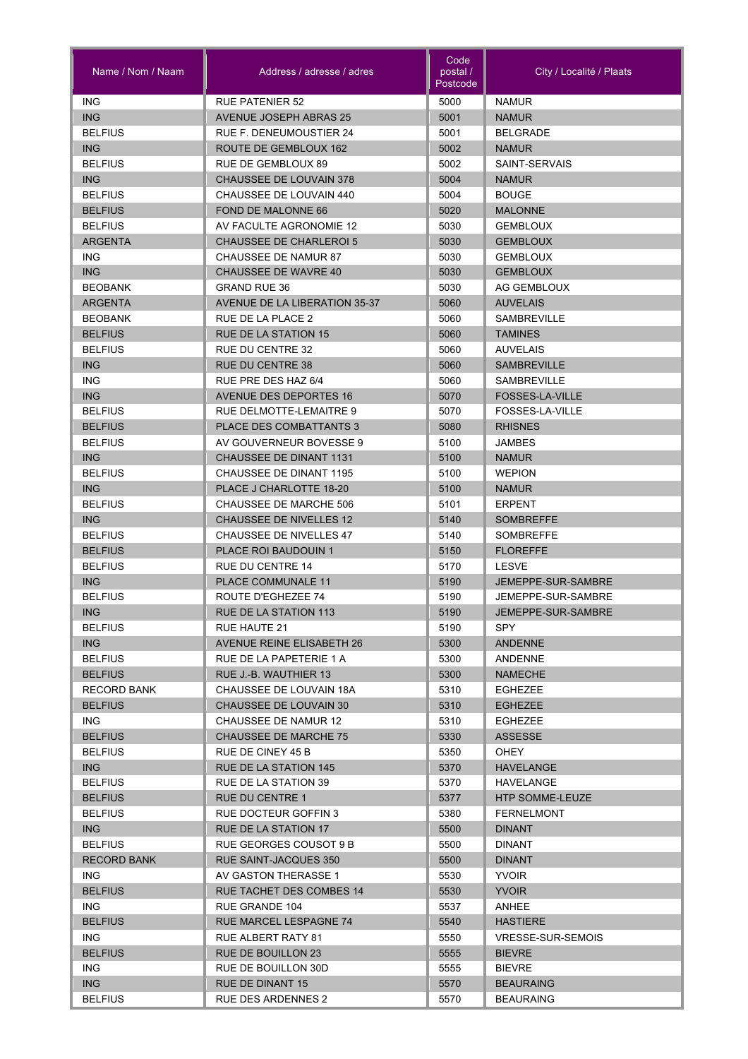| Name / Nom / Naam | Address / adresse / adres | Code postal / Postcode | City / Localité / Plaats |
|---|---|---|---|
| ING | RUE PATENIER 52 | 5000 | NAMUR |
| ING | AVENUE JOSEPH ABRAS 25 | 5001 | NAMUR |
| BELFIUS | RUE F. DENEUMOUSTIER 24 | 5001 | BELGRADE |
| ING | ROUTE DE GEMBLOUX 162 | 5002 | NAMUR |
| BELFIUS | RUE DE GEMBLOUX 89 | 5002 | SAINT-SERVAIS |
| ING | CHAUSSEE DE LOUVAIN 378 | 5004 | NAMUR |
| BELFIUS | CHAUSSEE DE LOUVAIN 440 | 5004 | BOUGE |
| BELFIUS | FOND DE MALONNE 66 | 5020 | MALONNE |
| BELFIUS | AV FACULTE AGRONOMIE 12 | 5030 | GEMBLOUX |
| ARGENTA | CHAUSSEE DE CHARLEROI 5 | 5030 | GEMBLOUX |
| ING | CHAUSSEE DE NAMUR 87 | 5030 | GEMBLOUX |
| ING | CHAUSSEE DE WAVRE 40 | 5030 | GEMBLOUX |
| BEOBANK | GRAND RUE 36 | 5030 | AG GEMBLOUX |
| ARGENTA | AVENUE DE LA LIBERATION 35-37 | 5060 | AUVELAIS |
| BEOBANK | RUE DE LA PLACE 2 | 5060 | SAMBREVILLE |
| BELFIUS | RUE DE LA STATION 15 | 5060 | TAMINES |
| BELFIUS | RUE DU CENTRE 32 | 5060 | AUVELAIS |
| ING | RUE DU CENTRE 38 | 5060 | SAMBREVILLE |
| ING | RUE PRE DES HAZ 6/4 | 5060 | SAMBREVILLE |
| ING | AVENUE DES DEPORTES 16 | 5070 | FOSSES-LA-VILLE |
| BELFIUS | RUE DELMOTTE-LEMAITRE 9 | 5070 | FOSSES-LA-VILLE |
| BELFIUS | PLACE DES COMBATTANTS 3 | 5080 | RHISNES |
| BELFIUS | AV GOUVERNEUR BOVESSE 9 | 5100 | JAMBES |
| ING | CHAUSSEE DE DINANT 1131 | 5100 | NAMUR |
| BELFIUS | CHAUSSEE DE DINANT 1195 | 5100 | WEPION |
| ING | PLACE J CHARLOTTE 18-20 | 5100 | NAMUR |
| BELFIUS | CHAUSSEE DE MARCHE 506 | 5101 | ERPENT |
| ING | CHAUSSEE DE NIVELLES 12 | 5140 | SOMBREFFE |
| BELFIUS | CHAUSSEE DE NIVELLES 47 | 5140 | SOMBREFFE |
| BELFIUS | PLACE ROI BAUDOUIN 1 | 5150 | FLOREFFE |
| BELFIUS | RUE DU CENTRE 14 | 5170 | LESVE |
| ING | PLACE COMMUNALE 11 | 5190 | JEMEPPE-SUR-SAMBRE |
| BELFIUS | ROUTE D'EGHEZEE 74 | 5190 | JEMEPPE-SUR-SAMBRE |
| ING | RUE DE LA STATION 113 | 5190 | JEMEPPE-SUR-SAMBRE |
| BELFIUS | RUE HAUTE 21 | 5190 | SPY |
| ING | AVENUE REINE ELISABETH 26 | 5300 | ANDENNE |
| BELFIUS | RUE DE LA PAPETERIE 1 A | 5300 | ANDENNE |
| BELFIUS | RUE J.-B. WAUTHIER 13 | 5300 | NAMECHE |
| RECORD BANK | CHAUSSEE DE LOUVAIN 18A | 5310 | EGHEZEE |
| BELFIUS | CHAUSSEE DE LOUVAIN 30 | 5310 | EGHEZEE |
| ING | CHAUSSEE DE NAMUR 12 | 5310 | EGHEZEE |
| BELFIUS | CHAUSSEE DE MARCHE 75 | 5330 | ASSESSE |
| BELFIUS | RUE DE CINEY 45 B | 5350 | OHEY |
| ING | RUE DE LA STATION 145 | 5370 | HAVELANGE |
| BELFIUS | RUE DE LA STATION 39 | 5370 | HAVELANGE |
| BELFIUS | RUE DU CENTRE 1 | 5377 | HTP SOMME-LEUZE |
| BELFIUS | RUE DOCTEUR GOFFIN 3 | 5380 | FERNELMONT |
| ING | RUE DE LA STATION 17 | 5500 | DINANT |
| BELFIUS | RUE GEORGES COUSOT 9 B | 5500 | DINANT |
| RECORD BANK | RUE SAINT-JACQUES 350 | 5500 | DINANT |
| ING | AV GASTON THERASSE 1 | 5530 | YVOIR |
| BELFIUS | RUE TACHET DES COMBES 14 | 5530 | YVOIR |
| ING | RUE GRANDE 104 | 5537 | ANHEE |
| BELFIUS | RUE MARCEL LESPAGNE 74 | 5540 | HASTIERE |
| ING | RUE ALBERT RATY 81 | 5550 | VRESSE-SUR-SEMOIS |
| BELFIUS | RUE DE BOUILLON 23 | 5555 | BIEVRE |
| ING | RUE DE BOUILLON 30D | 5555 | BIEVRE |
| ING | RUE DE DINANT 15 | 5570 | BEAURAING |
| BELFIUS | RUE DES ARDENNES 2 | 5570 | BEAURAING |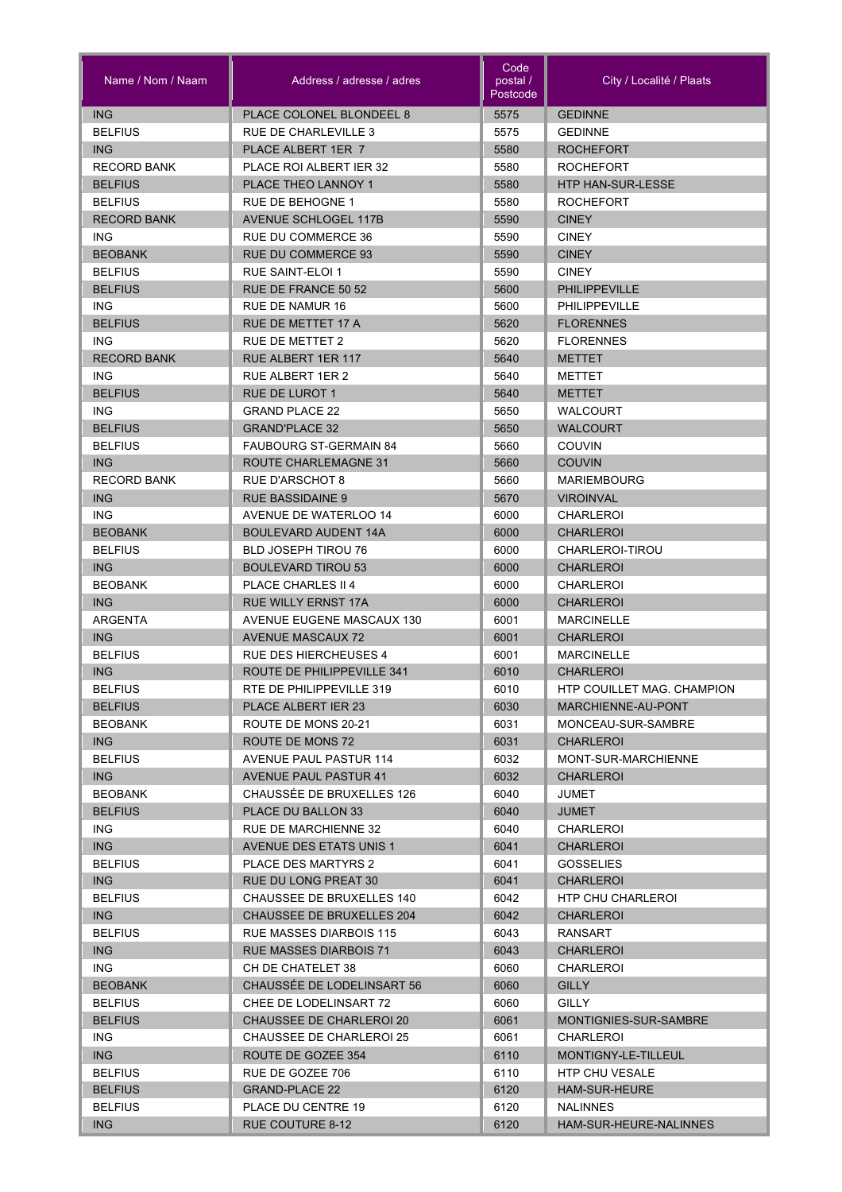| Name / Nom / Naam | Address / adresse / adres | Code postal / Postcode | City / Localité / Plaats |
|---|---|---|---|
| ING | PLACE COLONEL BLONDEEL 8 | 5575 | GEDINNE |
| BELFIUS | RUE DE CHARLEVILLE 3 | 5575 | GEDINNE |
| ING | PLACE ALBERT 1ER 7 | 5580 | ROCHEFORT |
| RECORD BANK | PLACE ROI ALBERT IER 32 | 5580 | ROCHEFORT |
| BELFIUS | PLACE THEO LANNOY 1 | 5580 | HTP HAN-SUR-LESSE |
| BELFIUS | RUE DE BEHOGNE 1 | 5580 | ROCHEFORT |
| RECORD BANK | AVENUE SCHLOGEL 117B | 5590 | CINEY |
| ING | RUE DU COMMERCE 36 | 5590 | CINEY |
| BEOBANK | RUE DU COMMERCE 93 | 5590 | CINEY |
| BELFIUS | RUE SAINT-ELOI 1 | 5590 | CINEY |
| BELFIUS | RUE DE FRANCE 50 52 | 5600 | PHILIPPEVILLE |
| ING | RUE DE NAMUR 16 | 5600 | PHILIPPEVILLE |
| BELFIUS | RUE DE METTET 17 A | 5620 | FLORENNES |
| ING | RUE DE METTET 2 | 5620 | FLORENNES |
| RECORD BANK | RUE ALBERT 1ER 117 | 5640 | METTET |
| ING | RUE ALBERT 1ER 2 | 5640 | METTET |
| BELFIUS | RUE DE LUROT 1 | 5640 | METTET |
| ING | GRAND PLACE 22 | 5650 | WALCOURT |
| BELFIUS | GRAND'PLACE 32 | 5650 | WALCOURT |
| BELFIUS | FAUBOURG ST-GERMAIN 84 | 5660 | COUVIN |
| ING | ROUTE CHARLEMAGNE 31 | 5660 | COUVIN |
| RECORD BANK | RUE D'ARSCHOT 8 | 5660 | MARIEMBOURG |
| ING | RUE BASSIDAINE 9 | 5670 | VIROINVAL |
| ING | AVENUE DE WATERLOO 14 | 6000 | CHARLEROI |
| BEOBANK | BOULEVARD AUDENT 14A | 6000 | CHARLEROI |
| BELFIUS | BLD JOSEPH TIROU 76 | 6000 | CHARLEROI-TIROU |
| ING | BOULEVARD TIROU 53 | 6000 | CHARLEROI |
| BEOBANK | PLACE CHARLES II 4 | 6000 | CHARLEROI |
| ING | RUE WILLY ERNST 17A | 6000 | CHARLEROI |
| ARGENTA | AVENUE EUGENE MASCAUX 130 | 6001 | MARCINELLE |
| ING | AVENUE MASCAUX 72 | 6001 | CHARLEROI |
| BELFIUS | RUE DES HIERCHEUSES 4 | 6001 | MARCINELLE |
| ING | ROUTE DE PHILIPPEVILLE 341 | 6010 | CHARLEROI |
| BELFIUS | RTE DE PHILIPPEVILLE 319 | 6010 | HTP COUILLET MAG. CHAMPION |
| BELFIUS | PLACE ALBERT IER 23 | 6030 | MARCHIENNE-AU-PONT |
| BEOBANK | ROUTE DE MONS 20-21 | 6031 | MONCEAU-SUR-SAMBRE |
| ING | ROUTE DE MONS 72 | 6031 | CHARLEROI |
| BELFIUS | AVENUE PAUL PASTUR 114 | 6032 | MONT-SUR-MARCHIENNE |
| ING | AVENUE PAUL PASTUR 41 | 6032 | CHARLEROI |
| BEOBANK | CHAUSSÉE DE BRUXELLES 126 | 6040 | JUMET |
| BELFIUS | PLACE DU BALLON 33 | 6040 | JUMET |
| ING | RUE DE MARCHIENNE 32 | 6040 | CHARLEROI |
| ING | AVENUE DES ETATS UNIS 1 | 6041 | CHARLEROI |
| BELFIUS | PLACE DES MARTYRS 2 | 6041 | GOSSELIES |
| ING | RUE DU LONG PREAT 30 | 6041 | CHARLEROI |
| BELFIUS | CHAUSSEE DE BRUXELLES 140 | 6042 | HTP CHU CHARLEROI |
| ING | CHAUSSEE DE BRUXELLES 204 | 6042 | CHARLEROI |
| BELFIUS | RUE MASSES DIARBOIS 115 | 6043 | RANSART |
| ING | RUE MASSES DIARBOIS 71 | 6043 | CHARLEROI |
| ING | CH DE CHATELET 38 | 6060 | CHARLEROI |
| BEOBANK | CHAUSSÉE DE LODELINSART 56 | 6060 | GILLY |
| BELFIUS | CHEE DE LODELINSART 72 | 6060 | GILLY |
| BELFIUS | CHAUSSEE DE CHARLEROI 20 | 6061 | MONTIGNIES-SUR-SAMBRE |
| ING | CHAUSSEE DE CHARLEROI 25 | 6061 | CHARLEROI |
| ING | ROUTE DE GOZEE 354 | 6110 | MONTIGNY-LE-TILLEUL |
| BELFIUS | RUE DE GOZEE 706 | 6110 | HTP CHU VESALE |
| BELFIUS | GRAND-PLACE 22 | 6120 | HAM-SUR-HEURE |
| BELFIUS | PLACE DU CENTRE 19 | 6120 | NALINNES |
| ING | RUE COUTURE 8-12 | 6120 | HAM-SUR-HEURE-NALINNES |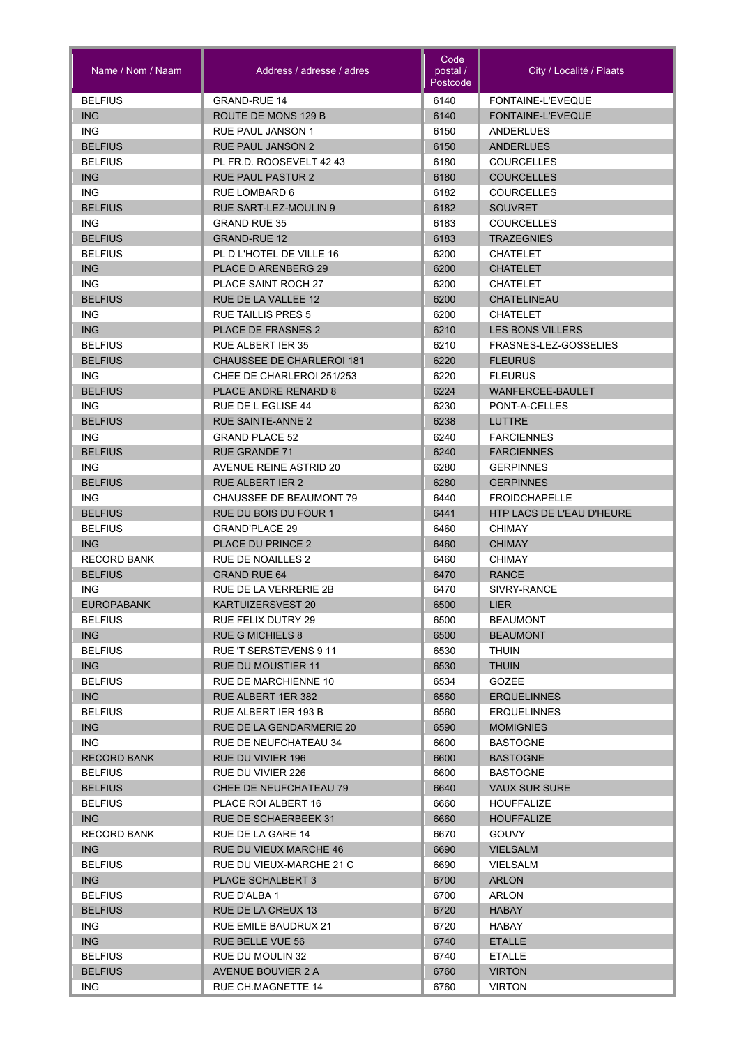| Name / Nom / Naam | Address / adresse / adres | Code postal / Postcode | City / Localité / Plaats |
|---|---|---|---|
| BELFIUS | GRAND-RUE 14 | 6140 | FONTAINE-L'EVEQUE |
| ING | ROUTE DE MONS 129 B | 6140 | FONTAINE-L'EVEQUE |
| ING | RUE PAUL JANSON 1 | 6150 | ANDERLUES |
| BELFIUS | RUE PAUL JANSON 2 | 6150 | ANDERLUES |
| BELFIUS | PL FR.D. ROOSEVELT 42 43 | 6180 | COURCELLES |
| ING | RUE PAUL PASTUR 2 | 6180 | COURCELLES |
| ING | RUE LOMBARD 6 | 6182 | COURCELLES |
| BELFIUS | RUE SART-LEZ-MOULIN 9 | 6182 | SOUVRET |
| ING | GRAND RUE 35 | 6183 | COURCELLES |
| BELFIUS | GRAND-RUE 12 | 6183 | TRAZEGNIES |
| BELFIUS | PL D L'HOTEL DE VILLE 16 | 6200 | CHATELET |
| ING | PLACE D ARENBERG 29 | 6200 | CHATELET |
| ING | PLACE SAINT ROCH 27 | 6200 | CHATELET |
| BELFIUS | RUE DE LA VALLEE 12 | 6200 | CHATELINEAU |
| ING | RUE TAILLIS PRES 5 | 6200 | CHATELET |
| ING | PLACE DE FRASNES 2 | 6210 | LES BONS VILLERS |
| BELFIUS | RUE ALBERT IER 35 | 6210 | FRASNES-LEZ-GOSSELIES |
| BELFIUS | CHAUSSEE DE CHARLEROI 181 | 6220 | FLEURUS |
| ING | CHEE DE CHARLEROI 251/253 | 6220 | FLEURUS |
| BELFIUS | PLACE ANDRE RENARD 8 | 6224 | WANFERCEE-BAULET |
| ING | RUE DE L EGLISE 44 | 6230 | PONT-A-CELLES |
| BELFIUS | RUE SAINTE-ANNE 2 | 6238 | LUTTRE |
| ING | GRAND PLACE 52 | 6240 | FARCIENNES |
| BELFIUS | RUE GRANDE 71 | 6240 | FARCIENNES |
| ING | AVENUE REINE ASTRID 20 | 6280 | GERPINNES |
| BELFIUS | RUE ALBERT IER 2 | 6280 | GERPINNES |
| ING | CHAUSSEE DE BEAUMONT 79 | 6440 | FROIDCHAPELLE |
| BELFIUS | RUE DU BOIS DU FOUR 1 | 6441 | HTP LACS DE L'EAU D'HEURE |
| BELFIUS | GRAND'PLACE 29 | 6460 | CHIMAY |
| ING | PLACE DU PRINCE 2 | 6460 | CHIMAY |
| RECORD BANK | RUE DE NOAILLES 2 | 6460 | CHIMAY |
| BELFIUS | GRAND RUE 64 | 6470 | RANCE |
| ING | RUE DE LA VERRERIE 2B | 6470 | SIVRY-RANCE |
| EUROPABANK | KARTUIZERSVEST 20 | 6500 | LIER |
| BELFIUS | RUE FELIX DUTRY 29 | 6500 | BEAUMONT |
| ING | RUE G MICHIELS 8 | 6500 | BEAUMONT |
| BELFIUS | RUE 'T SERSTEVENS 9 11 | 6530 | THUIN |
| ING | RUE DU MOUSTIER 11 | 6530 | THUIN |
| BELFIUS | RUE DE MARCHIENNE 10 | 6534 | GOZEE |
| ING | RUE ALBERT 1ER 382 | 6560 | ERQUELINNES |
| BELFIUS | RUE ALBERT IER 193 B | 6560 | ERQUELINNES |
| ING | RUE DE LA GENDARMERIE 20 | 6590 | MOMIGNIES |
| ING | RUE DE NEUFCHATEAU 34 | 6600 | BASTOGNE |
| RECORD BANK | RUE DU VIVIER 196 | 6600 | BASTOGNE |
| BELFIUS | RUE DU VIVIER 226 | 6600 | BASTOGNE |
| BELFIUS | CHEE DE NEUFCHATEAU 79 | 6640 | VAUX SUR SURE |
| BELFIUS | PLACE ROI ALBERT 16 | 6660 | HOUFFALIZE |
| ING | RUE DE SCHAERBEEK 31 | 6660 | HOUFFALIZE |
| RECORD BANK | RUE DE LA GARE 14 | 6670 | GOUVY |
| ING | RUE DU VIEUX MARCHE 46 | 6690 | VIELSALM |
| BELFIUS | RUE DU VIEUX-MARCHE 21 C | 6690 | VIELSALM |
| ING | PLACE SCHALBERT 3 | 6700 | ARLON |
| BELFIUS | RUE D'ALBA 1 | 6700 | ARLON |
| BELFIUS | RUE DE LA CREUX 13 | 6720 | HABAY |
| ING | RUE EMILE BAUDRUX 21 | 6720 | HABAY |
| ING | RUE BELLE VUE 56 | 6740 | ETALLE |
| BELFIUS | RUE DU MOULIN 32 | 6740 | ETALLE |
| BELFIUS | AVENUE BOUVIER 2 A | 6760 | VIRTON |
| ING | RUE CH.MAGNETTE 14 | 6760 | VIRTON |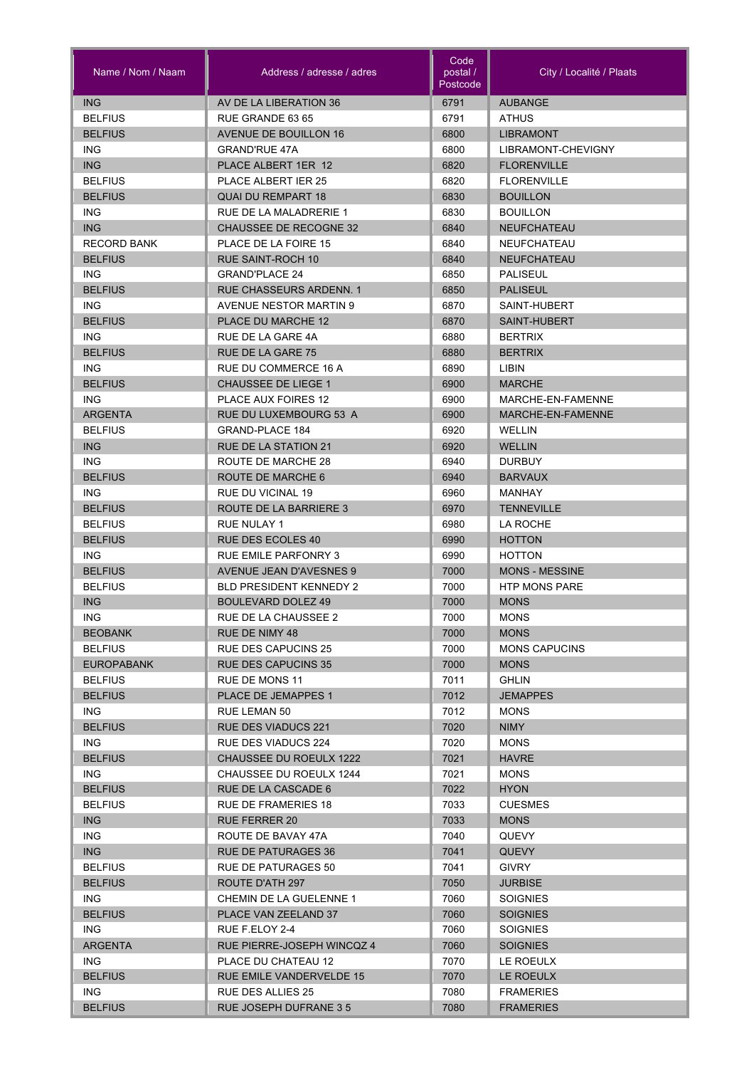| Name / Nom / Naam | Address / adresse / adres | Code postal / Postcode | City / Localité / Plaats |
|---|---|---|---|
| ING | AV DE LA LIBERATION 36 | 6791 | AUBANGE |
| BELFIUS | RUE GRANDE 63 65 | 6791 | ATHUS |
| BELFIUS | AVENUE DE BOUILLON 16 | 6800 | LIBRAMONT |
| ING | GRAND'RUE 47A | 6800 | LIBRAMONT-CHEVIGNY |
| ING | PLACE ALBERT 1ER 12 | 6820 | FLORENVILLE |
| BELFIUS | PLACE ALBERT IER 25 | 6820 | FLORENVILLE |
| BELFIUS | QUAI DU REMPART 18 | 6830 | BOUILLON |
| ING | RUE DE LA MALADRERIE 1 | 6830 | BOUILLON |
| ING | CHAUSSEE DE RECOGNE 32 | 6840 | NEUFCHATEAU |
| RECORD BANK | PLACE DE LA FOIRE 15 | 6840 | NEUFCHATEAU |
| BELFIUS | RUE SAINT-ROCH 10 | 6840 | NEUFCHATEAU |
| ING | GRAND'PLACE 24 | 6850 | PALISEUL |
| BELFIUS | RUE CHASSEURS ARDENN. 1 | 6850 | PALISEUL |
| ING | AVENUE NESTOR MARTIN 9 | 6870 | SAINT-HUBERT |
| BELFIUS | PLACE DU MARCHE 12 | 6870 | SAINT-HUBERT |
| ING | RUE DE LA GARE 4A | 6880 | BERTRIX |
| BELFIUS | RUE DE LA GARE 75 | 6880 | BERTRIX |
| ING | RUE DU COMMERCE 16 A | 6890 | LIBIN |
| BELFIUS | CHAUSSEE DE LIEGE 1 | 6900 | MARCHE |
| ING | PLACE AUX FOIRES 12 | 6900 | MARCHE-EN-FAMENNE |
| ARGENTA | RUE DU LUXEMBOURG 53 A | 6900 | MARCHE-EN-FAMENNE |
| BELFIUS | GRAND-PLACE 184 | 6920 | WELLIN |
| ING | RUE DE LA STATION 21 | 6920 | WELLIN |
| ING | ROUTE DE MARCHE 28 | 6940 | DURBUY |
| BELFIUS | ROUTE DE MARCHE 6 | 6940 | BARVAUX |
| ING | RUE DU VICINAL 19 | 6960 | MANHAY |
| BELFIUS | ROUTE DE LA BARRIERE 3 | 6970 | TENNEVILLE |
| BELFIUS | RUE NULAY 1 | 6980 | LA ROCHE |
| BELFIUS | RUE DES ECOLES 40 | 6990 | HOTTON |
| ING | RUE EMILE PARFONRY 3 | 6990 | HOTTON |
| BELFIUS | AVENUE JEAN D'AVESNES 9 | 7000 | MONS - MESSINE |
| BELFIUS | BLD PRESIDENT KENNEDY 2 | 7000 | HTP MONS PARE |
| ING | BOULEVARD DOLEZ 49 | 7000 | MONS |
| ING | RUE DE LA CHAUSSEE 2 | 7000 | MONS |
| BEOBANK | RUE DE NIMY 48 | 7000 | MONS |
| BELFIUS | RUE DES CAPUCINS 25 | 7000 | MONS CAPUCINS |
| EUROPABANK | RUE DES CAPUCINS 35 | 7000 | MONS |
| BELFIUS | RUE DE MONS 11 | 7011 | GHLIN |
| BELFIUS | PLACE DE JEMAPPES 1 | 7012 | JEMAPPES |
| ING | RUE LEMAN 50 | 7012 | MONS |
| BELFIUS | RUE DES VIADUCS 221 | 7020 | NIMY |
| ING | RUE DES VIADUCS 224 | 7020 | MONS |
| BELFIUS | CHAUSSEE DU ROEULX 1222 | 7021 | HAVRE |
| ING | CHAUSSEE DU ROEULX 1244 | 7021 | MONS |
| BELFIUS | RUE DE LA CASCADE 6 | 7022 | HYON |
| BELFIUS | RUE DE FRAMERIES 18 | 7033 | CUESMES |
| ING | RUE FERRER 20 | 7033 | MONS |
| ING | ROUTE DE BAVAY 47A | 7040 | QUEVY |
| ING | RUE DE PATURAGES 36 | 7041 | QUEVY |
| BELFIUS | RUE DE PATURAGES 50 | 7041 | GIVRY |
| BELFIUS | ROUTE D'ATH 297 | 7050 | JURBISE |
| ING | CHEMIN DE LA GUELENNE 1 | 7060 | SOIGNIES |
| BELFIUS | PLACE VAN ZEELAND 37 | 7060 | SOIGNIES |
| ING | RUE F.ELOY 2-4 | 7060 | SOIGNIES |
| ARGENTA | RUE PIERRE-JOSEPH WINCQZ 4 | 7060 | SOIGNIES |
| ING | PLACE DU CHATEAU 12 | 7070 | LE ROEULX |
| BELFIUS | RUE EMILE VANDERVELDE 15 | 7070 | LE ROEULX |
| ING | RUE DES ALLIES 25 | 7080 | FRAMERIES |
| BELFIUS | RUE JOSEPH DUFRANE 3 5 | 7080 | FRAMERIES |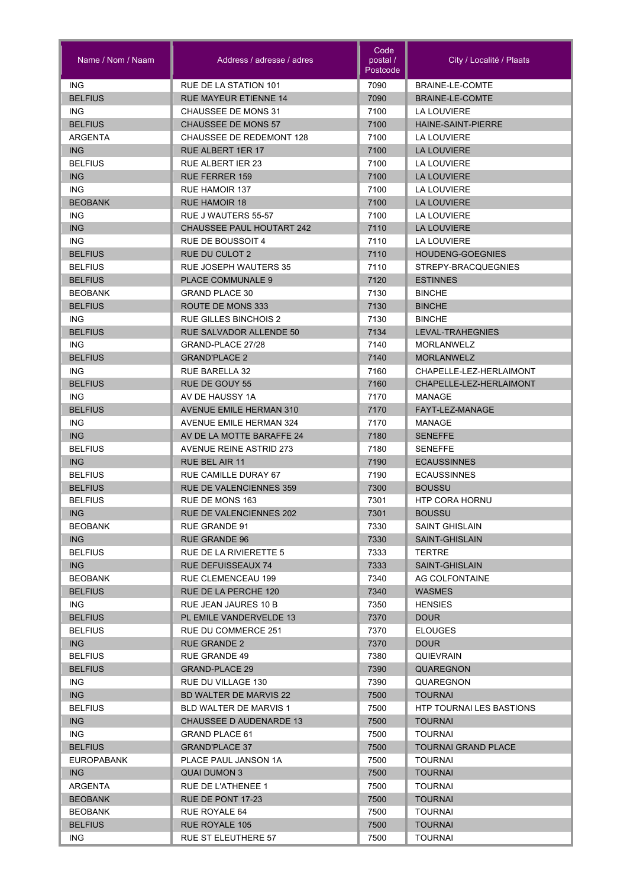| Name / Nom / Naam | Address / adresse / adres | Code postal / Postcode | City / Localité / Plaats |
|---|---|---|---|
| ING | RUE DE LA STATION 101 | 7090 | BRAINE-LE-COMTE |
| BELFIUS | RUE MAYEUR ETIENNE 14 | 7090 | BRAINE-LE-COMTE |
| ING | CHAUSSEE DE MONS 31 | 7100 | LA LOUVIERE |
| BELFIUS | CHAUSSEE DE MONS 57 | 7100 | HAINE-SAINT-PIERRE |
| ARGENTA | CHAUSSEE DE REDEMONT 128 | 7100 | LA LOUVIERE |
| ING | RUE ALBERT 1ER 17 | 7100 | LA LOUVIERE |
| BELFIUS | RUE ALBERT IER 23 | 7100 | LA LOUVIERE |
| ING | RUE FERRER 159 | 7100 | LA LOUVIERE |
| ING | RUE HAMOIR 137 | 7100 | LA LOUVIERE |
| BEOBANK | RUE HAMOIR 18 | 7100 | LA LOUVIERE |
| ING | RUE J WAUTERS 55-57 | 7100 | LA LOUVIERE |
| ING | CHAUSSEE PAUL HOUTART 242 | 7110 | LA LOUVIERE |
| ING | RUE DE BOUSSOIT 4 | 7110 | LA LOUVIERE |
| BELFIUS | RUE DU CULOT 2 | 7110 | HOUDENG-GOEGNIES |
| BELFIUS | RUE JOSEPH WAUTERS 35 | 7110 | STREPY-BRACQUEGNIES |
| BELFIUS | PLACE COMMUNALE 9 | 7120 | ESTINNES |
| BEOBANK | GRAND PLACE 30 | 7130 | BINCHE |
| BELFIUS | ROUTE DE MONS 333 | 7130 | BINCHE |
| ING | RUE GILLES BINCHOIS 2 | 7130 | BINCHE |
| BELFIUS | RUE SALVADOR ALLENDE 50 | 7134 | LEVAL-TRAHEGNIES |
| ING | GRAND-PLACE 27/28 | 7140 | MORLANWELZ |
| BELFIUS | GRAND'PLACE 2 | 7140 | MORLANWELZ |
| ING | RUE BARELLA 32 | 7160 | CHAPELLE-LEZ-HERLAIMONT |
| BELFIUS | RUE DE GOUY 55 | 7160 | CHAPELLE-LEZ-HERLAIMONT |
| ING | AV DE HAUSSY 1A | 7170 | MANAGE |
| BELFIUS | AVENUE EMILE HERMAN 310 | 7170 | FAYT-LEZ-MANAGE |
| ING | AVENUE EMILE HERMAN 324 | 7170 | MANAGE |
| ING | AV DE LA MOTTE BARAFFE 24 | 7180 | SENEFFE |
| BELFIUS | AVENUE REINE ASTRID 273 | 7180 | SENEFFE |
| ING | RUE BEL AIR 11 | 7190 | ECAUSSINNES |
| BELFIUS | RUE CAMILLE DURAY 67 | 7190 | ECAUSSINNES |
| BELFIUS | RUE DE VALENCIENNES 359 | 7300 | BOUSSU |
| BELFIUS | RUE DE MONS 163 | 7301 | HTP CORA HORNU |
| ING | RUE DE VALENCIENNES 202 | 7301 | BOUSSU |
| BEOBANK | RUE GRANDE 91 | 7330 | SAINT GHISLAIN |
| ING | RUE GRANDE 96 | 7330 | SAINT-GHISLAIN |
| BELFIUS | RUE DE LA RIVIERETTE 5 | 7333 | TERTRE |
| ING | RUE DEFUISSEAUX 74 | 7333 | SAINT-GHISLAIN |
| BEOBANK | RUE CLEMENCEAU 199 | 7340 | AG COLFONTAINE |
| BELFIUS | RUE DE LA PERCHE 120 | 7340 | WASMES |
| ING | RUE JEAN JAURES 10 B | 7350 | HENSIES |
| BELFIUS | PL EMILE VANDERVELDE 13 | 7370 | DOUR |
| BELFIUS | RUE DU COMMERCE 251 | 7370 | ELOUGES |
| ING | RUE GRANDE 2 | 7370 | DOUR |
| BELFIUS | RUE GRANDE 49 | 7380 | QUIEVRAIN |
| BELFIUS | GRAND-PLACE 29 | 7390 | QUAREGNON |
| ING | RUE DU VILLAGE 130 | 7390 | QUAREGNON |
| ING | BD WALTER DE MARVIS 22 | 7500 | TOURNAI |
| BELFIUS | BLD WALTER DE MARVIS 1 | 7500 | HTP TOURNAI LES BASTIONS |
| ING | CHAUSSEE D AUDENARDE 13 | 7500 | TOURNAI |
| ING | GRAND PLACE 61 | 7500 | TOURNAI |
| BELFIUS | GRAND'PLACE 37 | 7500 | TOURNAI GRAND PLACE |
| EUROPABANK | PLACE PAUL JANSON 1A | 7500 | TOURNAI |
| ING | QUAI DUMON 3 | 7500 | TOURNAI |
| ARGENTA | RUE DE L'ATHENEE 1 | 7500 | TOURNAI |
| BEOBANK | RUE DE PONT 17-23 | 7500 | TOURNAI |
| BEOBANK | RUE ROYALE 64 | 7500 | TOURNAI |
| BELFIUS | RUE ROYALE 105 | 7500 | TOURNAI |
| ING | RUE ST ELEUTHERE 57 | 7500 | TOURNAI |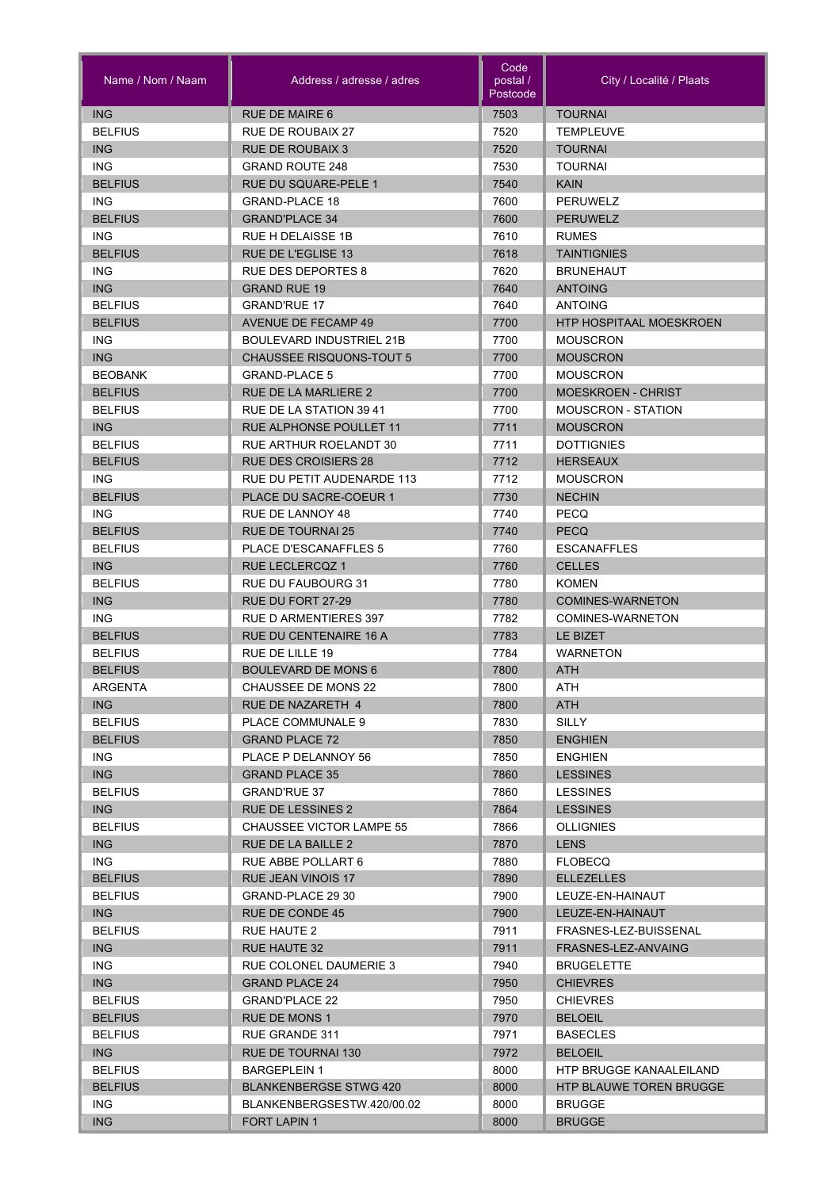| Name / Nom / Naam | Address / adresse / adres | Code postal / Postcode | City / Localité / Plaats |
|---|---|---|---|
| ING | RUE DE MAIRE 6 | 7503 | TOURNAI |
| BELFIUS | RUE DE ROUBAIX 27 | 7520 | TEMPLEUVE |
| ING | RUE DE ROUBAIX 3 | 7520 | TOURNAI |
| ING | GRAND ROUTE 248 | 7530 | TOURNAI |
| BELFIUS | RUE DU SQUARE-PELE 1 | 7540 | KAIN |
| ING | GRAND-PLACE 18 | 7600 | PERUWELZ |
| BELFIUS | GRAND'PLACE 34 | 7600 | PERUWELZ |
| ING | RUE H DELAISSE 1B | 7610 | RUMES |
| BELFIUS | RUE DE L'EGLISE 13 | 7618 | TAINTIGNIES |
| ING | RUE DES DEPORTES 8 | 7620 | BRUNEHAUT |
| ING | GRAND RUE 19 | 7640 | ANTOING |
| BELFIUS | GRAND'RUE 17 | 7640 | ANTOING |
| BELFIUS | AVENUE DE FECAMP 49 | 7700 | HTP HOSPITAAL MOESKROEN |
| ING | BOULEVARD INDUSTRIEL 21B | 7700 | MOUSCRON |
| ING | CHAUSSEE RISQUONS-TOUT 5 | 7700 | MOUSCRON |
| BEOBANK | GRAND-PLACE 5 | 7700 | MOUSCRON |
| BELFIUS | RUE DE LA MARLIERE 2 | 7700 | MOESKROEN - CHRIST |
| BELFIUS | RUE DE LA STATION 39 41 | 7700 | MOUSCRON - STATION |
| ING | RUE ALPHONSE POULLET 11 | 7711 | MOUSCRON |
| BELFIUS | RUE ARTHUR ROELANDT 30 | 7711 | DOTTIGNIES |
| BELFIUS | RUE DES CROISIERS 28 | 7712 | HERSEAUX |
| ING | RUE DU PETIT AUDENARDE 113 | 7712 | MOUSCRON |
| BELFIUS | PLACE DU SACRE-COEUR 1 | 7730 | NECHIN |
| ING | RUE DE LANNOY 48 | 7740 | PECQ |
| BELFIUS | RUE DE TOURNAI 25 | 7740 | PECQ |
| BELFIUS | PLACE D'ESCANAFFLES 5 | 7760 | ESCANAFFLES |
| ING | RUE LECLERCQZ 1 | 7760 | CELLES |
| BELFIUS | RUE DU FAUBOURG 31 | 7780 | KOMEN |
| ING | RUE DU FORT 27-29 | 7780 | COMINES-WARNETON |
| ING | RUE D ARMENTIERES 397 | 7782 | COMINES-WARNETON |
| BELFIUS | RUE DU CENTENAIRE 16 A | 7783 | LE BIZET |
| BELFIUS | RUE DE LILLE 19 | 7784 | WARNETON |
| BELFIUS | BOULEVARD DE MONS 6 | 7800 | ATH |
| ARGENTA | CHAUSSEE DE MONS 22 | 7800 | ATH |
| ING | RUE DE NAZARETH 4 | 7800 | ATH |
| BELFIUS | PLACE COMMUNALE 9 | 7830 | SILLY |
| BELFIUS | GRAND PLACE 72 | 7850 | ENGHIEN |
| ING | PLACE P DELANNOY 56 | 7850 | ENGHIEN |
| ING | GRAND PLACE 35 | 7860 | LESSINES |
| BELFIUS | GRAND'RUE 37 | 7860 | LESSINES |
| ING | RUE DE LESSINES 2 | 7864 | LESSINES |
| BELFIUS | CHAUSSEE VICTOR LAMPE 55 | 7866 | OLLIGNIES |
| ING | RUE DE LA BAILLE 2 | 7870 | LENS |
| ING | RUE ABBE POLLART 6 | 7880 | FLOBECQ |
| BELFIUS | RUE JEAN VINOIS 17 | 7890 | ELLEZELLES |
| BELFIUS | GRAND-PLACE 29 30 | 7900 | LEUZE-EN-HAINAUT |
| ING | RUE DE CONDE 45 | 7900 | LEUZE-EN-HAINAUT |
| BELFIUS | RUE HAUTE 2 | 7911 | FRASNES-LEZ-BUISSENAL |
| ING | RUE HAUTE 32 | 7911 | FRASNES-LEZ-ANVAING |
| ING | RUE COLONEL DAUMERIE 3 | 7940 | BRUGELETTE |
| ING | GRAND PLACE 24 | 7950 | CHIEVRES |
| BELFIUS | GRAND'PLACE 22 | 7950 | CHIEVRES |
| BELFIUS | RUE DE MONS 1 | 7970 | BELOEIL |
| BELFIUS | RUE GRANDE 311 | 7971 | BASECLES |
| ING | RUE DE TOURNAI 130 | 7972 | BELOEIL |
| BELFIUS | BARGEPLEIN 1 | 8000 | HTP BRUGGE KANAALEILAND |
| BELFIUS | BLANKENBERGSE STWG 420 | 8000 | HTP BLAUWE TOREN BRUGGE |
| ING | BLANKENBERGSESTW.420/00.02 | 8000 | BRUGGE |
| ING | FORT LAPIN 1 | 8000 | BRUGGE |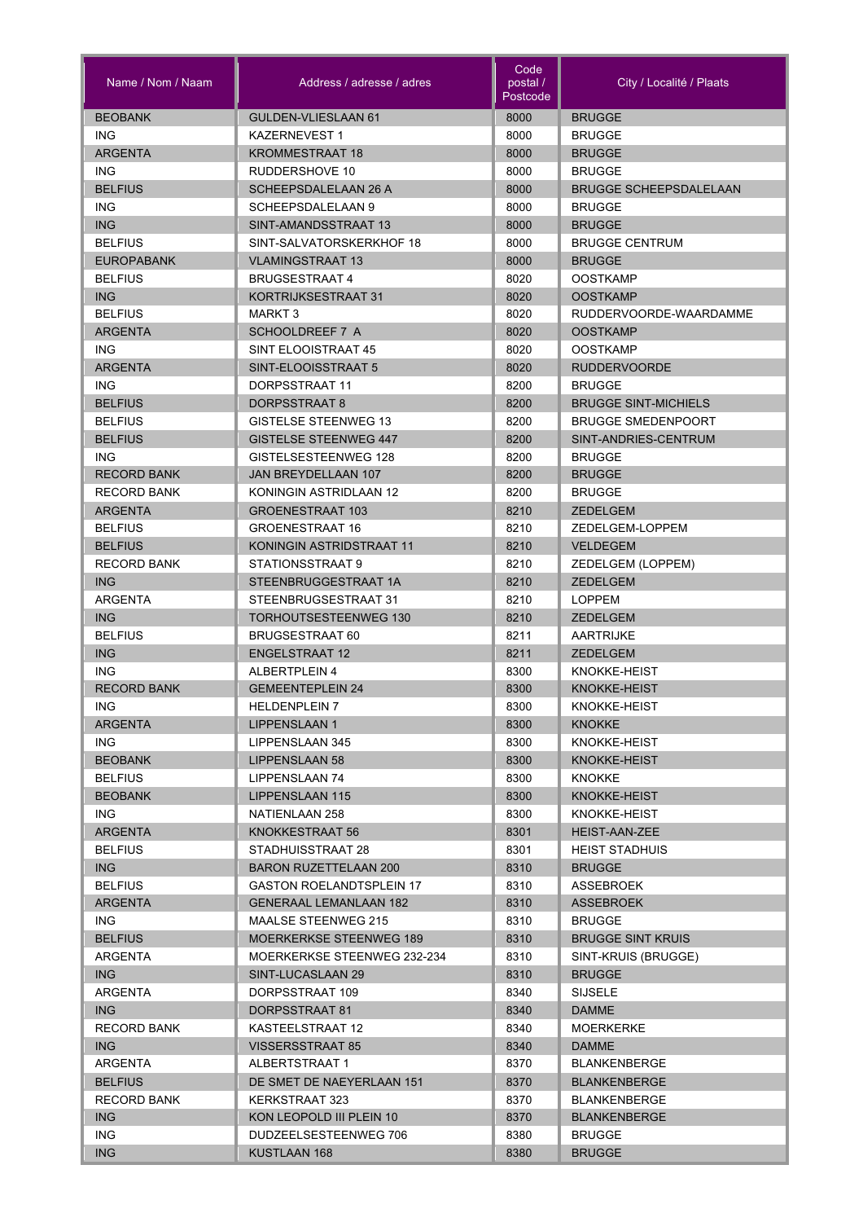| Name / Nom / Naam | Address / adresse / adres | Code postal / Postcode | City / Localité / Plaats |
|---|---|---|---|
| BEOBANK | GULDEN-VLIESLAAN 61 | 8000 | BRUGGE |
| ING | KAZERNEVEST 1 | 8000 | BRUGGE |
| ARGENTA | KROMMESTRAAT 18 | 8000 | BRUGGE |
| ING | RUDDERSHOVE 10 | 8000 | BRUGGE |
| BELFIUS | SCHEEPSDALELAAN 26 A | 8000 | BRUGGE SCHEEPSDALELAAN |
| ING | SCHEEPSDALELAAN 9 | 8000 | BRUGGE |
| ING | SINT-AMANDSSTRAAT 13 | 8000 | BRUGGE |
| BELFIUS | SINT-SALVATORSKERKHOF 18 | 8000 | BRUGGE CENTRUM |
| EUROPABANK | VLAMINGSTRAAT 13 | 8000 | BRUGGE |
| BELFIUS | BRUGSESTRAAT 4 | 8020 | OOSTKAMP |
| ING | KORTRIJKSESTRAAT 31 | 8020 | OOSTKAMP |
| BELFIUS | MARKT 3 | 8020 | RUDDERVOORDE-WAARDAMME |
| ARGENTA | SCHOOLDREEF 7 A | 8020 | OOSTKAMP |
| ING | SINT ELOOISTRAAT 45 | 8020 | OOSTKAMP |
| ARGENTA | SINT-ELOOISSTRAAT 5 | 8020 | RUDDERVOORDE |
| ING | DORPSSTRAAT 11 | 8200 | BRUGGE |
| BELFIUS | DORPSSTRAAT 8 | 8200 | BRUGGE SINT-MICHIELS |
| BELFIUS | GISTELSE STEENWEG 13 | 8200 | BRUGGE SMEDENPOORT |
| BELFIUS | GISTELSE STEENWEG 447 | 8200 | SINT-ANDRIES-CENTRUM |
| ING | GISTELSESTEENWEG 128 | 8200 | BRUGGE |
| RECORD BANK | JAN BREYDELLAAN 107 | 8200 | BRUGGE |
| RECORD BANK | KONINGIN ASTRIDLAAN 12 | 8200 | BRUGGE |
| ARGENTA | GROENESTRAAT 103 | 8210 | ZEDELGEM |
| BELFIUS | GROENESTRAAT 16 | 8210 | ZEDELGEM-LOPPEM |
| BELFIUS | KONINGIN ASTRIDSTRAAT 11 | 8210 | VELDEGEM |
| RECORD BANK | STATIONSSTRAAT 9 | 8210 | ZEDELGEM (LOPPEM) |
| ING | STEENBRUGGESTRAAT 1A | 8210 | ZEDELGEM |
| ARGENTA | STEENBRUGSESTRAAT 31 | 8210 | LOPPEM |
| ING | TORHOUTSESTEENWEG 130 | 8210 | ZEDELGEM |
| BELFIUS | BRUGSESTRAAT 60 | 8211 | AARTRIJKE |
| ING | ENGELSTRAAT 12 | 8211 | ZEDELGEM |
| ING | ALBERTPLEIN 4 | 8300 | KNOKKE-HEIST |
| RECORD BANK | GEMEENTEPLEIN 24 | 8300 | KNOKKE-HEIST |
| ING | HELDENPLEIN 7 | 8300 | KNOKKE-HEIST |
| ARGENTA | LIPPENSLAAN 1 | 8300 | KNOKKE |
| ING | LIPPENSLAAN 345 | 8300 | KNOKKE-HEIST |
| BEOBANK | LIPPENSLAAN 58 | 8300 | KNOKKE-HEIST |
| BELFIUS | LIPPENSLAAN 74 | 8300 | KNOKKE |
| BEOBANK | LIPPENSLAAN 115 | 8300 | KNOKKE-HEIST |
| ING | NATIENLAAN 258 | 8300 | KNOKKE-HEIST |
| ARGENTA | KNOKKESTRAAT 56 | 8301 | HEIST-AAN-ZEE |
| BELFIUS | STADHUISSTRAAT 28 | 8301 | HEIST STADHUIS |
| ING | BARON RUZETTELAAN 200 | 8310 | BRUGGE |
| BELFIUS | GASTON ROELANDTSPLEIN 17 | 8310 | ASSEBROEK |
| ARGENTA | GENERAAL LEMANLAAN 182 | 8310 | ASSEBROEK |
| ING | MAALSE STEENWEG 215 | 8310 | BRUGGE |
| BELFIUS | MOERKERKSE STEENWEG 189 | 8310 | BRUGGE SINT KRUIS |
| ARGENTA | MOERKERKSE STEENWEG 232-234 | 8310 | SINT-KRUIS (BRUGGE) |
| ING | SINT-LUCASLAAN 29 | 8310 | BRUGGE |
| ARGENTA | DORPSSTRAAT 109 | 8340 | SIJSELE |
| ING | DORPSSTRAAT 81 | 8340 | DAMME |
| RECORD BANK | KASTEELSTRAAT 12 | 8340 | MOERKERKE |
| ING | VISSERSSTRAAT 85 | 8340 | DAMME |
| ARGENTA | ALBERTSTRAAT 1 | 8370 | BLANKENBERGE |
| BELFIUS | DE SMET DE NAEYERLAAN 151 | 8370 | BLANKENBERGE |
| RECORD BANK | KERKSTRAAT 323 | 8370 | BLANKENBERGE |
| ING | KON LEOPOLD III PLEIN 10 | 8370 | BLANKENBERGE |
| ING | DUDZEELSESTEENWEG 706 | 8380 | BRUGGE |
| ING | KUSTLAAN 168 | 8380 | BRUGGE |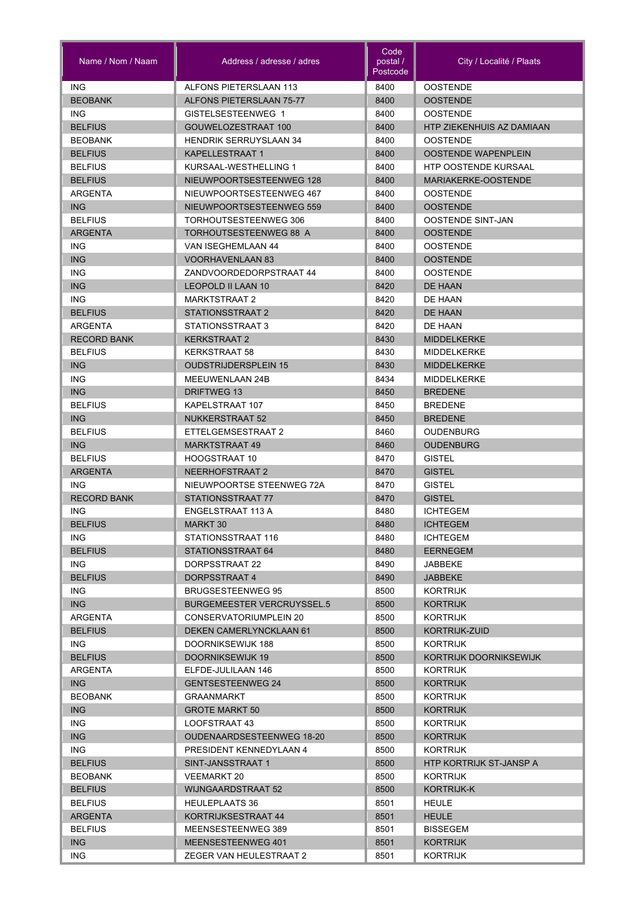| Name / Nom / Naam | Address / adresse / adres | Code postal / Postcode | City / Localité / Plaats |
|---|---|---|---|
| ING | ALFONS PIETERSLAAN 113 | 8400 | OOSTENDE |
| BEOBANK | ALFONS PIETERSLAAN 75-77 | 8400 | OOSTENDE |
| ING | GISTELSESTEENWEG 1 | 8400 | OOSTENDE |
| BELFIUS | GOUWELOZESTRAAT 100 | 8400 | HTP ZIEKENHUIS AZ DAMIAAN |
| BEOBANK | HENDRIK SERRUYSLAAN 34 | 8400 | OOSTENDE |
| BELFIUS | KAPELLESTRAAT 1 | 8400 | OOSTENDE WAPENPLEIN |
| BELFIUS | KURSAAL-WESTHELLING 1 | 8400 | HTP OOSTENDE KURSAAL |
| BELFIUS | NIEUWPOORTSESTEENWEG 128 | 8400 | MARIAKERKE-OOSTENDE |
| ARGENTA | NIEUWPOORTSESTEENWEG 467 | 8400 | OOSTENDE |
| ING | NIEUWPOORTSESTEENWEG 559 | 8400 | OOSTENDE |
| BELFIUS | TORHOUTSESTEENWEG 306 | 8400 | OOSTENDE SINT-JAN |
| ARGENTA | TORHOUTSESTEENWEG 88 A | 8400 | OOSTENDE |
| ING | VAN ISEGHEMLAAN 44 | 8400 | OOSTENDE |
| ING | VOORHAVENLAAN 83 | 8400 | OOSTENDE |
| ING | ZANDVOORDEDORPSTRAAT 44 | 8400 | OOSTENDE |
| ING | LEOPOLD II LAAN 10 | 8420 | DE HAAN |
| ING | MARKTSTRAAT 2 | 8420 | DE HAAN |
| BELFIUS | STATIONSSTRAAT 2 | 8420 | DE HAAN |
| ARGENTA | STATIONSSTRAAT 3 | 8420 | DE HAAN |
| RECORD BANK | KERKSTRAAT 2 | 8430 | MIDDELKERKE |
| BELFIUS | KERKSTRAAT 58 | 8430 | MIDDELKERKE |
| ING | OUDSTRIJDERSPLEIN 15 | 8430 | MIDDELKERKE |
| ING | MEEUWENLAAN 24B | 8434 | MIDDELKERKE |
| ING | DRIFTWEG 13 | 8450 | BREDENE |
| BELFIUS | KAPELSTRAAT 107 | 8450 | BREDENE |
| ING | NUKKERSTRAAT 52 | 8450 | BREDENE |
| BELFIUS | ETTELGEMSESTRAAT 2 | 8460 | OUDENBURG |
| ING | MARKTSTRAAT 49 | 8460 | OUDENBURG |
| BELFIUS | HOOGSTRAAT 10 | 8470 | GISTEL |
| ARGENTA | NEERHOFSTRAAT 2 | 8470 | GISTEL |
| ING | NIEUWPOORTSE STEENWEG 72A | 8470 | GISTEL |
| RECORD BANK | STATIONSSTRAAT 77 | 8470 | GISTEL |
| ING | ENGELSTRAAT 113 A | 8480 | ICHTEGEM |
| BELFIUS | MARKT 30 | 8480 | ICHTEGEM |
| ING | STATIONSSTRAAT 116 | 8480 | ICHTEGEM |
| BELFIUS | STATIONSSTRAAT 64 | 8480 | EERNEGEM |
| ING | DORPSSTRAAT 22 | 8490 | JABBEKE |
| BELFIUS | DORPSSTRAAT 4 | 8490 | JABBEKE |
| ING | BRUGSESTEENWEG 95 | 8500 | KORTRIJK |
| ING | BURGEMEESTER VERCRUYSSEL.5 | 8500 | KORTRIJK |
| ARGENTA | CONSERVATORIUMPLEIN 20 | 8500 | KORTRIJK |
| BELFIUS | DEKEN CAMERLYNCKLAAN 61 | 8500 | KORTRIJK-ZUID |
| ING | DOORNIKSEWIJK 188 | 8500 | KORTRIJK |
| BELFIUS | DOORNIKSEWIJK 19 | 8500 | KORTRIJK DOORNIKSEWIJK |
| ARGENTA | ELFDE-JULILAAN 146 | 8500 | KORTRIJK |
| ING | GENTSESTEENWEG 24 | 8500 | KORTRIJK |
| BEOBANK | GRAANMARKT | 8500 | KORTRIJK |
| ING | GROTE MARKT 50 | 8500 | KORTRIJK |
| ING | LOOFSTRAAT 43 | 8500 | KORTRIJK |
| ING | OUDENAARDSESTEENWEG 18-20 | 8500 | KORTRIJK |
| ING | PRESIDENT KENNEDYLAAN 4 | 8500 | KORTRIJK |
| BELFIUS | SINT-JANSSTRAAT 1 | 8500 | HTP KORTRIJK ST-JANSP A |
| BEOBANK | VEEMARKT 20 | 8500 | KORTRIJK |
| BELFIUS | WIJNGAARDSTRAAT 52 | 8500 | KORTRIJK-K |
| BELFIUS | HEULEPLAATS 36 | 8501 | HEULE |
| ARGENTA | KORTRIJKSESTRAAT 44 | 8501 | HEULE |
| BELFIUS | MEENSESTEENWEG 389 | 8501 | BISSEGEM |
| ING | MEENSESTEENWEG 401 | 8501 | KORTRIJK |
| ING | ZEGER VAN HEULESTRAAT 2 | 8501 | KORTRIJK |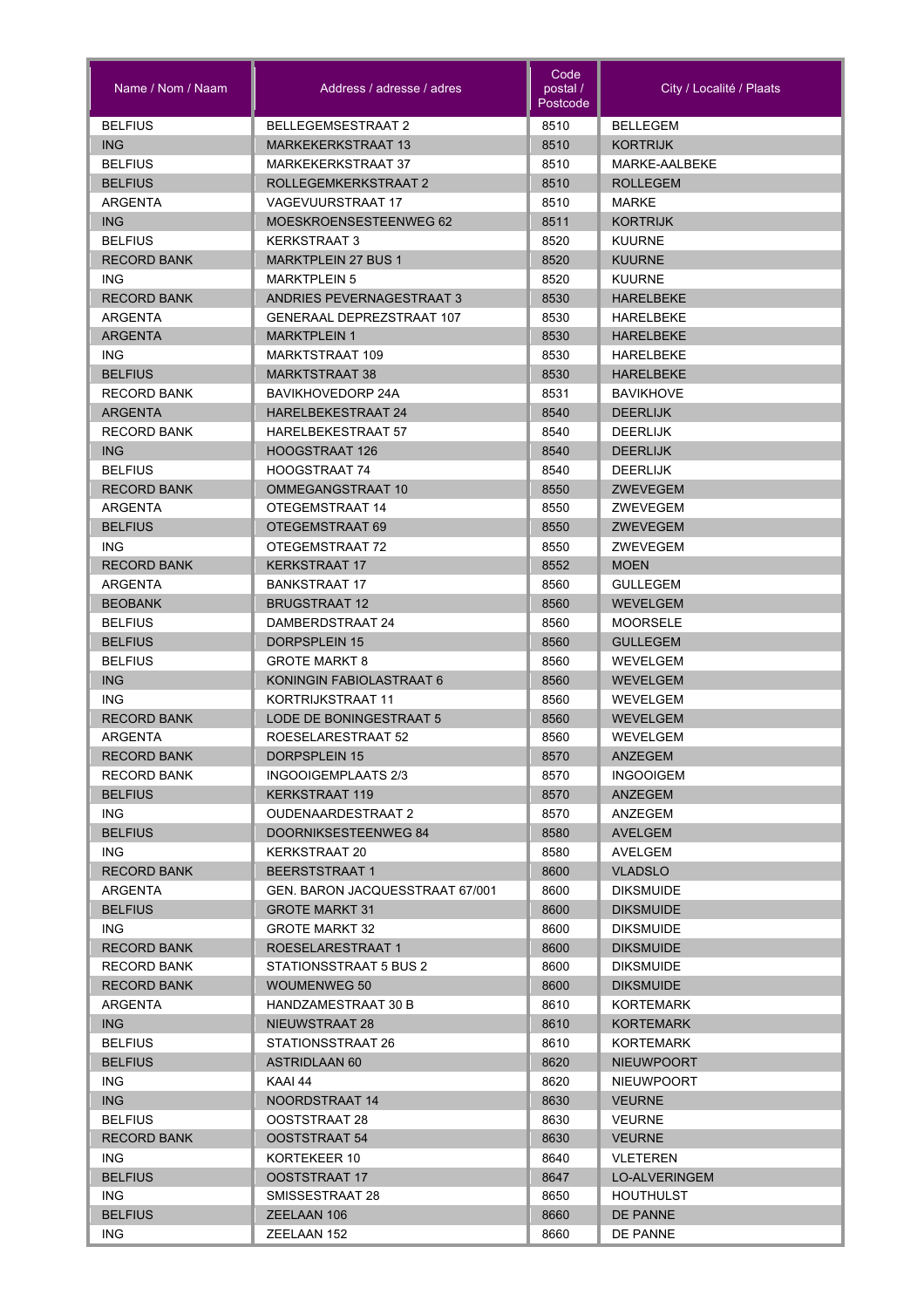| Name / Nom / Naam | Address / adresse / adres | Code postal / Postcode | City / Localité / Plaats |
|---|---|---|---|
| BELFIUS | BELLEGEMSESTRAAT 2 | 8510 | BELLEGEM |
| ING | MARKEKERKSTRAAT 13 | 8510 | KORTRIJK |
| BELFIUS | MARKEKERKSTRAAT 37 | 8510 | MARKE-AALBEKE |
| BELFIUS | ROLLEGEMKERKSTRAAT 2 | 8510 | ROLLEGEM |
| ARGENTA | VAGEVUURSTRAAT 17 | 8510 | MARKE |
| ING | MOESKROENSESTEENWEG 62 | 8511 | KORTRIJK |
| BELFIUS | KERKSTRAAT 3 | 8520 | KUURNE |
| RECORD BANK | MARKTPLEIN 27 BUS 1 | 8520 | KUURNE |
| ING | MARKTPLEIN 5 | 8520 | KUURNE |
| RECORD BANK | ANDRIES PEVERNAGESTRAAT 3 | 8530 | HARELBEKE |
| ARGENTA | GENERAAL DEPREZSTRAAT 107 | 8530 | HARELBEKE |
| ARGENTA | MARKTPLEIN 1 | 8530 | HARELBEKE |
| ING | MARKTSTRAAT 109 | 8530 | HARELBEKE |
| BELFIUS | MARKTSTRAAT 38 | 8530 | HARELBEKE |
| RECORD BANK | BAVIKHOVEDORP 24A | 8531 | BAVIKHOVE |
| ARGENTA | HARELBEKESTRAAT 24 | 8540 | DEERLIJK |
| RECORD BANK | HARELBEKESTRAAT 57 | 8540 | DEERLIJK |
| ING | HOOGSTRAAT 126 | 8540 | DEERLIJK |
| BELFIUS | HOOGSTRAAT 74 | 8540 | DEERLIJK |
| RECORD BANK | OMMEGANGSTRAAT 10 | 8550 | ZWEVEGEM |
| ARGENTA | OTEGEMSTRAAT 14 | 8550 | ZWEVEGEM |
| BELFIUS | OTEGEMSTRAAT 69 | 8550 | ZWEVEGEM |
| ING | OTEGEMSTRAAT 72 | 8550 | ZWEVEGEM |
| RECORD BANK | KERKSTRAAT 17 | 8552 | MOEN |
| ARGENTA | BANKSTRAAT 17 | 8560 | GULLEGEM |
| BEOBANK | BRUGSTRAAT 12 | 8560 | WEVELGEM |
| BELFIUS | DAMBERDSTRAAT 24 | 8560 | MOORSELE |
| BELFIUS | DORPSPLEIN 15 | 8560 | GULLEGEM |
| BELFIUS | GROTE MARKT 8 | 8560 | WEVELGEM |
| ING | KONINGIN FABIOLASTRAAT 6 | 8560 | WEVELGEM |
| ING | KORTRIJKSTRAAT 11 | 8560 | WEVELGEM |
| RECORD BANK | LODE DE BONINGESTRAAT 5 | 8560 | WEVELGEM |
| ARGENTA | ROESELARESTRAAT 52 | 8560 | WEVELGEM |
| RECORD BANK | DORPSPLEIN 15 | 8570 | ANZEGEM |
| RECORD BANK | INGOOIGEMPLAATS 2/3 | 8570 | INGOOIGEM |
| BELFIUS | KERKSTRAAT 119 | 8570 | ANZEGEM |
| ING | OUDENAARDESTRAAT 2 | 8570 | ANZEGEM |
| BELFIUS | DOORNIKSESTEENWEG 84 | 8580 | AVELGEM |
| ING | KERKSTRAAT 20 | 8580 | AVELGEM |
| RECORD BANK | BEERSTSTRAAT 1 | 8600 | VLADSLO |
| ARGENTA | GEN. BARON JACQUESSTRAAT 67/001 | 8600 | DIKSMUIDE |
| BELFIUS | GROTE MARKT 31 | 8600 | DIKSMUIDE |
| ING | GROTE MARKT 32 | 8600 | DIKSMUIDE |
| RECORD BANK | ROESELARESTRAAT 1 | 8600 | DIKSMUIDE |
| RECORD BANK | STATIONSSTRAAT 5 BUS 2 | 8600 | DIKSMUIDE |
| RECORD BANK | WOUMENWEG 50 | 8600 | DIKSMUIDE |
| ARGENTA | HANDZAMESTRAAT 30 B | 8610 | KORTEMARK |
| ING | NIEUWSTRAAT 28 | 8610 | KORTEMARK |
| BELFIUS | STATIONSSTRAAT 26 | 8610 | KORTEMARK |
| BELFIUS | ASTRIDLAAN 60 | 8620 | NIEUWPOORT |
| ING | KAAI 44 | 8620 | NIEUWPOORT |
| ING | NOORDSTRAAT 14 | 8630 | VEURNE |
| BELFIUS | OOSTSTRAAT 28 | 8630 | VEURNE |
| RECORD BANK | OOSTSTRAAT 54 | 8630 | VEURNE |
| ING | KORTEKEER 10 | 8640 | VLETEREN |
| BELFIUS | OOSTSTRAAT 17 | 8647 | LO-ALVERINGEM |
| ING | SMISSESTRAAT 28 | 8650 | HOUTHULST |
| BELFIUS | ZEELAAN 106 | 8660 | DE PANNE |
| ING | ZEELAAN 152 | 8660 | DE PANNE |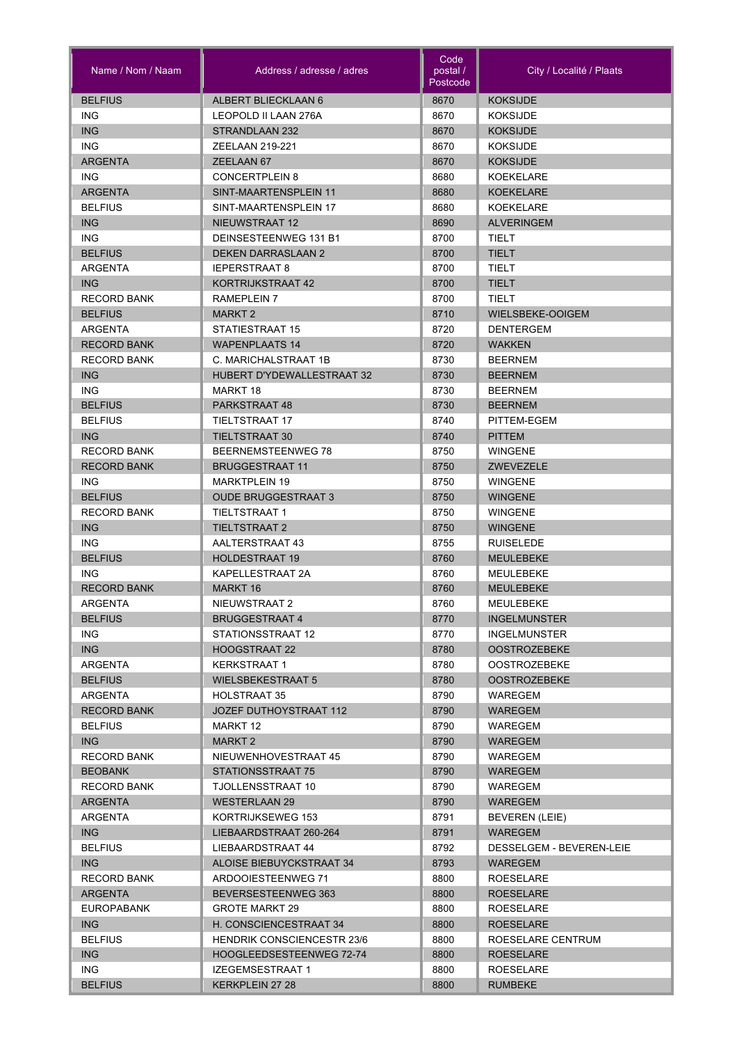| Name / Nom / Naam | Address / adresse / adres | Code postal / Postcode | City / Localité / Plaats |
|---|---|---|---|
| BELFIUS | ALBERT BLIECKLAAN 6 | 8670 | KOKSIJDE |
| ING | LEOPOLD II LAAN 276A | 8670 | KOKSIJDE |
| ING | STRANDLAAN 232 | 8670 | KOKSIJDE |
| ING | ZEELAAN 219-221 | 8670 | KOKSIJDE |
| ARGENTA | ZEELAAN 67 | 8670 | KOKSIJDE |
| ING | CONCERTPLEIN 8 | 8680 | KOEKELARE |
| ARGENTA | SINT-MAARTENSPLEIN 11 | 8680 | KOEKELARE |
| BELFIUS | SINT-MAARTENSPLEIN 17 | 8680 | KOEKELARE |
| ING | NIEUWSTRAAT 12 | 8690 | ALVERINGEM |
| ING | DEINSESTEENWEG 131 B1 | 8700 | TIELT |
| BELFIUS | DEKEN DARRASLAAN 2 | 8700 | TIELT |
| ARGENTA | IEPERSTRAAT 8 | 8700 | TIELT |
| ING | KORTRIJKSTRAAT 42 | 8700 | TIELT |
| RECORD BANK | RAMEPLEIN 7 | 8700 | TIELT |
| BELFIUS | MARKT 2 | 8710 | WIELSBEKE-OOIGEM |
| ARGENTA | STATIESTRAAT 15 | 8720 | DENTERGEM |
| RECORD BANK | WAPENPLAATS 14 | 8720 | WAKKEN |
| RECORD BANK | C. MARICHALSTRAAT 1B | 8730 | BEERNEM |
| ING | HUBERT D'YDEWALLESTRAAT 32 | 8730 | BEERNEM |
| ING | MARKT 18 | 8730 | BEERNEM |
| BELFIUS | PARKSTRAAT 48 | 8730 | BEERNEM |
| BELFIUS | TIELTSTRAAT 17 | 8740 | PITTEM-EGEM |
| ING | TIELTSTRAAT 30 | 8740 | PITTEM |
| RECORD BANK | BEERNEMSTEENWEG 78 | 8750 | WINGENE |
| RECORD BANK | BRUGGESTRAAT 11 | 8750 | ZWEVEZELE |
| ING | MARKTPLEIN 19 | 8750 | WINGENE |
| BELFIUS | OUDE BRUGGESTRAAT 3 | 8750 | WINGENE |
| RECORD BANK | TIELTSTRAAT 1 | 8750 | WINGENE |
| ING | TIELTSTRAAT 2 | 8750 | WINGENE |
| ING | AALTERSTRAAT 43 | 8755 | RUISELEDE |
| BELFIUS | HOLDESTRAAT 19 | 8760 | MEULEBEKE |
| ING | KAPELLESTRAAT 2A | 8760 | MEULEBEKE |
| RECORD BANK | MARKT 16 | 8760 | MEULEBEKE |
| ARGENTA | NIEUWSTRAAT 2 | 8760 | MEULEBEKE |
| BELFIUS | BRUGGESTRAAT 4 | 8770 | INGELMUNSTER |
| ING | STATIONSSTRAAT 12 | 8770 | INGELMUNSTER |
| ING | HOOGSTRAAT 22 | 8780 | OOSTROZEBEKE |
| ARGENTA | KERKSTRAAT 1 | 8780 | OOSTROZEBEKE |
| BELFIUS | WIELSBEKESTRAAT 5 | 8780 | OOSTROZEBEKE |
| ARGENTA | HOLSTRAAT 35 | 8790 | WAREGEM |
| RECORD BANK | JOZEF DUTHOYSTRAAT 112 | 8790 | WAREGEM |
| BELFIUS | MARKT 12 | 8790 | WAREGEM |
| ING | MARKT 2 | 8790 | WAREGEM |
| RECORD BANK | NIEUWENHOVESTRAAT 45 | 8790 | WAREGEM |
| BEOBANK | STATIONSSTRAAT 75 | 8790 | WAREGEM |
| RECORD BANK | TJOLLENSSTRAAT 10 | 8790 | WAREGEM |
| ARGENTA | WESTERLAAN 29 | 8790 | WAREGEM |
| ARGENTA | KORTRIJKSEWEG 153 | 8791 | BEVEREN (LEIE) |
| ING | LIEBAARDSTRAAT 260-264 | 8791 | WAREGEM |
| BELFIUS | LIEBAARDSTRAAT 44 | 8792 | DESSELGEM - BEVEREN-LEIE |
| ING | ALOISE BIEBUYCKSTRAAT 34 | 8793 | WAREGEM |
| RECORD BANK | ARDOOIESTEENWEG 71 | 8800 | ROESELARE |
| ARGENTA | BEVERSESTEENWEG 363 | 8800 | ROESELARE |
| EUROPABANK | GROTE MARKT 29 | 8800 | ROESELARE |
| ING | H. CONSCIENCESTRAAT 34 | 8800 | ROESELARE |
| BELFIUS | HENDRIK CONSCIENCESTR 23/6 | 8800 | ROESELARE CENTRUM |
| ING | HOOGLEEDSESTEENWEG 72-74 | 8800 | ROESELARE |
| ING | IZEGEMSESTRAAT 1 | 8800 | ROESELARE |
| BELFIUS | KERKPLEIN 27 28 | 8800 | RUMBEKE |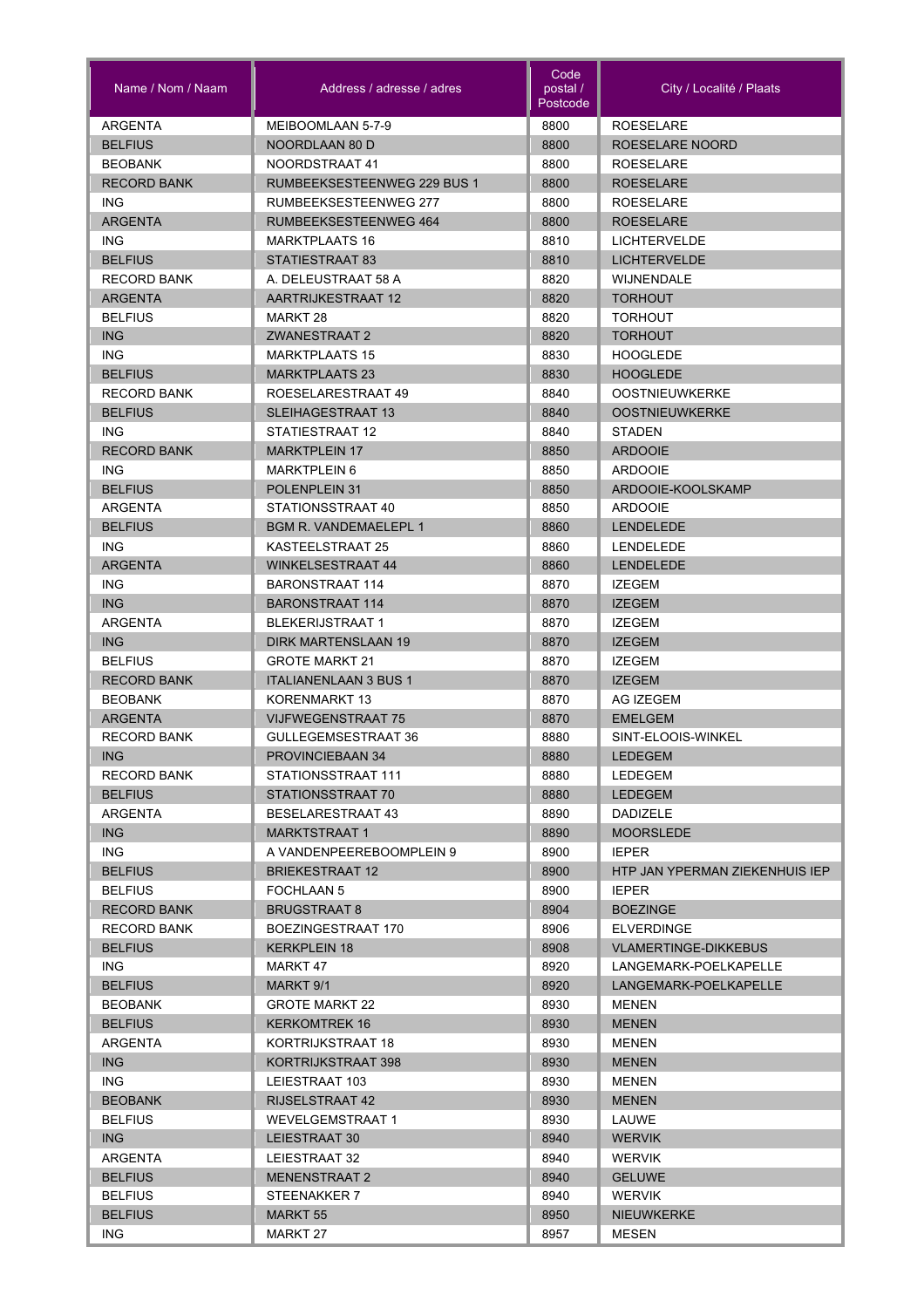| Name / Nom / Naam | Address / adresse / adres | Code postal / Postcode | City / Localité / Plaats |
|---|---|---|---|
| ARGENTA | MEIBOOMLAAN 5-7-9 | 8800 | ROESELARE |
| BELFIUS | NOORDLAAN 80 D | 8800 | ROESELARE NOORD |
| BEOBANK | NOORDSTRAAT 41 | 8800 | ROESELARE |
| RECORD BANK | RUMBEEKSESTEENWEG 229 BUS 1 | 8800 | ROESELARE |
| ING | RUMBEEKSESTEENWEG 277 | 8800 | ROESELARE |
| ARGENTA | RUMBEEKSESTEENWEG 464 | 8800 | ROESELARE |
| ING | MARKTPLAATS 16 | 8810 | LICHTERVELDE |
| BELFIUS | STATIESTRAAT 83 | 8810 | LICHTERVELDE |
| RECORD BANK | A. DELEUSTRAAT 58 A | 8820 | WIJNENDALE |
| ARGENTA | AARTRIJKESTRAAT 12 | 8820 | TORHOUT |
| BELFIUS | MARKT 28 | 8820 | TORHOUT |
| ING | ZWANESTRAAT 2 | 8820 | TORHOUT |
| ING | MARKTPLAATS 15 | 8830 | HOOGLEDE |
| BELFIUS | MARKTPLAATS 23 | 8830 | HOOGLEDE |
| RECORD BANK | ROESELARESTRAAT 49 | 8840 | OOSTNIEUWKERKE |
| BELFIUS | SLEIHAGESTRAAT 13 | 8840 | OOSTNIEUWKERKE |
| ING | STATIESTRAAT 12 | 8840 | STADEN |
| RECORD BANK | MARKTPLEIN 17 | 8850 | ARDOOIE |
| ING | MARKTPLEIN 6 | 8850 | ARDOOIE |
| BELFIUS | POLENPLEIN 31 | 8850 | ARDOOIE-KOOLSKAMP |
| ARGENTA | STATIONSSTRAAT 40 | 8850 | ARDOOIE |
| BELFIUS | BGM R. VANDEMAELEPL 1 | 8860 | LENDELEDE |
| ING | KASTEELSTRAAT 25 | 8860 | LENDELEDE |
| ARGENTA | WINKELSESTRAAT 44 | 8860 | LENDELEDE |
| ING | BARONSTRAAT 114 | 8870 | IZEGEM |
| ING | BARONSTRAAT 114 | 8870 | IZEGEM |
| ARGENTA | BLEKERIJSTRAAT 1 | 8870 | IZEGEM |
| ING | DIRK MARTENSLAAN 19 | 8870 | IZEGEM |
| BELFIUS | GROTE MARKT 21 | 8870 | IZEGEM |
| RECORD BANK | ITALIANENLAAN 3 BUS 1 | 8870 | IZEGEM |
| BEOBANK | KORENMARKT 13 | 8870 | AG IZEGEM |
| ARGENTA | VIJFWEGENSTRAAT 75 | 8870 | EMELGEM |
| RECORD BANK | GULLEGEMSESTRAAT 36 | 8880 | SINT-ELOOIS-WINKEL |
| ING | PROVINCIEBAAN 34 | 8880 | LEDEGEM |
| RECORD BANK | STATIONSSTRAAT 111 | 8880 | LEDEGEM |
| BELFIUS | STATIONSSTRAAT 70 | 8880 | LEDEGEM |
| ARGENTA | BESELARESTRAAT 43 | 8890 | DADIZELE |
| ING | MARKTSTRAAT 1 | 8890 | MOORSLEDE |
| ING | A VANDENPEEREBOOMPLEIN 9 | 8900 | IEPER |
| BELFIUS | BRIEKESTRAAT 12 | 8900 | HTP JAN YPERMAN ZIEKENHUIS IEP |
| BELFIUS | FOCHLAAN 5 | 8900 | IEPER |
| RECORD BANK | BRUGSTRAAT 8 | 8904 | BOEZINGE |
| RECORD BANK | BOEZINGESTRAAT 170 | 8906 | ELVERDINGE |
| BELFIUS | KERKPLEIN 18 | 8908 | VLAMERTINGE-DIKKEBUS |
| ING | MARKT 47 | 8920 | LANGEMARK-POELKAPELLE |
| BELFIUS | MARKT 9/1 | 8920 | LANGEMARK-POELKAPELLE |
| BEOBANK | GROTE MARKT 22 | 8930 | MENEN |
| BELFIUS | KERKOMTREK 16 | 8930 | MENEN |
| ARGENTA | KORTRIJKSTRAAT 18 | 8930 | MENEN |
| ING | KORTRIJKSTRAAT 398 | 8930 | MENEN |
| ING | LEIESTRAAT 103 | 8930 | MENEN |
| BEOBANK | RIJSELSTRAAT 42 | 8930 | MENEN |
| BELFIUS | WEVELGEMSTRAAT 1 | 8930 | LAUWE |
| ING | LEIESTRAAT 30 | 8940 | WERVIK |
| ARGENTA | LEIESTRAAT 32 | 8940 | WERVIK |
| BELFIUS | MENENSTRAAT 2 | 8940 | GELUWE |
| BELFIUS | STEENAKKER 7 | 8940 | WERVIK |
| BELFIUS | MARKT 55 | 8950 | NIEUWKERKE |
| ING | MARKT 27 | 8957 | MESEN |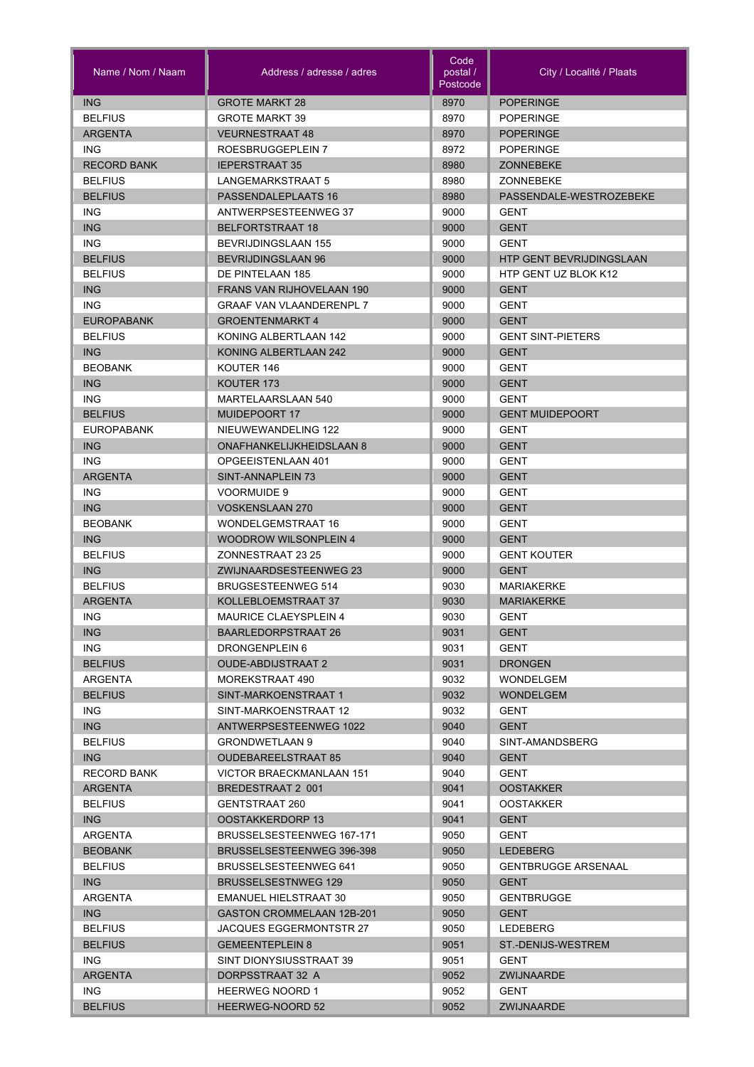| Name / Nom / Naam | Address / adresse / adres | Code postal / Postcode | City / Localité / Plaats |
|---|---|---|---|
| ING | GROTE MARKT 28 | 8970 | POPERINGE |
| BELFIUS | GROTE MARKT 39 | 8970 | POPERINGE |
| ARGENTA | VEURNESTRAAT 48 | 8970 | POPERINGE |
| ING | ROESBRUGGEPLEIN 7 | 8972 | POPERINGE |
| RECORD BANK | IEPERSTRAAT 35 | 8980 | ZONNEBEKE |
| BELFIUS | LANGEMARKSTRAAT 5 | 8980 | ZONNEBEKE |
| BELFIUS | PASSENDALEPLAATS 16 | 8980 | PASSENDALE-WESTROZEBEKE |
| ING | ANTWERPSESTEENWEG 37 | 9000 | GENT |
| ING | BELFORTSTRAAT 18 | 9000 | GENT |
| ING | BEVRIJDINGSLAAN 155 | 9000 | GENT |
| BELFIUS | BEVRIJDINGSLAAN 96 | 9000 | HTP GENT BEVRIJDINGSLAAN |
| BELFIUS | DE PINTELAAN 185 | 9000 | HTP GENT UZ BLOK K12 |
| ING | FRANS VAN RIJHOVELAAN 190 | 9000 | GENT |
| ING | GRAAF VAN VLAANDERENPL 7 | 9000 | GENT |
| EUROPABANK | GROENTENMARKT 4 | 9000 | GENT |
| BELFIUS | KONING ALBERTLAAN 142 | 9000 | GENT SINT-PIETERS |
| ING | KONING ALBERTLAAN 242 | 9000 | GENT |
| BEOBANK | KOUTER 146 | 9000 | GENT |
| ING | KOUTER 173 | 9000 | GENT |
| ING | MARTELAARSLAAN 540 | 9000 | GENT |
| BELFIUS | MUIDEPOORT 17 | 9000 | GENT MUIDEPOORT |
| EUROPABANK | NIEUWEWANDELING 122 | 9000 | GENT |
| ING | ONAFHANKELIJKHEIDSLAAN 8 | 9000 | GENT |
| ING | OPGEEISTENLAAN 401 | 9000 | GENT |
| ARGENTA | SINT-ANNAPLEIN 73 | 9000 | GENT |
| ING | VOORMUIDE 9 | 9000 | GENT |
| ING | VOSKENSLAAN 270 | 9000 | GENT |
| BEOBANK | WONDELGEMSTRAAT 16 | 9000 | GENT |
| ING | WOODROW WILSONPLEIN 4 | 9000 | GENT |
| BELFIUS | ZONNESTRAAT 23 25 | 9000 | GENT KOUTER |
| ING | ZWIJNAARDSESTEENWEG 23 | 9000 | GENT |
| BELFIUS | BRUGSESTEENWEG 514 | 9030 | MARIAKERKE |
| ARGENTA | KOLLEBLOEMSTRAAT 37 | 9030 | MARIAKERKE |
| ING | MAURICE CLAEYSPLEIN 4 | 9030 | GENT |
| ING | BAARLEDORPSTRAAT 26 | 9031 | GENT |
| ING | DRONGENPLEIN 6 | 9031 | GENT |
| BELFIUS | OUDE-ABDIJSTRAAT 2 | 9031 | DRONGEN |
| ARGENTA | MOREKSTRAAT 490 | 9032 | WONDELGEM |
| BELFIUS | SINT-MARKOENSTRAAT 1 | 9032 | WONDELGEM |
| ING | SINT-MARKOENSTRAAT 12 | 9032 | GENT |
| ING | ANTWERPSESTEENWEG 1022 | 9040 | GENT |
| BELFIUS | GRONDWETLAAN 9 | 9040 | SINT-AMANDSBERG |
| ING | OUDEBAREELSTRAAT 85 | 9040 | GENT |
| RECORD BANK | VICTOR BRAECKMANLAAN 151 | 9040 | GENT |
| ARGENTA | BREDESTRAAT 2 001 | 9041 | OOSTAKKER |
| BELFIUS | GENTSTRAAT 260 | 9041 | OOSTAKKER |
| ING | OOSTAKKERDORP 13 | 9041 | GENT |
| ARGENTA | BRUSSELSESTEENWEG 167-171 | 9050 | GENT |
| BEOBANK | BRUSSELSESTEENWEG 396-398 | 9050 | LEDEBERG |
| BELFIUS | BRUSSELSESTEENWEG 641 | 9050 | GENTBRUGGE ARSENAAL |
| ING | BRUSSELSESTNWEG 129 | 9050 | GENT |
| ARGENTA | EMANUEL HIELSTRAAT 30 | 9050 | GENTBRUGGE |
| ING | GASTON CROMMELAAN 12B-201 | 9050 | GENT |
| BELFIUS | JACQUES EGGERMONTSTR 27 | 9050 | LEDEBERG |
| BELFIUS | GEMEENTEPLEIN 8 | 9051 | ST.-DENIJS-WESTREM |
| ING | SINT DIONYSIUSSTRAAT 39 | 9051 | GENT |
| ARGENTA | DORPSSTRAAT 32 A | 9052 | ZWIJNAARDE |
| ING | HEERWEG NOORD 1 | 9052 | GENT |
| BELFIUS | HEERWEG-NOORD 52 | 9052 | ZWIJNAARDE |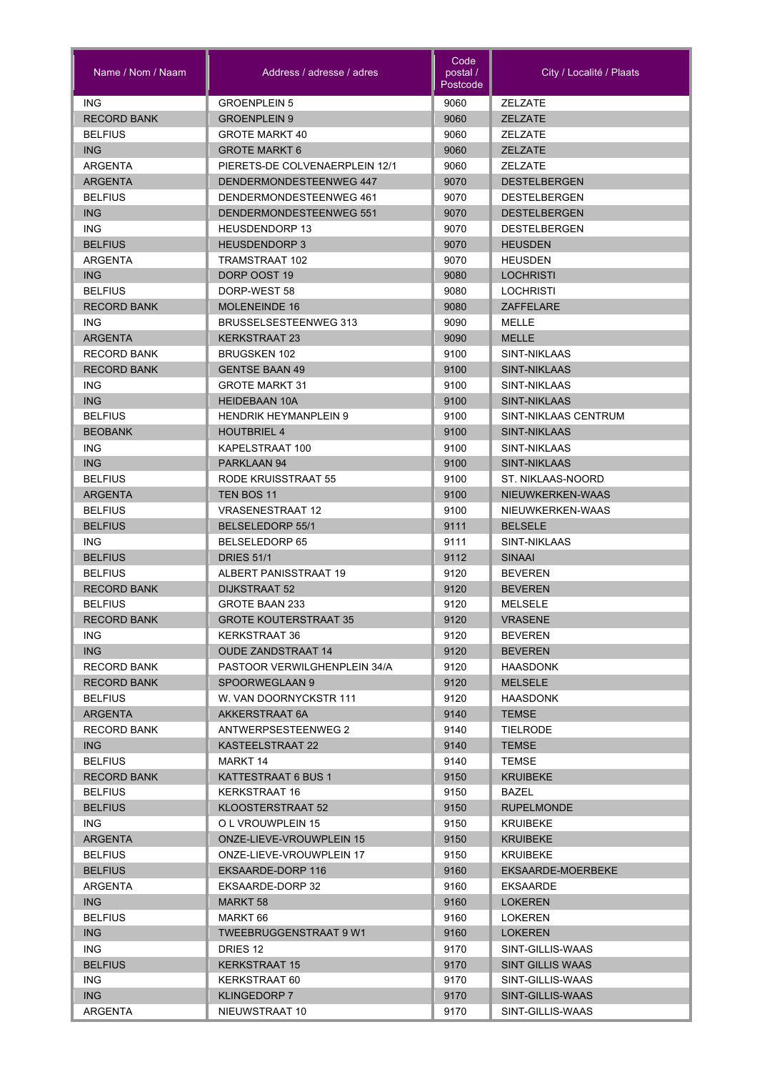| Name / Nom / Naam | Address / adresse / adres | Code postal / Postcode | City / Localité / Plaats |
|---|---|---|---|
| ING | GROENPLEIN 5 | 9060 | ZELZATE |
| RECORD BANK | GROENPLEIN 9 | 9060 | ZELZATE |
| BELFIUS | GROTE MARKT 40 | 9060 | ZELZATE |
| ING | GROTE MARKT 6 | 9060 | ZELZATE |
| ARGENTA | PIERETS-DE COLVENAERPLEIN 12/1 | 9060 | ZELZATE |
| ARGENTA | DENDERMONDESTEENWEG 447 | 9070 | DESTELBERGEN |
| BELFIUS | DENDERMONDESTEENWEG 461 | 9070 | DESTELBERGEN |
| ING | DENDERMONDESTEENWEG 551 | 9070 | DESTELBERGEN |
| ING | HEUSDENDORP 13 | 9070 | DESTELBERGEN |
| BELFIUS | HEUSDENDORP 3 | 9070 | HEUSDEN |
| ARGENTA | TRAMSTRAAT 102 | 9070 | HEUSDEN |
| ING | DORP OOST 19 | 9080 | LOCHRISTI |
| BELFIUS | DORP-WEST 58 | 9080 | LOCHRISTI |
| RECORD BANK | MOLENEINDE 16 | 9080 | ZAFFELARE |
| ING | BRUSSELSESTEENWEG 313 | 9090 | MELLE |
| ARGENTA | KERKSTRAAT 23 | 9090 | MELLE |
| RECORD BANK | BRUGSKEN 102 | 9100 | SINT-NIKLAAS |
| RECORD BANK | GENTSE BAAN 49 | 9100 | SINT-NIKLAAS |
| ING | GROTE MARKT 31 | 9100 | SINT-NIKLAAS |
| ING | HEIDEBAAN 10A | 9100 | SINT-NIKLAAS |
| BELFIUS | HENDRIK HEYMANPLEIN 9 | 9100 | SINT-NIKLAAS CENTRUM |
| BEOBANK | HOUTBRIEL 4 | 9100 | SINT-NIKLAAS |
| ING | KAPELSTRAAT 100 | 9100 | SINT-NIKLAAS |
| ING | PARKLAAN 94 | 9100 | SINT-NIKLAAS |
| BELFIUS | RODE KRUISSTRAAT 55 | 9100 | ST. NIKLAAS-NOORD |
| ARGENTA | TEN BOS 11 | 9100 | NIEUWKERKEN-WAAS |
| BELFIUS | VRASENESTRAAT 12 | 9100 | NIEUWKERKEN-WAAS |
| BELFIUS | BELSELEDORP 55/1 | 9111 | BELSELE |
| ING | BELSELEDORP 65 | 9111 | SINT-NIKLAAS |
| BELFIUS | DRIES 51/1 | 9112 | SINAAI |
| BELFIUS | ALBERT PANISSTRAAT 19 | 9120 | BEVEREN |
| RECORD BANK | DIJKSTRAAT 52 | 9120 | BEVEREN |
| BELFIUS | GROTE BAAN 233 | 9120 | MELSELE |
| RECORD BANK | GROTE KOUTERSTRAAT 35 | 9120 | VRASENE |
| ING | KERKSTRAAT 36 | 9120 | BEVEREN |
| ING | OUDE ZANDSTRAAT 14 | 9120 | BEVEREN |
| RECORD BANK | PASTOOR VERWILGHENPLEIN 34/A | 9120 | HAASDONK |
| RECORD BANK | SPOORWEGLAAN 9 | 9120 | MELSELE |
| BELFIUS | W. VAN DOORNYCKSTR 111 | 9120 | HAASDONK |
| ARGENTA | AKKERSTRAAT 6A | 9140 | TEMSE |
| RECORD BANK | ANTWERPSESTEENWEG 2 | 9140 | TIELRODE |
| ING | KASTEELSTRAAT 22 | 9140 | TEMSE |
| BELFIUS | MARKT 14 | 9140 | TEMSE |
| RECORD BANK | KATTESTRAAT 6 BUS 1 | 9150 | KRUIBEKE |
| BELFIUS | KERKSTRAAT 16 | 9150 | BAZEL |
| BELFIUS | KLOOSTERSTRAAT 52 | 9150 | RUPELMONDE |
| ING | O L VROUWPLEIN 15 | 9150 | KRUIBEKE |
| ARGENTA | ONZE-LIEVE-VROUWPLEIN 15 | 9150 | KRUIBEKE |
| BELFIUS | ONZE-LIEVE-VROUWPLEIN 17 | 9150 | KRUIBEKE |
| BELFIUS | EKSAARDE-DORP 116 | 9160 | EKSAARDE-MOERBEKE |
| ARGENTA | EKSAARDE-DORP 32 | 9160 | EKSAARDE |
| ING | MARKT 58 | 9160 | LOKEREN |
| BELFIUS | MARKT 66 | 9160 | LOKEREN |
| ING | TWEEBRUGGENSTRAAT 9 W1 | 9160 | LOKEREN |
| ING | DRIES 12 | 9170 | SINT-GILLIS-WAAS |
| BELFIUS | KERKSTRAAT 15 | 9170 | SINT GILLIS WAAS |
| ING | KERKSTRAAT 60 | 9170 | SINT-GILLIS-WAAS |
| ING | KLINGEDORP 7 | 9170 | SINT-GILLIS-WAAS |
| ARGENTA | NIEUWSTRAAT 10 | 9170 | SINT-GILLIS-WAAS |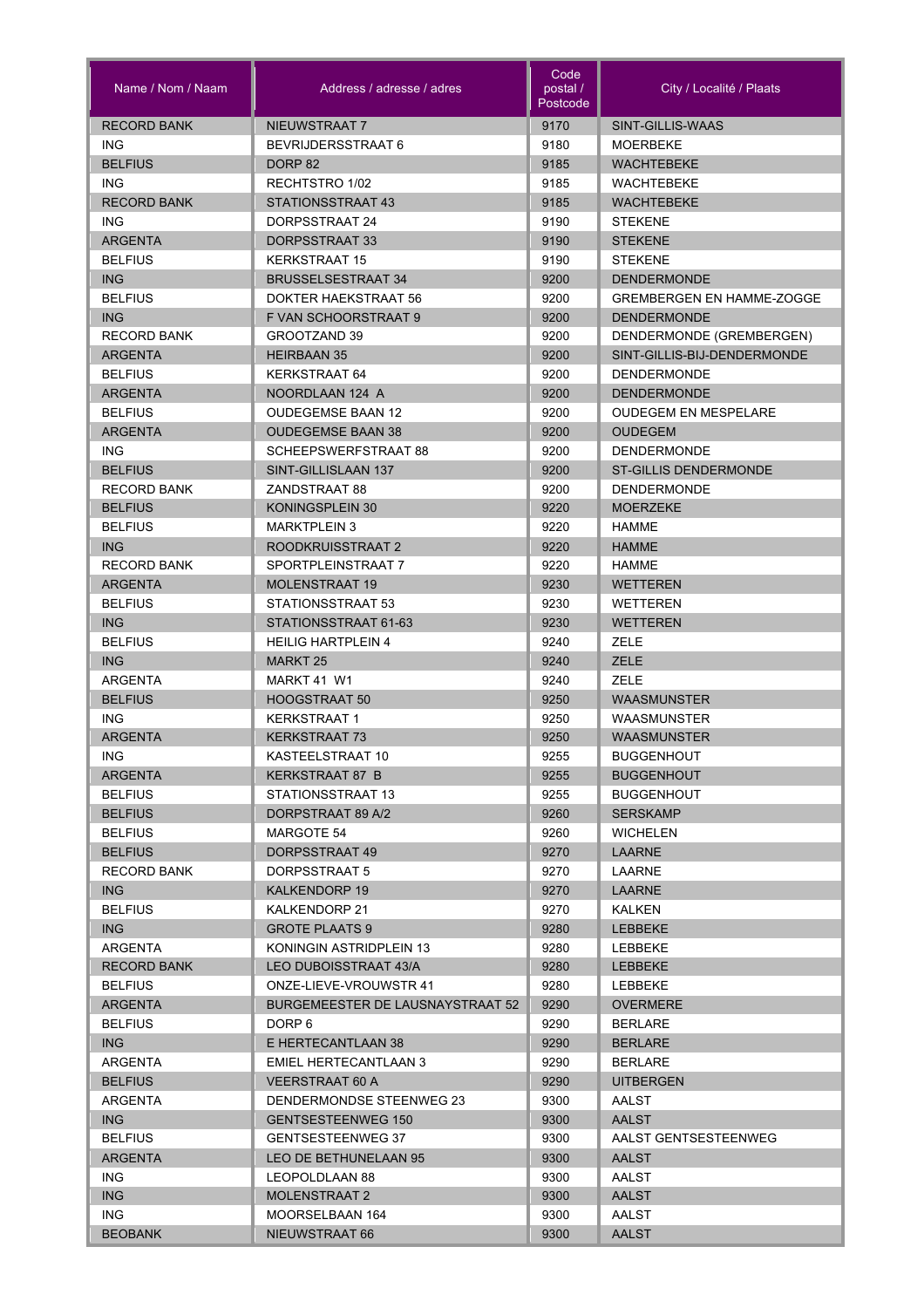| Name / Nom / Naam | Address / adresse / adres | Code postal / Postcode | City / Localité / Plaats |
|---|---|---|---|
| RECORD BANK | NIEUWSTRAAT 7 | 9170 | SINT-GILLIS-WAAS |
| ING | BEVRIJDERSSTRAAT 6 | 9180 | MOERBEKE |
| BELFIUS | DORP 82 | 9185 | WACHTEBEKE |
| ING | RECHTSTRO 1/02 | 9185 | WACHTEBEKE |
| RECORD BANK | STATIONSSTRAAT 43 | 9185 | WACHTEBEKE |
| ING | DORPSSTRAAT 24 | 9190 | STEKENE |
| ARGENTA | DORPSSTRAAT 33 | 9190 | STEKENE |
| BELFIUS | KERKSTRAAT 15 | 9190 | STEKENE |
| ING | BRUSSELSESTRAAT 34 | 9200 | DENDERMONDE |
| BELFIUS | DOKTER HAEKSTRAAT 56 | 9200 | GREMBERGEN EN HAMME-ZOGGE |
| ING | F VAN SCHOORSTRAAT 9 | 9200 | DENDERMONDE |
| RECORD BANK | GROOTZAND 39 | 9200 | DENDERMONDE (GREMBERGEN) |
| ARGENTA | HEIRBAAN 35 | 9200 | SINT-GILLIS-BIJ-DENDERMONDE |
| BELFIUS | KERKSTRAAT 64 | 9200 | DENDERMONDE |
| ARGENTA | NOORDLAAN 124 A | 9200 | DENDERMONDE |
| BELFIUS | OUDEGEMSE BAAN 12 | 9200 | OUDEGEM EN MESPELARE |
| ARGENTA | OUDEGEMSE BAAN 38 | 9200 | OUDEGEM |
| ING | SCHEEPSWERFSTRAAT 88 | 9200 | DENDERMONDE |
| BELFIUS | SINT-GILLISLAAN 137 | 9200 | ST-GILLIS DENDERMONDE |
| RECORD BANK | ZANDSTRAAT 88 | 9200 | DENDERMONDE |
| BELFIUS | KONINGSPLEIN 30 | 9220 | MOERZEKE |
| BELFIUS | MARKTPLEIN 3 | 9220 | HAMME |
| ING | ROODKRUISSTRAAT 2 | 9220 | HAMME |
| RECORD BANK | SPORTPLEINSTRAAT 7 | 9220 | HAMME |
| ARGENTA | MOLENSTRAAT 19 | 9230 | WETTEREN |
| BELFIUS | STATIONSSTRAAT 53 | 9230 | WETTEREN |
| ING | STATIONSSTRAAT 61-63 | 9230 | WETTEREN |
| BELFIUS | HEILIG HARTPLEIN 4 | 9240 | ZELE |
| ING | MARKT 25 | 9240 | ZELE |
| ARGENTA | MARKT 41 W1 | 9240 | ZELE |
| BELFIUS | HOOGSTRAAT 50 | 9250 | WAASMUNSTER |
| ING | KERKSTRAAT 1 | 9250 | WAASMUNSTER |
| ARGENTA | KERKSTRAAT 73 | 9250 | WAASMUNSTER |
| ING | KASTEELSTRAAT 10 | 9255 | BUGGENHOUT |
| ARGENTA | KERKSTRAAT 87 B | 9255 | BUGGENHOUT |
| BELFIUS | STATIONSSTRAAT 13 | 9255 | BUGGENHOUT |
| BELFIUS | DORPSTRAAT 89 A/2 | 9260 | SERSKAMP |
| BELFIUS | MARGOTE 54 | 9260 | WICHELEN |
| BELFIUS | DORPSSTRAAT 49 | 9270 | LAARNE |
| RECORD BANK | DORPSSTRAAT 5 | 9270 | LAARNE |
| ING | KALKENDORP 19 | 9270 | LAARNE |
| BELFIUS | KALKENDORP 21 | 9270 | KALKEN |
| ING | GROTE PLAATS 9 | 9280 | LEBBEKE |
| ARGENTA | KONINGIN ASTRIDPLEIN 13 | 9280 | LEBBEKE |
| RECORD BANK | LEO DUBOISSTRAAT 43/A | 9280 | LEBBEKE |
| BELFIUS | ONZE-LIEVE-VROUWSTR 41 | 9280 | LEBBEKE |
| ARGENTA | BURGEMEESTER DE LAUSNAYSTRAAT 52 | 9290 | OVERMERE |
| BELFIUS | DORP 6 | 9290 | BERLARE |
| ING | E HERTECANTLAAN 38 | 9290 | BERLARE |
| ARGENTA | EMIEL HERTECANTLAAN 3 | 9290 | BERLARE |
| BELFIUS | VEERSTRAAT 60 A | 9290 | UITBERGEN |
| ARGENTA | DENDERMONDSE STEENWEG 23 | 9300 | AALST |
| ING | GENTSESTEENWEG 150 | 9300 | AALST |
| BELFIUS | GENTSESTEENWEG 37 | 9300 | AALST GENTSESTEENWEG |
| ARGENTA | LEO DE BETHUNELAAN 95 | 9300 | AALST |
| ING | LEOPOLDLAAN 88 | 9300 | AALST |
| ING | MOLENSTRAAT 2 | 9300 | AALST |
| ING | MOORSELBAAN 164 | 9300 | AALST |
| BEOBANK | NIEUWSTRAAT 66 | 9300 | AALST |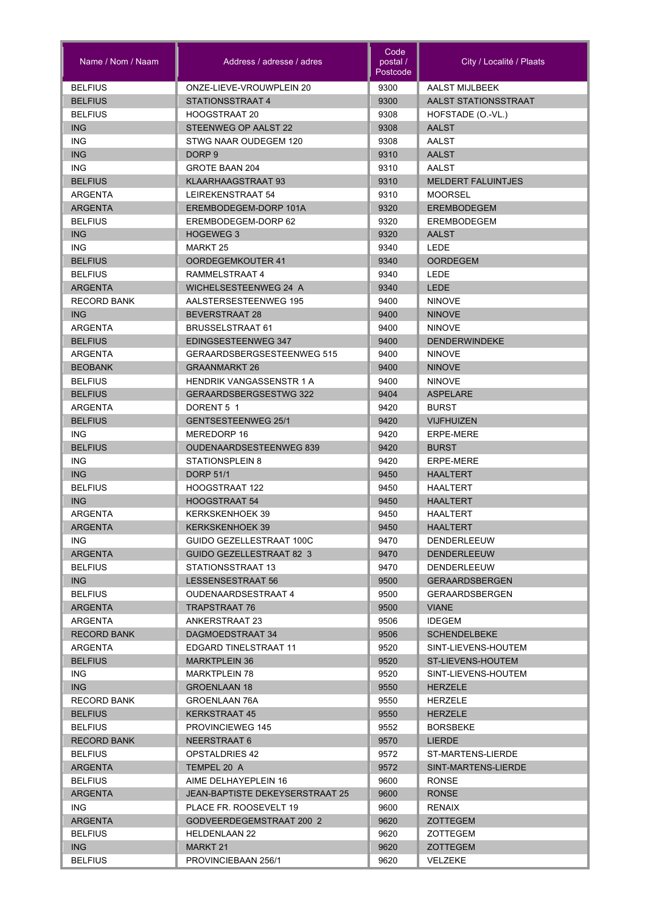| Name / Nom / Naam | Address / adresse / adres | Code postal / Postcode | City / Localité / Plaats |
|---|---|---|---|
| BELFIUS | ONZE-LIEVE-VROUWPLEIN 20 | 9300 | AALST MIJLBEEK |
| BELFIUS | STATIONSSTRAAT 4 | 9300 | AALST STATIONSSTRAAT |
| BELFIUS | HOOGSTRAAT 20 | 9308 | HOFSTADE (O.-VL.) |
| ING | STEENWEG OP AALST 22 | 9308 | AALST |
| ING | STWG NAAR OUDEGEM 120 | 9308 | AALST |
| ING | DORP 9 | 9310 | AALST |
| ING | GROTE BAAN 204 | 9310 | AALST |
| BELFIUS | KLAARHAAGSTRAAT 93 | 9310 | MELDERT FALUINTJES |
| ARGENTA | LEIREKENSTRAAT 54 | 9310 | MOORSEL |
| ARGENTA | EREMBODEGEM-DORP 101A | 9320 | EREMBODEGEM |
| BELFIUS | EREMBODEGEM-DORP 62 | 9320 | EREMBODEGEM |
| ING | HOGEWEG 3 | 9320 | AALST |
| ING | MARKT 25 | 9340 | LEDE |
| BELFIUS | OORDEGEMKOUTER 41 | 9340 | OORDEGEM |
| BELFIUS | RAMMELSTRAAT 4 | 9340 | LEDE |
| ARGENTA | WICHELSESTEENWEG 24 A | 9340 | LEDE |
| RECORD BANK | AALSTERSESTEENWEG 195 | 9400 | NINOVE |
| ING | BEVERSTRAAT 28 | 9400 | NINOVE |
| ARGENTA | BRUSSELSTRAAT 61 | 9400 | NINOVE |
| BELFIUS | EDINGSESTEENWEG 347 | 9400 | DENDERWINDEKE |
| ARGENTA | GERAARDSBERGSESTEENWEG 515 | 9400 | NINOVE |
| BEOBANK | GRAANMARKT 26 | 9400 | NINOVE |
| BELFIUS | HENDRIK VANGASSENSTR 1 A | 9400 | NINOVE |
| BELFIUS | GERAARDSBERGSESTWG 322 | 9404 | ASPELARE |
| ARGENTA | DORENT 5 1 | 9420 | BURST |
| BELFIUS | GENTSESTEENWEG 25/1 | 9420 | VIJFHUIZEN |
| ING | MEREDORP 16 | 9420 | ERPE-MERE |
| BELFIUS | OUDENAARDSESTEENWEG 839 | 9420 | BURST |
| ING | STATIONSPLEIN 8 | 9420 | ERPE-MERE |
| ING | DORP 51/1 | 9450 | HAALTERT |
| BELFIUS | HOOGSTRAAT 122 | 9450 | HAALTERT |
| ING | HOOGSTRAAT 54 | 9450 | HAALTERT |
| ARGENTA | KERKSKENHOEK 39 | 9450 | HAALTERT |
| ARGENTA | KERKSKENHOEK 39 | 9450 | HAALTERT |
| ING | GUIDO GEZELLESTRAAT 100C | 9470 | DENDERLEEUW |
| ARGENTA | GUIDO GEZELLESTRAAT 82 3 | 9470 | DENDERLEEUW |
| BELFIUS | STATIONSSTRAAT 13 | 9470 | DENDERLEEUW |
| ING | LESSENSESTRAAT 56 | 9500 | GERAARDSBERGEN |
| BELFIUS | OUDENAARDSESTRAAT 4 | 9500 | GERAARDSBERGEN |
| ARGENTA | TRAPSTRAAT 76 | 9500 | VIANE |
| ARGENTA | ANKERSTRAAT 23 | 9506 | IDEGEM |
| RECORD BANK | DAGMOEDSTRAAT 34 | 9506 | SCHENDELBEKE |
| ARGENTA | EDGARD TINELSTRAAT 11 | 9520 | SINT-LIEVENS-HOUTEM |
| BELFIUS | MARKTPLEIN 36 | 9520 | ST-LIEVENS-HOUTEM |
| ING | MARKTPLEIN 78 | 9520 | SINT-LIEVENS-HOUTEM |
| ING | GROENLAAN 18 | 9550 | HERZELE |
| RECORD BANK | GROENLAAN 76A | 9550 | HERZELE |
| BELFIUS | KERKSTRAAT 45 | 9550 | HERZELE |
| BELFIUS | PROVINCIEWEG 145 | 9552 | BORSBEKE |
| RECORD BANK | NEERSTRAAT 6 | 9570 | LIERDE |
| BELFIUS | OPSTALDRIES 42 | 9572 | ST-MARTENS-LIERDE |
| ARGENTA | TEMPEL 20 A | 9572 | SINT-MARTENS-LIERDE |
| BELFIUS | AIME DELHAYEPLEIN 16 | 9600 | RONSE |
| ARGENTA | JEAN-BAPTISTE DEKEYSERSTRAAT 25 | 9600 | RONSE |
| ING | PLACE FR. ROOSEVELT 19 | 9600 | RENAIX |
| ARGENTA | GODVEERDEGEMSTRAAT 200 2 | 9620 | ZOTTEGEM |
| BELFIUS | HELDENLAAN 22 | 9620 | ZOTTEGEM |
| ING | MARKT 21 | 9620 | ZOTTEGEM |
| BELFIUS | PROVINCIEBAAN 256/1 | 9620 | VELZEKE |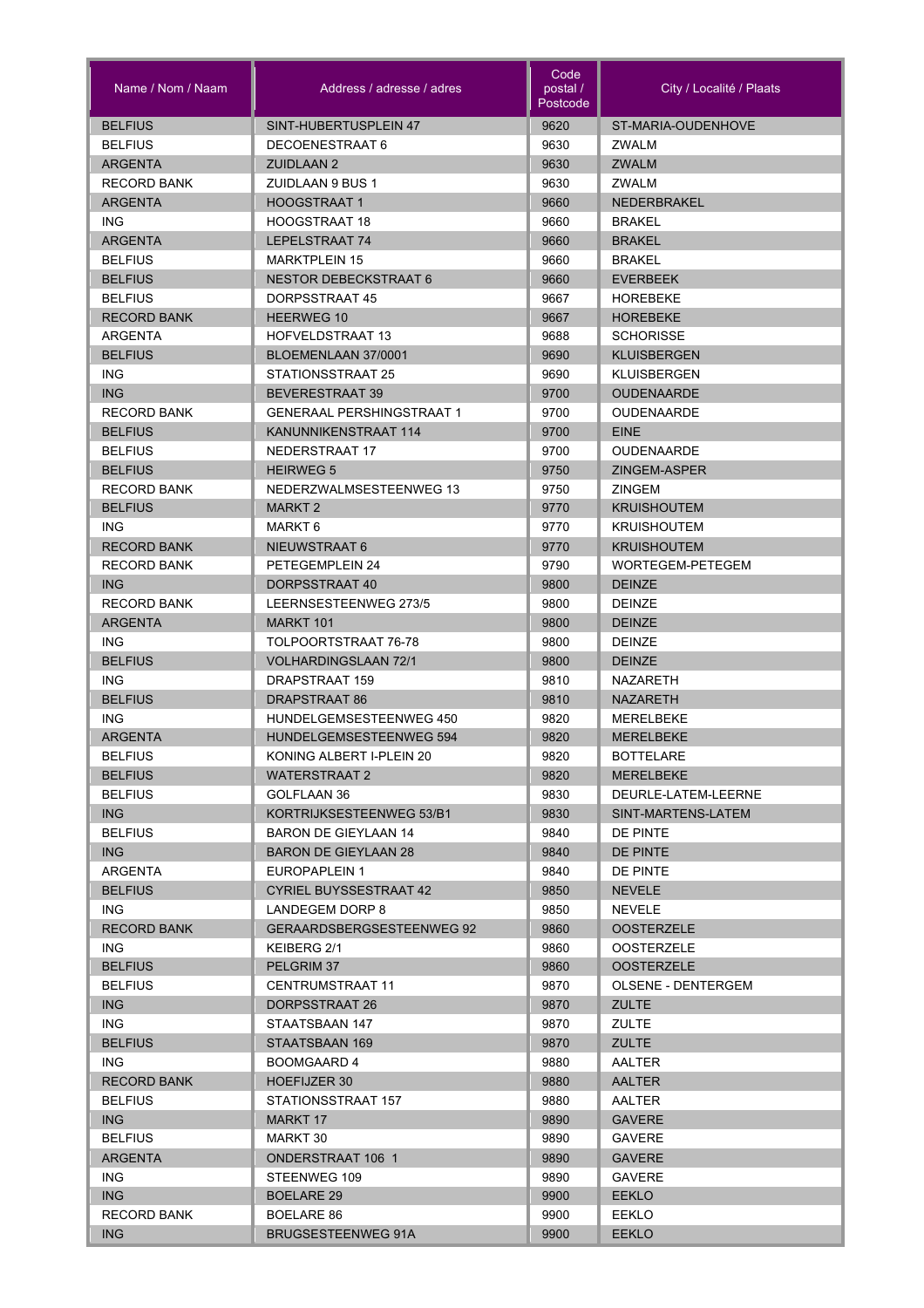| Name / Nom / Naam | Address / adresse / adres | Code postal / Postcode | City / Localité / Plaats |
|---|---|---|---|
| BELFIUS | SINT-HUBERTUSPLEIN 47 | 9620 | ST-MARIA-OUDENHOVE |
| BELFIUS | DECOENESTRAAT 6 | 9630 | ZWALM |
| ARGENTA | ZUIDLAAN 2 | 9630 | ZWALM |
| RECORD BANK | ZUIDLAAN 9 BUS 1 | 9630 | ZWALM |
| ARGENTA | HOOGSTRAAT 1 | 9660 | NEDERBRAKEL |
| ING | HOOGSTRAAT 18 | 9660 | BRAKEL |
| ARGENTA | LEPELSTRAAT 74 | 9660 | BRAKEL |
| BELFIUS | MARKTPLEIN 15 | 9660 | BRAKEL |
| BELFIUS | NESTOR DEBECKSTRAAT 6 | 9660 | EVERBEEK |
| BELFIUS | DORPSSTRAAT 45 | 9667 | HOREBEKE |
| RECORD BANK | HEERWEG 10 | 9667 | HOREBEKE |
| ARGENTA | HOFVELDSTRAAT 13 | 9688 | SCHORISSE |
| BELFIUS | BLOEMENLAAN 37/0001 | 9690 | KLUISBERGEN |
| ING | STATIONSSTRAAT 25 | 9690 | KLUISBERGEN |
| ING | BEVERESTRAAT 39 | 9700 | OUDENAARDE |
| RECORD BANK | GENERAAL PERSHINGSTRAAT 1 | 9700 | OUDENAARDE |
| BELFIUS | KANUNNIKENSTRAAT 114 | 9700 | EINE |
| BELFIUS | NEDERSTRAAT 17 | 9700 | OUDENAARDE |
| BELFIUS | HEIRWEG 5 | 9750 | ZINGEM-ASPER |
| RECORD BANK | NEDERZWALMSESTEENWEG 13 | 9750 | ZINGEM |
| BELFIUS | MARKT 2 | 9770 | KRUISHOUTEM |
| ING | MARKT 6 | 9770 | KRUISHOUTEM |
| RECORD BANK | NIEUWSTRAAT 6 | 9770 | KRUISHOUTEM |
| RECORD BANK | PETEGEMPLEIN 24 | 9790 | WORTEGEM-PETEGEM |
| ING | DORPSSTRAAT 40 | 9800 | DEINZE |
| RECORD BANK | LEERNSESTEENWEG 273/5 | 9800 | DEINZE |
| ARGENTA | MARKT 101 | 9800 | DEINZE |
| ING | TOLPOORTSTRAAT 76-78 | 9800 | DEINZE |
| BELFIUS | VOLHARDINGSLAAN 72/1 | 9800 | DEINZE |
| ING | DRAPSTRAAT 159 | 9810 | NAZARETH |
| BELFIUS | DRAPSTRAAT 86 | 9810 | NAZARETH |
| ING | HUNDELGEMSESTEENWEG 450 | 9820 | MERELBEKE |
| ARGENTA | HUNDELGEMSESTEENWEG 594 | 9820 | MERELBEKE |
| BELFIUS | KONING ALBERT I-PLEIN 20 | 9820 | BOTTELARE |
| BELFIUS | WATERSTRAAT 2 | 9820 | MERELBEKE |
| BELFIUS | GOLFLAAN 36 | 9830 | DEURLE-LATEM-LEERNE |
| ING | KORTRIJKSESTEENWEG 53/B1 | 9830 | SINT-MARTENS-LATEM |
| BELFIUS | BARON DE GIEYLAAN 14 | 9840 | DE PINTE |
| ING | BARON DE GIEYLAAN 28 | 9840 | DE PINTE |
| ARGENTA | EUROPAPLEIN 1 | 9840 | DE PINTE |
| BELFIUS | CYRIEL BUYSSESTRAAT 42 | 9850 | NEVELE |
| ING | LANDEGEM DORP 8 | 9850 | NEVELE |
| RECORD BANK | GERAARDSBERGSESTEENWEG 92 | 9860 | OOSTERZELE |
| ING | KEIBERG 2/1 | 9860 | OOSTERZELE |
| BELFIUS | PELGRIM 37 | 9860 | OOSTERZELE |
| BELFIUS | CENTRUMSTRAAT 11 | 9870 | OLSENE - DENTERGEM |
| ING | DORPSSTRAAT 26 | 9870 | ZULTE |
| ING | STAATSBAAN 147 | 9870 | ZULTE |
| BELFIUS | STAATSBAAN 169 | 9870 | ZULTE |
| ING | BOOMGAARD 4 | 9880 | AALTER |
| RECORD BANK | HOEFIJZER 30 | 9880 | AALTER |
| BELFIUS | STATIONSSTRAAT 157 | 9880 | AALTER |
| ING | MARKT 17 | 9890 | GAVERE |
| BELFIUS | MARKT 30 | 9890 | GAVERE |
| ARGENTA | ONDERSTRAAT 106 1 | 9890 | GAVERE |
| ING | STEENWEG 109 | 9890 | GAVERE |
| ING | BOELARE 29 | 9900 | EEKLO |
| RECORD BANK | BOELARE 86 | 9900 | EEKLO |
| ING | BRUGSESTEENWEG 91A | 9900 | EEKLO |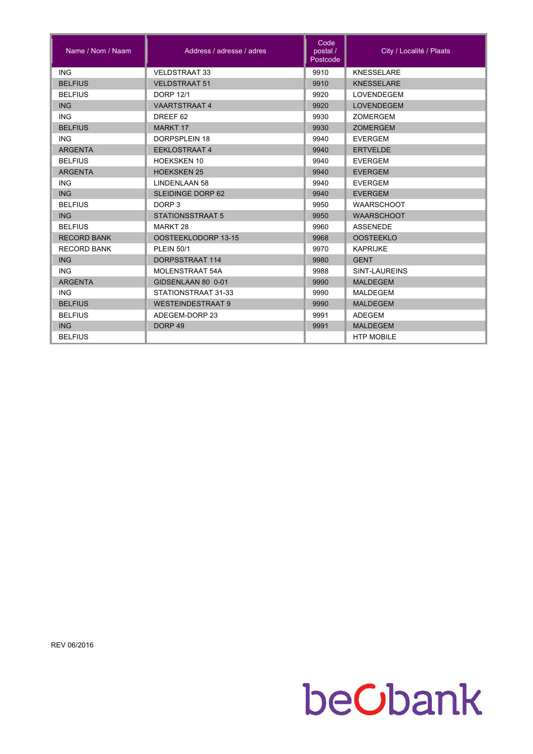| Name / Nom / Naam | Address / adresse / adres | Code postal / Postcode | City / Localité / Plaats |
|---|---|---|---|
| ING | VELDSTRAAT 33 | 9910 | KNESSELARE |
| BELFIUS | VELDSTRAAT 51 | 9910 | KNESSELARE |
| BELFIUS | DORP 12/1 | 9920 | LOVENDEGEM |
| ING | VAARTSTRAAT 4 | 9920 | LOVENDEGEM |
| ING | DREEF 62 | 9930 | ZOMERGEM |
| BELFIUS | MARKT 17 | 9930 | ZOMERGEM |
| ING | DORPSPLEIN 18 | 9940 | EVERGEM |
| ARGENTA | EEKLOSTRAAT 4 | 9940 | ERTVELDE |
| BELFIUS | HOEKSKEN 10 | 9940 | EVERGEM |
| ARGENTA | HOEKSKEN 25 | 9940 | EVERGEM |
| ING | LINDENLAAN 58 | 9940 | EVERGEM |
| ING | SLEIDINGE DORP 62 | 9940 | EVERGEM |
| BELFIUS | DORP 3 | 9950 | WAARSCHOOT |
| ING | STATIONSSTRAAT 5 | 9950 | WAARSCHOOT |
| BELFIUS | MARKT 28 | 9960 | ASSENEDE |
| RECORD BANK | OOSTEEKLODORP 13-15 | 9968 | OOSTEEKLO |
| RECORD BANK | PLEIN 50/1 | 9970 | KAPRIJKE |
| ING | DORPSSTRAAT 114 | 9980 | GENT |
| ING | MOLENSTRAAT 54A | 9988 | SINT-LAUREINS |
| ARGENTA | GIDSENLAAN 80 0-01 | 9990 | MALDEGEM |
| ING | STATIONSTRAAT 31-33 | 9990 | MALDEGEM |
| BELFIUS | WESTEINDESTRAAT 9 | 9990 | MALDEGEM |
| BELFIUS | ADEGEM-DORP 23 | 9991 | ADEGEM |
| ING | DORP 49 | 9991 | MALDEGEM |
| BELFIUS | | | HTP MOBILE |

REV 06/2016

beobank